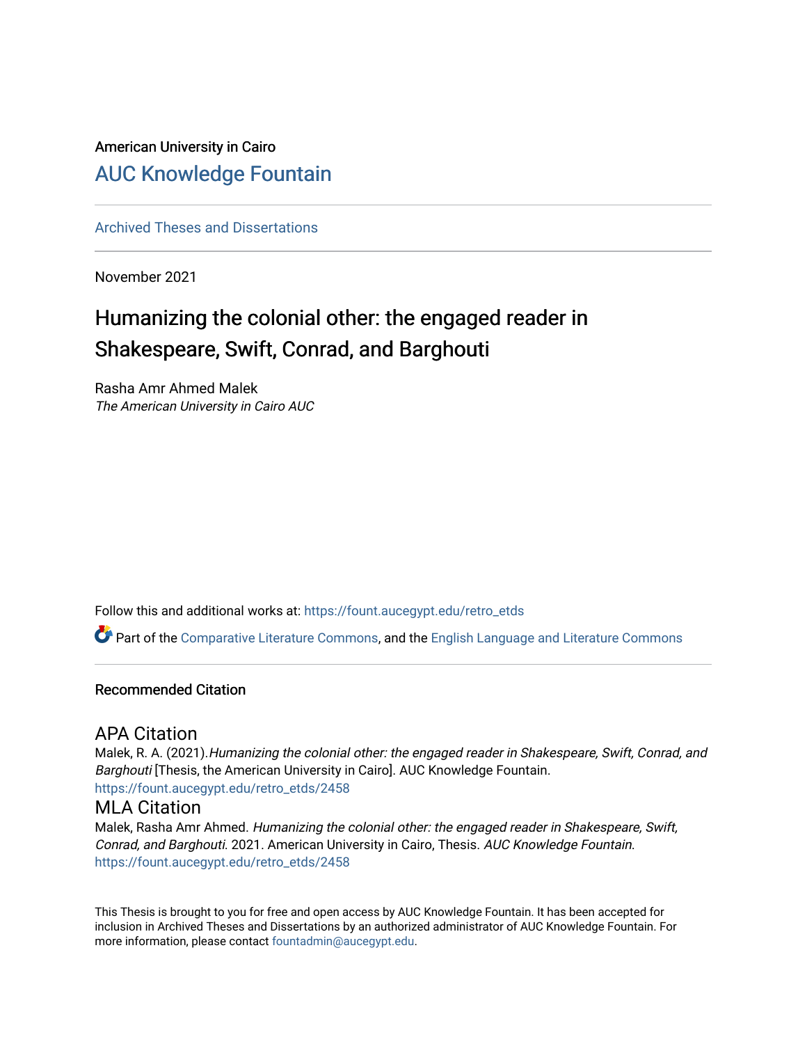American University in Cairo

AUC Knowledge Fountain

Archived Theses and Dissertations

---

November 2021

# Humanizing the colonial other: the engaged reader in Shakespeare, Swift, Conrad, and Barghouti

Rasha Amr Ahmed Malek
*The American University in Cairo AUC*

Follow this and additional works at: https://fount.aucegypt.edu/retro_etds

Part of the Comparative Literature Commons, and the English Language and Literature Commons

---

### Recommended Citation

## APA Citation

Malek, R. A. (2021).*Humanizing the colonial other: the engaged reader in Shakespeare, Swift, Conrad, and Barghouti* [Thesis, the American University in Cairo]. AUC Knowledge Fountain.
https://fount.aucegypt.edu/retro_etds/2458

## MLA Citation

Malek, Rasha Amr Ahmed. *Humanizing the colonial other: the engaged reader in Shakespeare, Swift, Conrad, and Barghouti*. 2021. American University in Cairo, Thesis. *AUC Knowledge Fountain.*
https://fount.aucegypt.edu/retro_etds/2458

This Thesis is brought to you for free and open access by AUC Knowledge Fountain. It has been accepted for inclusion in Archived Theses and Dissertations by an authorized administrator of AUC Knowledge Fountain. For more information, please contact fountadmin@aucegypt.edu.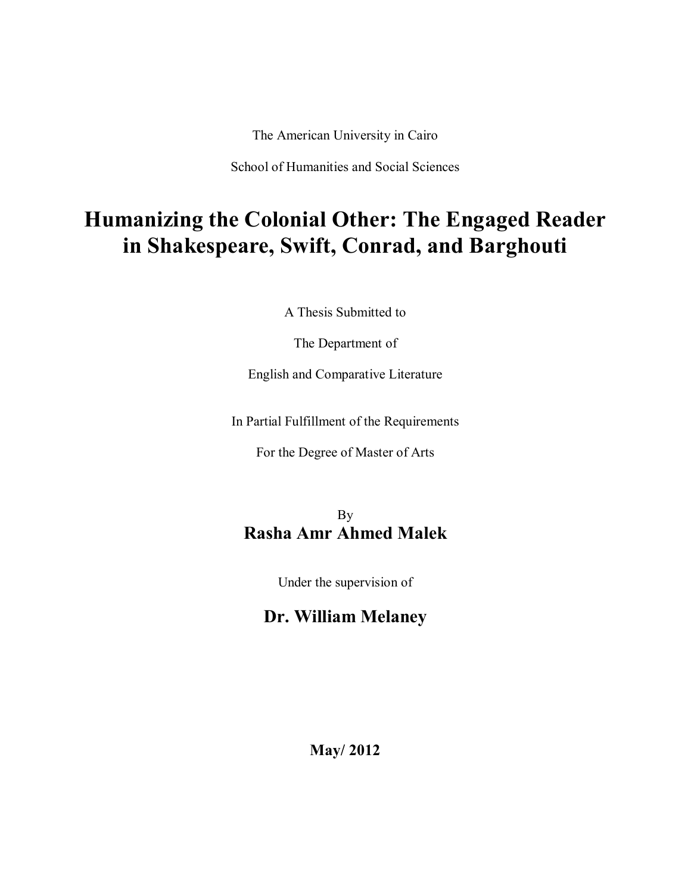The American University in Cairo

School of Humanities and Social Sciences

# Humanizing the Colonial Other: The Engaged Reader in Shakespeare, Swift, Conrad, and Barghouti

A Thesis Submitted to

The Department of

English and Comparative Literature

In Partial Fulfillment of the Requirements

For the Degree of Master of Arts

By

**Rasha Amr Ahmed Malek**

Under the supervision of

**Dr. William Melaney**

**May/ 2012**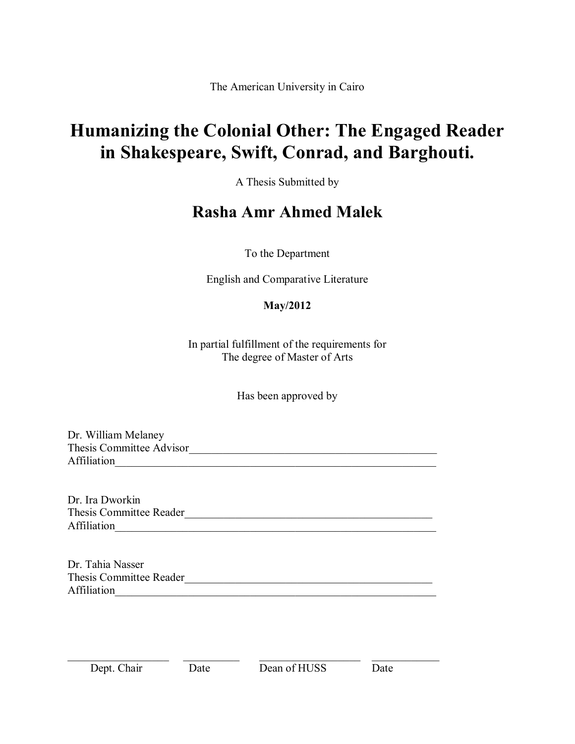The American University in Cairo

# Humanizing the Colonial Other: The Engaged Reader in Shakespeare, Swift, Conrad, and Barghouti.

A Thesis Submitted by

## Rasha Amr Ahmed Malek

To the Department

English and Comparative Literature

**May/2012**

In partial fulfillment of the requirements for
The degree of Master of Arts

Has been approved by

Dr. William Melaney
Thesis Committee Advisor______________________________________________
Affiliation__________________________________________________________

Dr. Ira Dworkin
Thesis Committee Reader______________________________________________
Affiliation__________________________________________________________

Dr. Tahia Nasser
Thesis Committee Reader______________________________________________
Affiliation__________________________________________________________

| ____________________ | ___________ | ____________________ | ___________ |
|---|---|---|---|
| Dept. Chair | Date | Dean of HUSS | Date |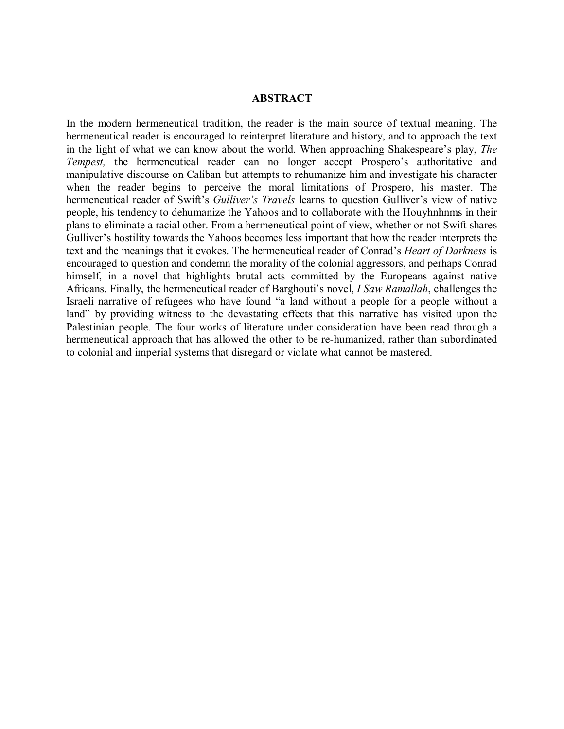## ABSTRACT

In the modern hermeneutical tradition, the reader is the main source of textual meaning. The hermeneutical reader is encouraged to reinterpret literature and history, and to approach the text in the light of what we can know about the world. When approaching Shakespeare's play, *The Tempest,* the hermeneutical reader can no longer accept Prospero's authoritative and manipulative discourse on Caliban but attempts to rehumanize him and investigate his character when the reader begins to perceive the moral limitations of Prospero, his master. The hermeneutical reader of Swift's *Gulliver's Travels* learns to question Gulliver's view of native people, his tendency to dehumanize the Yahoos and to collaborate with the Houyhnhnms in their plans to eliminate a racial other. From a hermeneutical point of view, whether or not Swift shares Gulliver's hostility towards the Yahoos becomes less important that how the reader interprets the text and the meanings that it evokes. The hermeneutical reader of Conrad's *Heart of Darkness* is encouraged to question and condemn the morality of the colonial aggressors, and perhaps Conrad himself, in a novel that highlights brutal acts committed by the Europeans against native Africans. Finally, the hermeneutical reader of Barghouti's novel, *I Saw Ramallah*, challenges the Israeli narrative of refugees who have found "a land without a people for a people without a land" by providing witness to the devastating effects that this narrative has visited upon the Palestinian people. The four works of literature under consideration have been read through a hermeneutical approach that has allowed the other to be re-humanized, rather than subordinated to colonial and imperial systems that disregard or violate what cannot be mastered.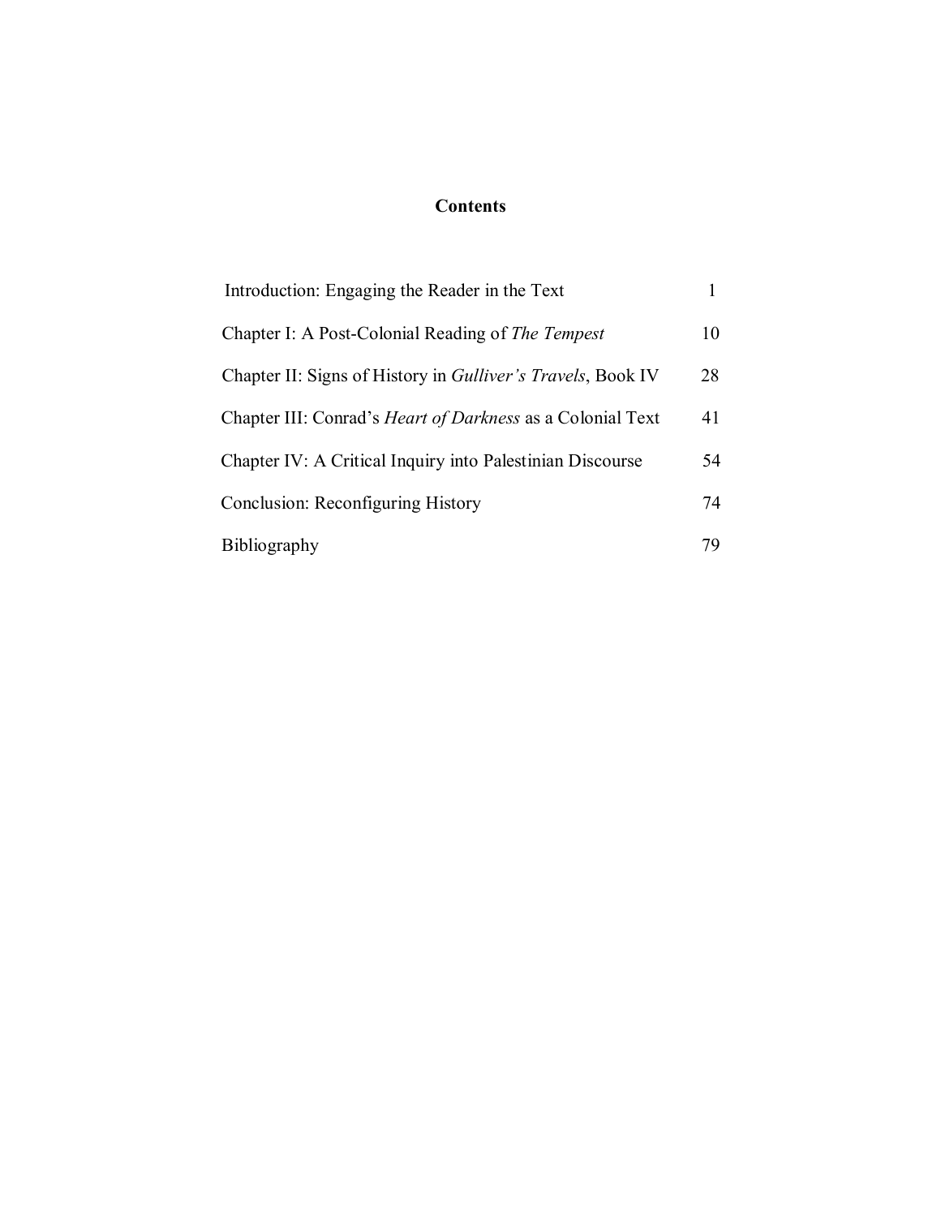# Contents

| | |
|---|---|
| Introduction: Engaging the Reader in the Text | 1 |
| Chapter I: A Post-Colonial Reading of *The Tempest* | 10 |
| Chapter II: Signs of History in *Gulliver's Travels*, Book IV | 28 |
| Chapter III: Conrad's *Heart of Darkness* as a Colonial Text | 41 |
| Chapter IV: A Critical Inquiry into Palestinian Discourse | 54 |
| Conclusion: Reconfiguring History | 74 |
| Bibliography | 79 |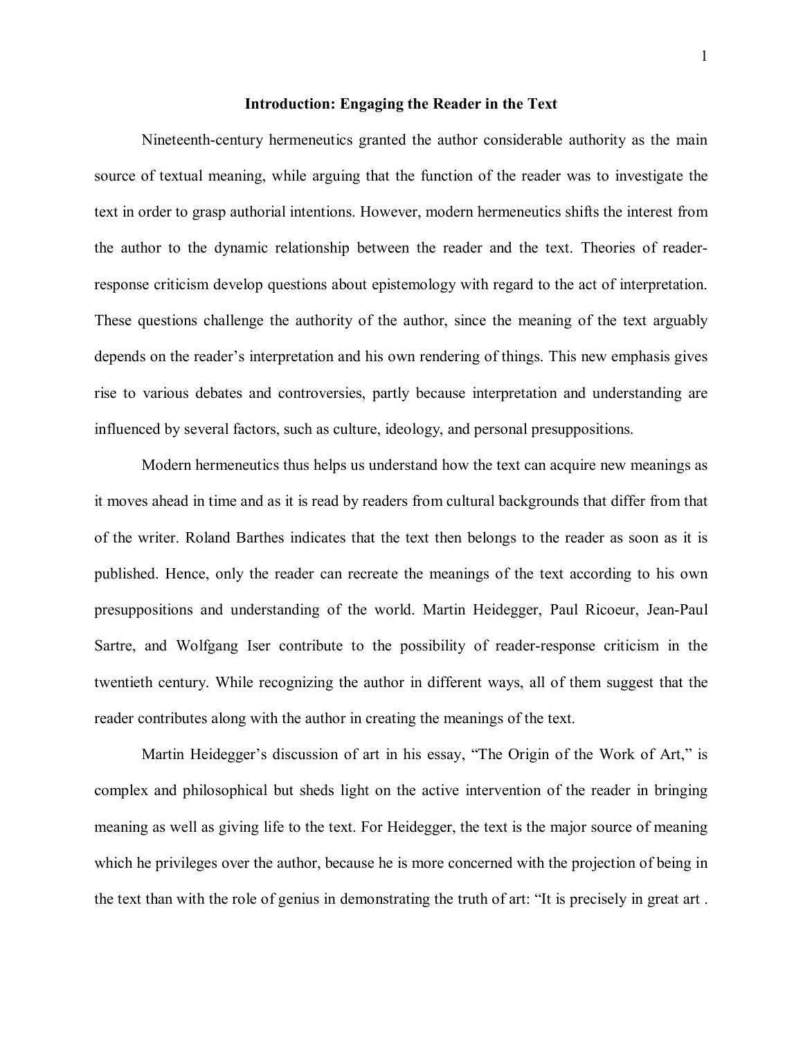## Introduction: Engaging the Reader in the Text

Nineteenth-century hermeneutics granted the author considerable authority as the main source of textual meaning, while arguing that the function of the reader was to investigate the text in order to grasp authorial intentions. However, modern hermeneutics shifts the interest from the author to the dynamic relationship between the reader and the text. Theories of reader-response criticism develop questions about epistemology with regard to the act of interpretation. These questions challenge the authority of the author, since the meaning of the text arguably depends on the reader's interpretation and his own rendering of things. This new emphasis gives rise to various debates and controversies, partly because interpretation and understanding are influenced by several factors, such as culture, ideology, and personal presuppositions.

Modern hermeneutics thus helps us understand how the text can acquire new meanings as it moves ahead in time and as it is read by readers from cultural backgrounds that differ from that of the writer. Roland Barthes indicates that the text then belongs to the reader as soon as it is published. Hence, only the reader can recreate the meanings of the text according to his own presuppositions and understanding of the world. Martin Heidegger, Paul Ricoeur, Jean-Paul Sartre, and Wolfgang Iser contribute to the possibility of reader-response criticism in the twentieth century. While recognizing the author in different ways, all of them suggest that the reader contributes along with the author in creating the meanings of the text.

Martin Heidegger's discussion of art in his essay, "The Origin of the Work of Art," is complex and philosophical but sheds light on the active intervention of the reader in bringing meaning as well as giving life to the text. For Heidegger, the text is the major source of meaning which he privileges over the author, because he is more concerned with the projection of being in the text than with the role of genius in demonstrating the truth of art: "It is precisely in great art .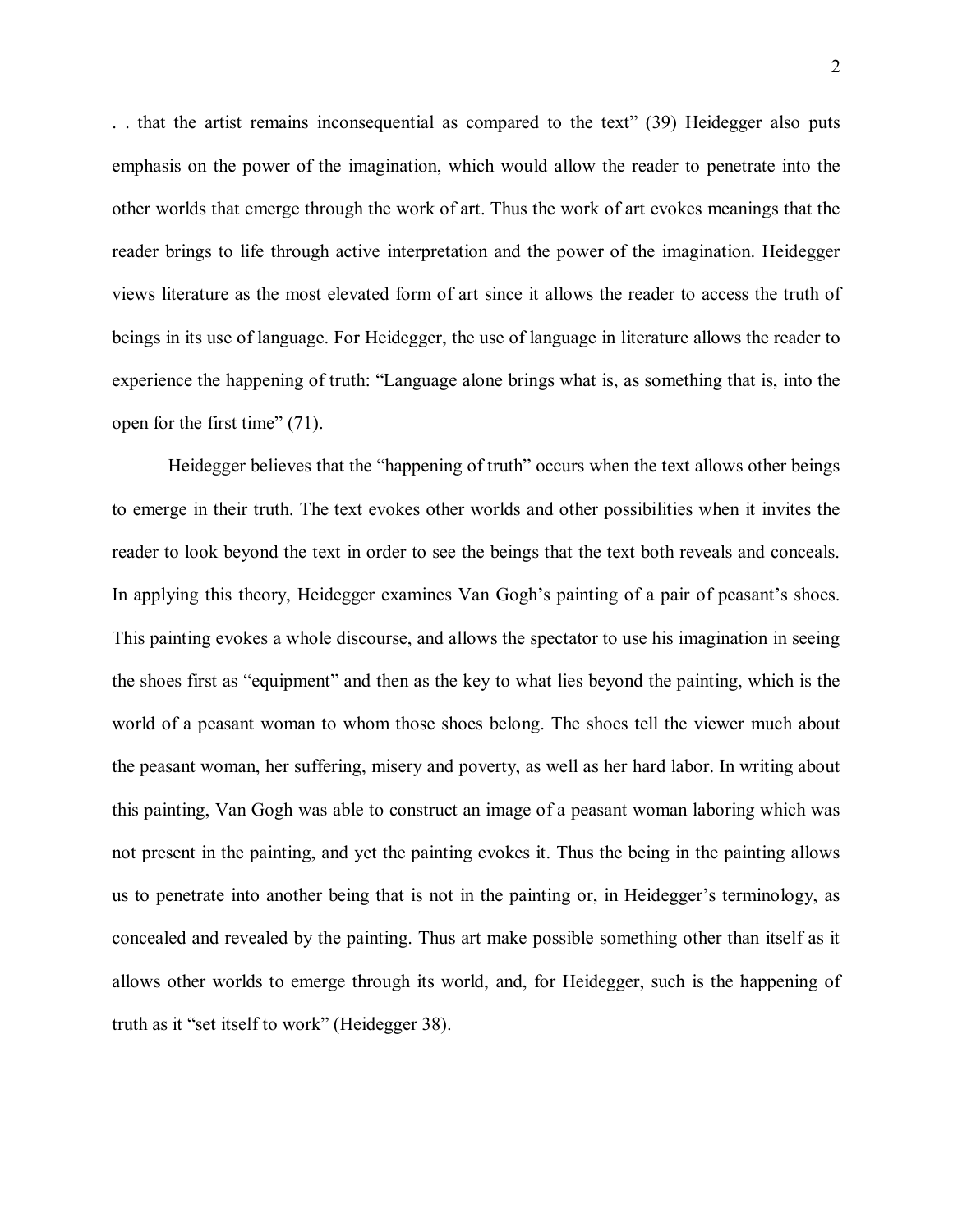. . that the artist remains inconsequential as compared to the text" (39) Heidegger also puts emphasis on the power of the imagination, which would allow the reader to penetrate into the other worlds that emerge through the work of art. Thus the work of art evokes meanings that the reader brings to life through active interpretation and the power of the imagination. Heidegger views literature as the most elevated form of art since it allows the reader to access the truth of beings in its use of language. For Heidegger, the use of language in literature allows the reader to experience the happening of truth: "Language alone brings what is, as something that is, into the open for the first time" (71).

Heidegger believes that the "happening of truth" occurs when the text allows other beings to emerge in their truth. The text evokes other worlds and other possibilities when it invites the reader to look beyond the text in order to see the beings that the text both reveals and conceals. In applying this theory, Heidegger examines Van Gogh's painting of a pair of peasant's shoes. This painting evokes a whole discourse, and allows the spectator to use his imagination in seeing the shoes first as "equipment" and then as the key to what lies beyond the painting, which is the world of a peasant woman to whom those shoes belong. The shoes tell the viewer much about the peasant woman, her suffering, misery and poverty, as well as her hard labor. In writing about this painting, Van Gogh was able to construct an image of a peasant woman laboring which was not present in the painting, and yet the painting evokes it. Thus the being in the painting allows us to penetrate into another being that is not in the painting or, in Heidegger's terminology, as concealed and revealed by the painting. Thus art make possible something other than itself as it allows other worlds to emerge through its world, and, for Heidegger, such is the happening of truth as it "set itself to work" (Heidegger 38).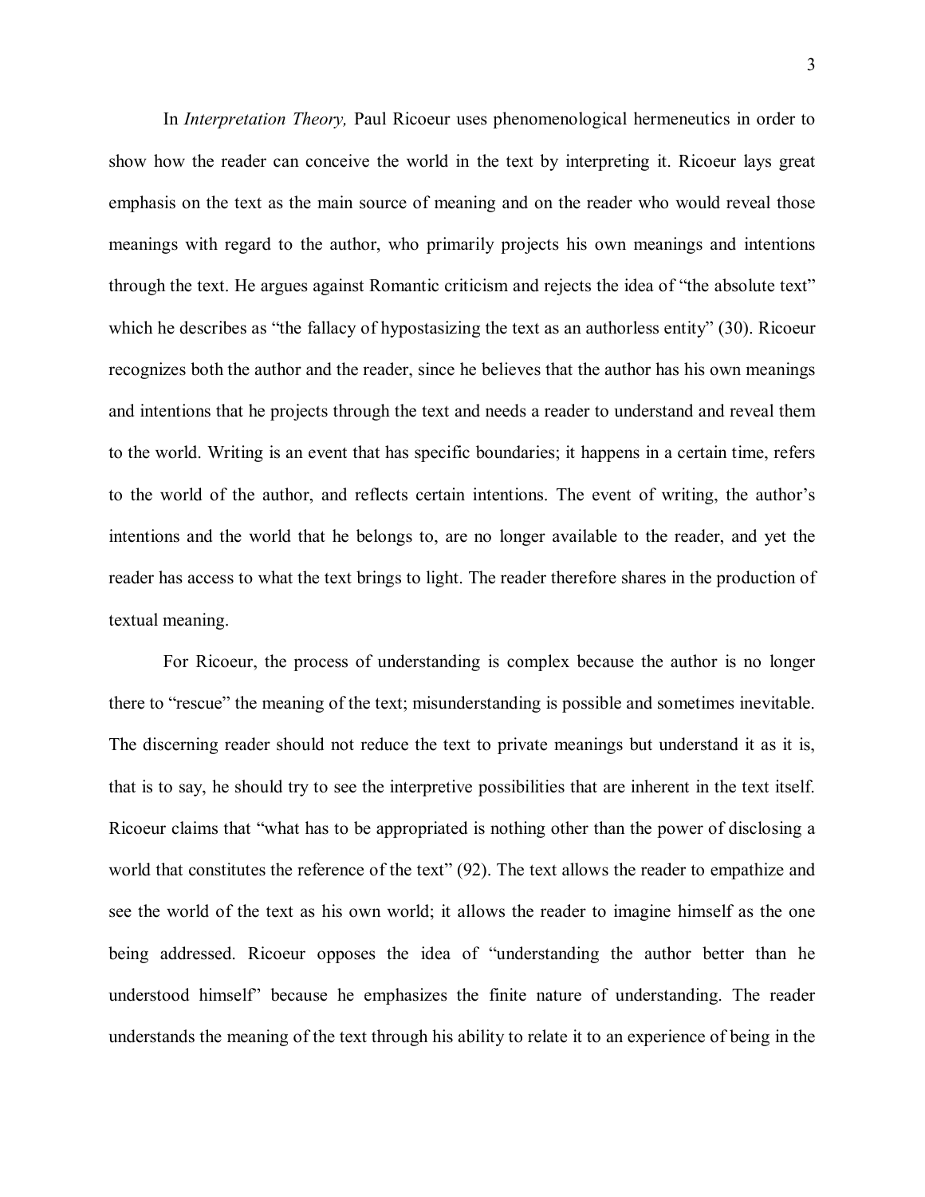In *Interpretation Theory,* Paul Ricoeur uses phenomenological hermeneutics in order to show how the reader can conceive the world in the text by interpreting it. Ricoeur lays great emphasis on the text as the main source of meaning and on the reader who would reveal those meanings with regard to the author, who primarily projects his own meanings and intentions through the text. He argues against Romantic criticism and rejects the idea of "the absolute text" which he describes as "the fallacy of hypostasizing the text as an authorless entity" (30). Ricoeur recognizes both the author and the reader, since he believes that the author has his own meanings and intentions that he projects through the text and needs a reader to understand and reveal them to the world. Writing is an event that has specific boundaries; it happens in a certain time, refers to the world of the author, and reflects certain intentions. The event of writing, the author's intentions and the world that he belongs to, are no longer available to the reader, and yet the reader has access to what the text brings to light. The reader therefore shares in the production of textual meaning.

For Ricoeur, the process of understanding is complex because the author is no longer there to "rescue" the meaning of the text; misunderstanding is possible and sometimes inevitable. The discerning reader should not reduce the text to private meanings but understand it as it is, that is to say, he should try to see the interpretive possibilities that are inherent in the text itself. Ricoeur claims that "what has to be appropriated is nothing other than the power of disclosing a world that constitutes the reference of the text" (92). The text allows the reader to empathize and see the world of the text as his own world; it allows the reader to imagine himself as the one being addressed. Ricoeur opposes the idea of "understanding the author better than he understood himself" because he emphasizes the finite nature of understanding. The reader understands the meaning of the text through his ability to relate it to an experience of being in the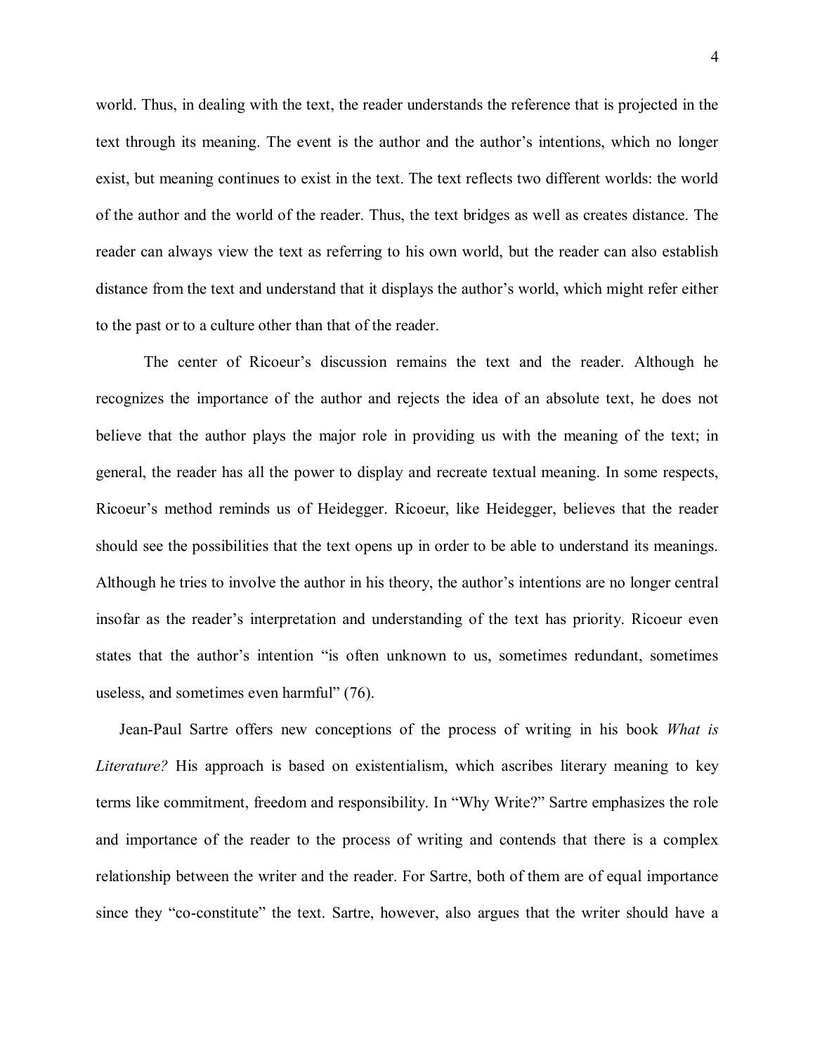world. Thus, in dealing with the text, the reader understands the reference that is projected in the text through its meaning. The event is the author and the author's intentions, which no longer exist, but meaning continues to exist in the text. The text reflects two different worlds: the world of the author and the world of the reader. Thus, the text bridges as well as creates distance. The reader can always view the text as referring to his own world, but the reader can also establish distance from the text and understand that it displays the author's world, which might refer either to the past or to a culture other than that of the reader.

The center of Ricoeur's discussion remains the text and the reader. Although he recognizes the importance of the author and rejects the idea of an absolute text, he does not believe that the author plays the major role in providing us with the meaning of the text; in general, the reader has all the power to display and recreate textual meaning. In some respects, Ricoeur's method reminds us of Heidegger. Ricoeur, like Heidegger, believes that the reader should see the possibilities that the text opens up in order to be able to understand its meanings. Although he tries to involve the author in his theory, the author's intentions are no longer central insofar as the reader's interpretation and understanding of the text has priority. Ricoeur even states that the author's intention "is often unknown to us, sometimes redundant, sometimes useless, and sometimes even harmful" (76).

Jean-Paul Sartre offers new conceptions of the process of writing in his book *What is Literature?* His approach is based on existentialism, which ascribes literary meaning to key terms like commitment, freedom and responsibility. In "Why Write?" Sartre emphasizes the role and importance of the reader to the process of writing and contends that there is a complex relationship between the writer and the reader. For Sartre, both of them are of equal importance since they "co-constitute" the text. Sartre, however, also argues that the writer should have a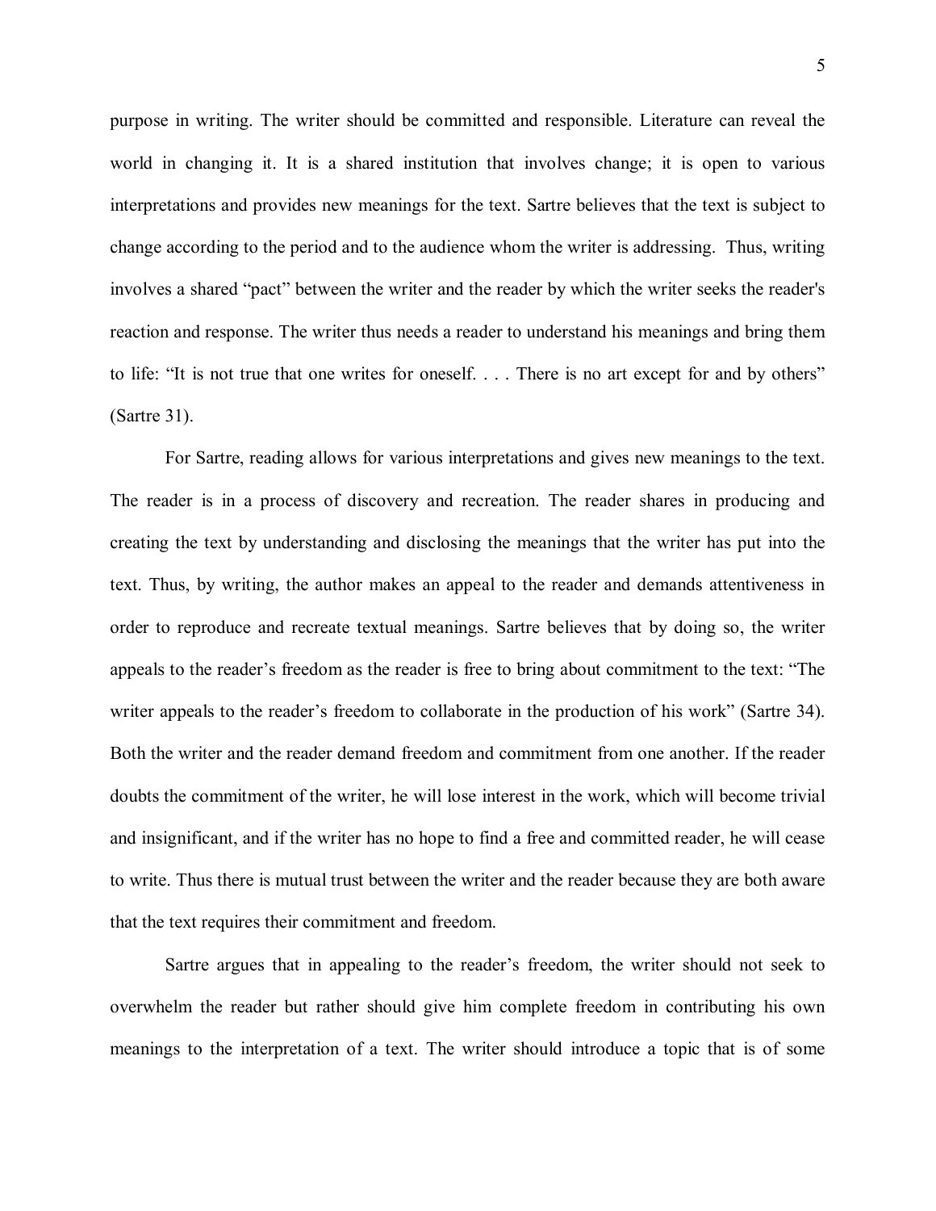purpose in writing. The writer should be committed and responsible. Literature can reveal the world in changing it. It is a shared institution that involves change; it is open to various interpretations and provides new meanings for the text. Sartre believes that the text is subject to change according to the period and to the audience whom the writer is addressing. Thus, writing involves a shared "pact" between the writer and the reader by which the writer seeks the reader's reaction and response. The writer thus needs a reader to understand his meanings and bring them to life: "It is not true that one writes for oneself. . . . There is no art except for and by others" (Sartre 31).

For Sartre, reading allows for various interpretations and gives new meanings to the text. The reader is in a process of discovery and recreation. The reader shares in producing and creating the text by understanding and disclosing the meanings that the writer has put into the text. Thus, by writing, the author makes an appeal to the reader and demands attentiveness in order to reproduce and recreate textual meanings. Sartre believes that by doing so, the writer appeals to the reader's freedom as the reader is free to bring about commitment to the text: "The writer appeals to the reader's freedom to collaborate in the production of his work" (Sartre 34). Both the writer and the reader demand freedom and commitment from one another. If the reader doubts the commitment of the writer, he will lose interest in the work, which will become trivial and insignificant, and if the writer has no hope to find a free and committed reader, he will cease to write. Thus there is mutual trust between the writer and the reader because they are both aware that the text requires their commitment and freedom.

Sartre argues that in appealing to the reader's freedom, the writer should not seek to overwhelm the reader but rather should give him complete freedom in contributing his own meanings to the interpretation of a text. The writer should introduce a topic that is of some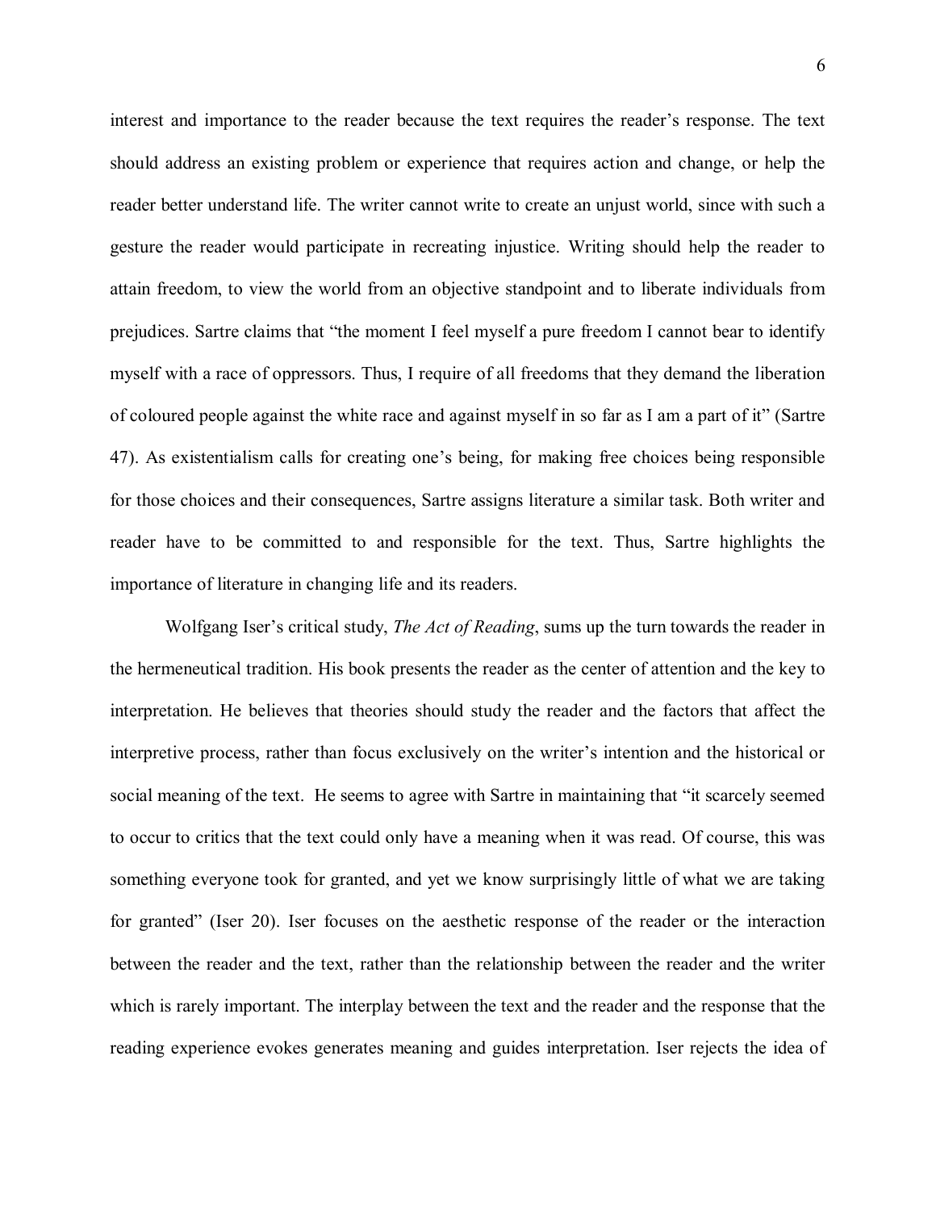interest and importance to the reader because the text requires the reader's response. The text should address an existing problem or experience that requires action and change, or help the reader better understand life. The writer cannot write to create an unjust world, since with such a gesture the reader would participate in recreating injustice. Writing should help the reader to attain freedom, to view the world from an objective standpoint and to liberate individuals from prejudices. Sartre claims that "the moment I feel myself a pure freedom I cannot bear to identify myself with a race of oppressors. Thus, I require of all freedoms that they demand the liberation of coloured people against the white race and against myself in so far as I am a part of it" (Sartre 47). As existentialism calls for creating one's being, for making free choices being responsible for those choices and their consequences, Sartre assigns literature a similar task. Both writer and reader have to be committed to and responsible for the text. Thus, Sartre highlights the importance of literature in changing life and its readers.

Wolfgang Iser's critical study, *The Act of Reading*, sums up the turn towards the reader in the hermeneutical tradition. His book presents the reader as the center of attention and the key to interpretation. He believes that theories should study the reader and the factors that affect the interpretive process, rather than focus exclusively on the writer's intention and the historical or social meaning of the text. He seems to agree with Sartre in maintaining that "it scarcely seemed to occur to critics that the text could only have a meaning when it was read. Of course, this was something everyone took for granted, and yet we know surprisingly little of what we are taking for granted" (Iser 20). Iser focuses on the aesthetic response of the reader or the interaction between the reader and the text, rather than the relationship between the reader and the writer which is rarely important. The interplay between the text and the reader and the response that the reading experience evokes generates meaning and guides interpretation. Iser rejects the idea of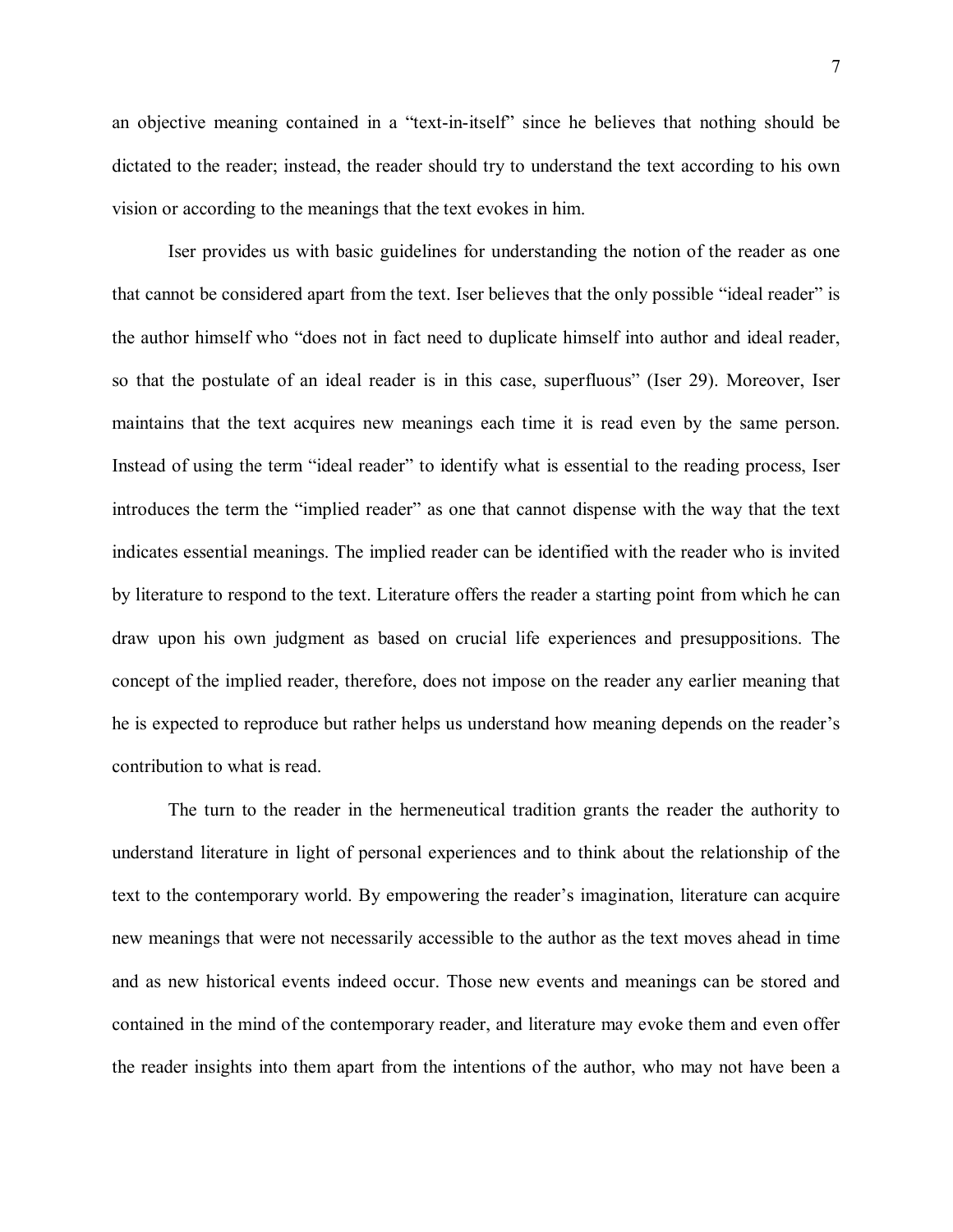an objective meaning contained in a "text-in-itself" since he believes that nothing should be dictated to the reader; instead, the reader should try to understand the text according to his own vision or according to the meanings that the text evokes in him.

Iser provides us with basic guidelines for understanding the notion of the reader as one that cannot be considered apart from the text. Iser believes that the only possible "ideal reader" is the author himself who "does not in fact need to duplicate himself into author and ideal reader, so that the postulate of an ideal reader is in this case, superfluous" (Iser 29). Moreover, Iser maintains that the text acquires new meanings each time it is read even by the same person. Instead of using the term "ideal reader" to identify what is essential to the reading process, Iser introduces the term the "implied reader" as one that cannot dispense with the way that the text indicates essential meanings. The implied reader can be identified with the reader who is invited by literature to respond to the text. Literature offers the reader a starting point from which he can draw upon his own judgment as based on crucial life experiences and presuppositions. The concept of the implied reader, therefore, does not impose on the reader any earlier meaning that he is expected to reproduce but rather helps us understand how meaning depends on the reader's contribution to what is read.

The turn to the reader in the hermeneutical tradition grants the reader the authority to understand literature in light of personal experiences and to think about the relationship of the text to the contemporary world. By empowering the reader's imagination, literature can acquire new meanings that were not necessarily accessible to the author as the text moves ahead in time and as new historical events indeed occur. Those new events and meanings can be stored and contained in the mind of the contemporary reader, and literature may evoke them and even offer the reader insights into them apart from the intentions of the author, who may not have been a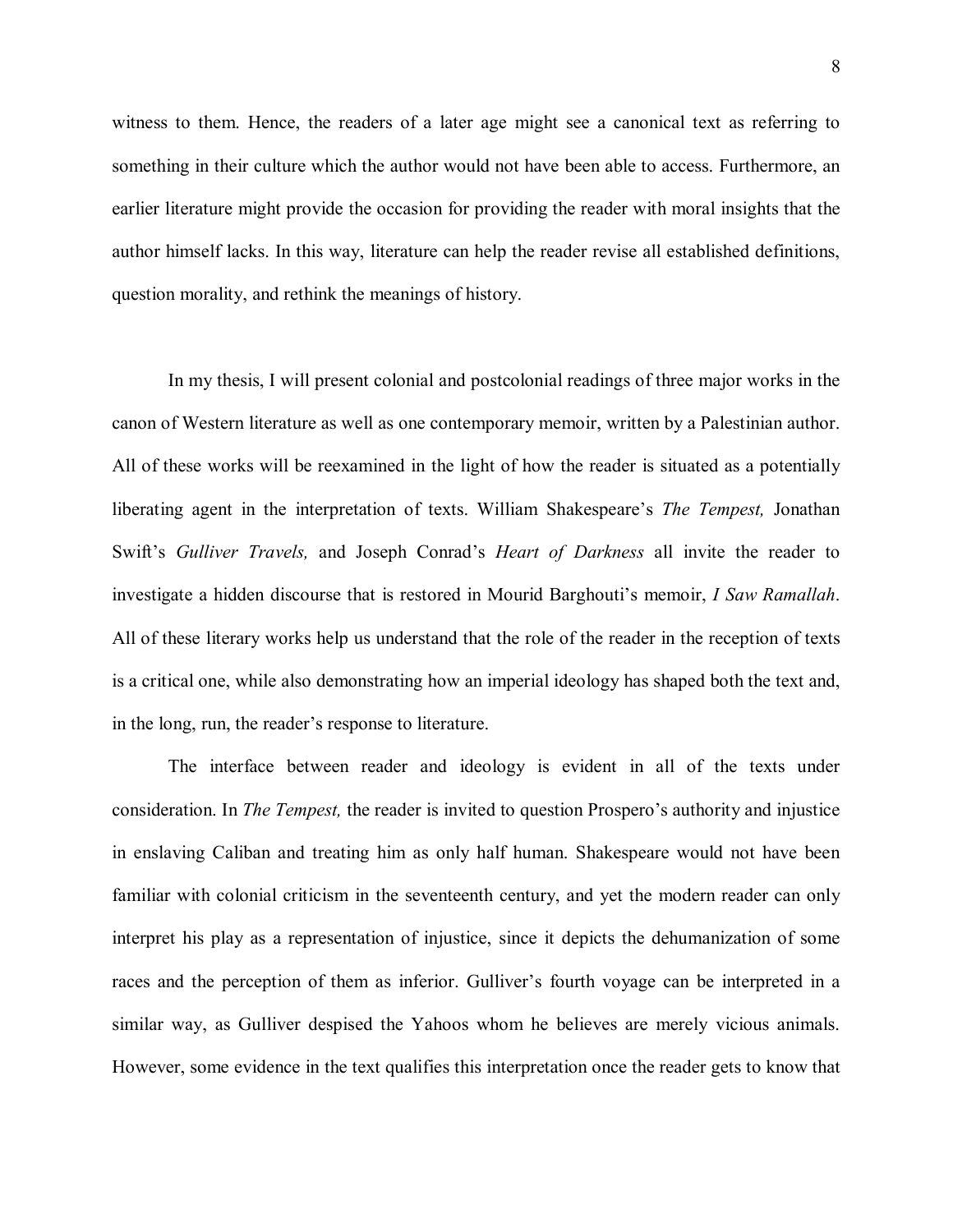witness to them. Hence, the readers of a later age might see a canonical text as referring to something in their culture which the author would not have been able to access. Furthermore, an earlier literature might provide the occasion for providing the reader with moral insights that the author himself lacks. In this way, literature can help the reader revise all established definitions, question morality, and rethink the meanings of history.

In my thesis, I will present colonial and postcolonial readings of three major works in the canon of Western literature as well as one contemporary memoir, written by a Palestinian author. All of these works will be reexamined in the light of how the reader is situated as a potentially liberating agent in the interpretation of texts. William Shakespeare's *The Tempest,* Jonathan Swift's *Gulliver Travels,* and Joseph Conrad's *Heart of Darkness* all invite the reader to investigate a hidden discourse that is restored in Mourid Barghouti's memoir, *I Saw Ramallah*. All of these literary works help us understand that the role of the reader in the reception of texts is a critical one, while also demonstrating how an imperial ideology has shaped both the text and, in the long, run, the reader's response to literature.

The interface between reader and ideology is evident in all of the texts under consideration. In *The Tempest,* the reader is invited to question Prospero's authority and injustice in enslaving Caliban and treating him as only half human. Shakespeare would not have been familiar with colonial criticism in the seventeenth century, and yet the modern reader can only interpret his play as a representation of injustice, since it depicts the dehumanization of some races and the perception of them as inferior. Gulliver's fourth voyage can be interpreted in a similar way, as Gulliver despised the Yahoos whom he believes are merely vicious animals. However, some evidence in the text qualifies this interpretation once the reader gets to know that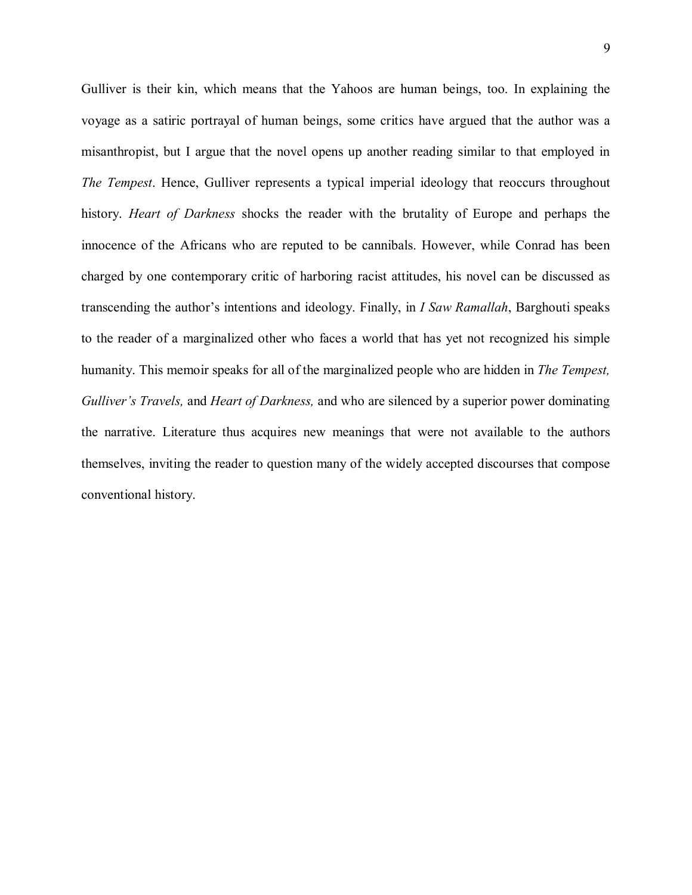Gulliver is their kin, which means that the Yahoos are human beings, too. In explaining the voyage as a satiric portrayal of human beings, some critics have argued that the author was a misanthropist, but I argue that the novel opens up another reading similar to that employed in *The Tempest*. Hence, Gulliver represents a typical imperial ideology that reoccurs throughout history. *Heart of Darkness* shocks the reader with the brutality of Europe and perhaps the innocence of the Africans who are reputed to be cannibals. However, while Conrad has been charged by one contemporary critic of harboring racist attitudes, his novel can be discussed as transcending the author's intentions and ideology. Finally, in *I Saw Ramallah*, Barghouti speaks to the reader of a marginalized other who faces a world that has yet not recognized his simple humanity. This memoir speaks for all of the marginalized people who are hidden in *The Tempest, Gulliver's Travels,* and *Heart of Darkness,* and who are silenced by a superior power dominating the narrative. Literature thus acquires new meanings that were not available to the authors themselves, inviting the reader to question many of the widely accepted discourses that compose conventional history.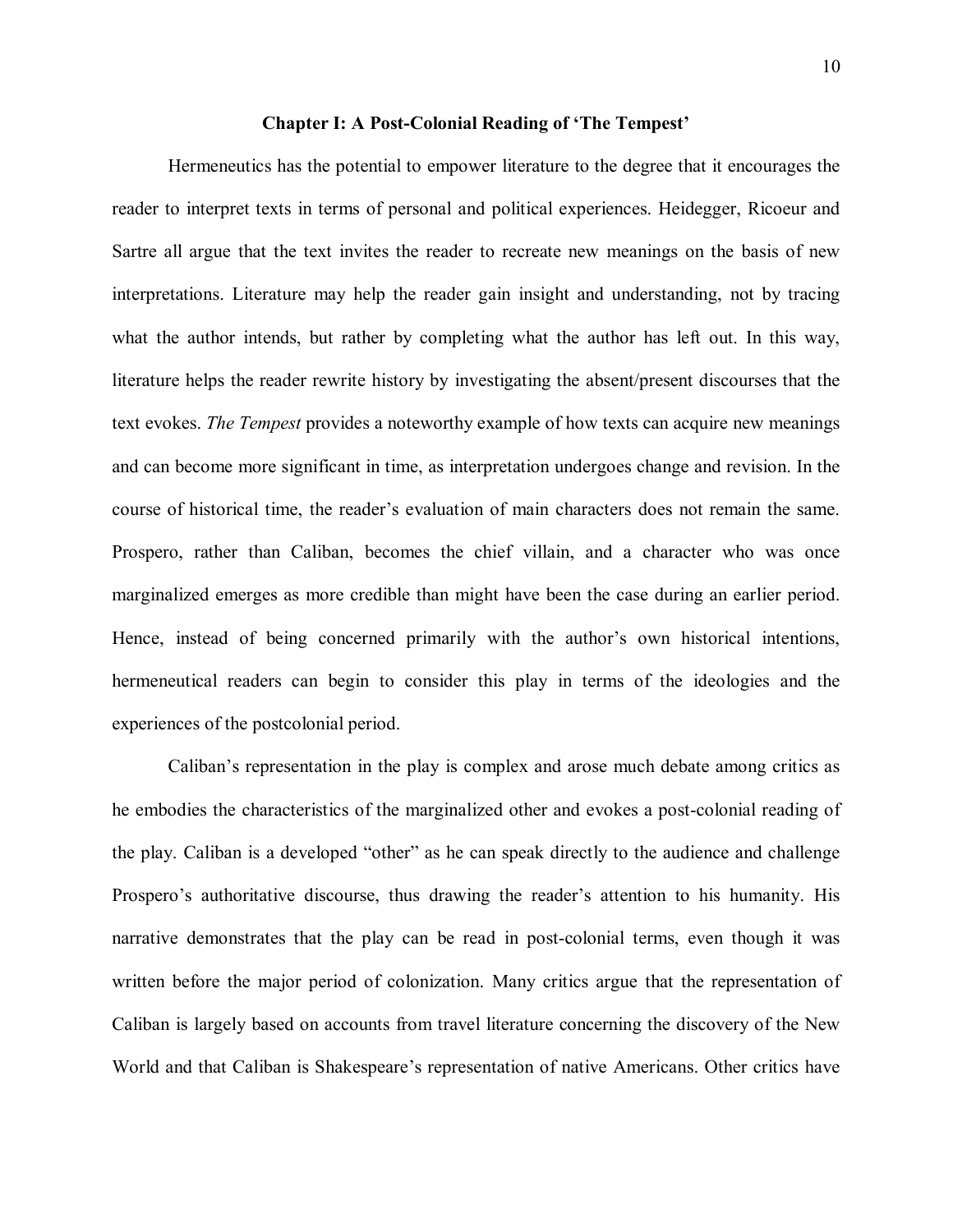# Chapter I: A Post-Colonial Reading of 'The Tempest'

Hermeneutics has the potential to empower literature to the degree that it encourages the reader to interpret texts in terms of personal and political experiences. Heidegger, Ricoeur and Sartre all argue that the text invites the reader to recreate new meanings on the basis of new interpretations. Literature may help the reader gain insight and understanding, not by tracing what the author intends, but rather by completing what the author has left out. In this way, literature helps the reader rewrite history by investigating the absent/present discourses that the text evokes. *The Tempest* provides a noteworthy example of how texts can acquire new meanings and can become more significant in time, as interpretation undergoes change and revision. In the course of historical time, the reader's evaluation of main characters does not remain the same. Prospero, rather than Caliban, becomes the chief villain, and a character who was once marginalized emerges as more credible than might have been the case during an earlier period. Hence, instead of being concerned primarily with the author's own historical intentions, hermeneutical readers can begin to consider this play in terms of the ideologies and the experiences of the postcolonial period.

Caliban's representation in the play is complex and arose much debate among critics as he embodies the characteristics of the marginalized other and evokes a post-colonial reading of the play. Caliban is a developed "other" as he can speak directly to the audience and challenge Prospero's authoritative discourse, thus drawing the reader's attention to his humanity. His narrative demonstrates that the play can be read in post-colonial terms, even though it was written before the major period of colonization. Many critics argue that the representation of Caliban is largely based on accounts from travel literature concerning the discovery of the New World and that Caliban is Shakespeare's representation of native Americans. Other critics have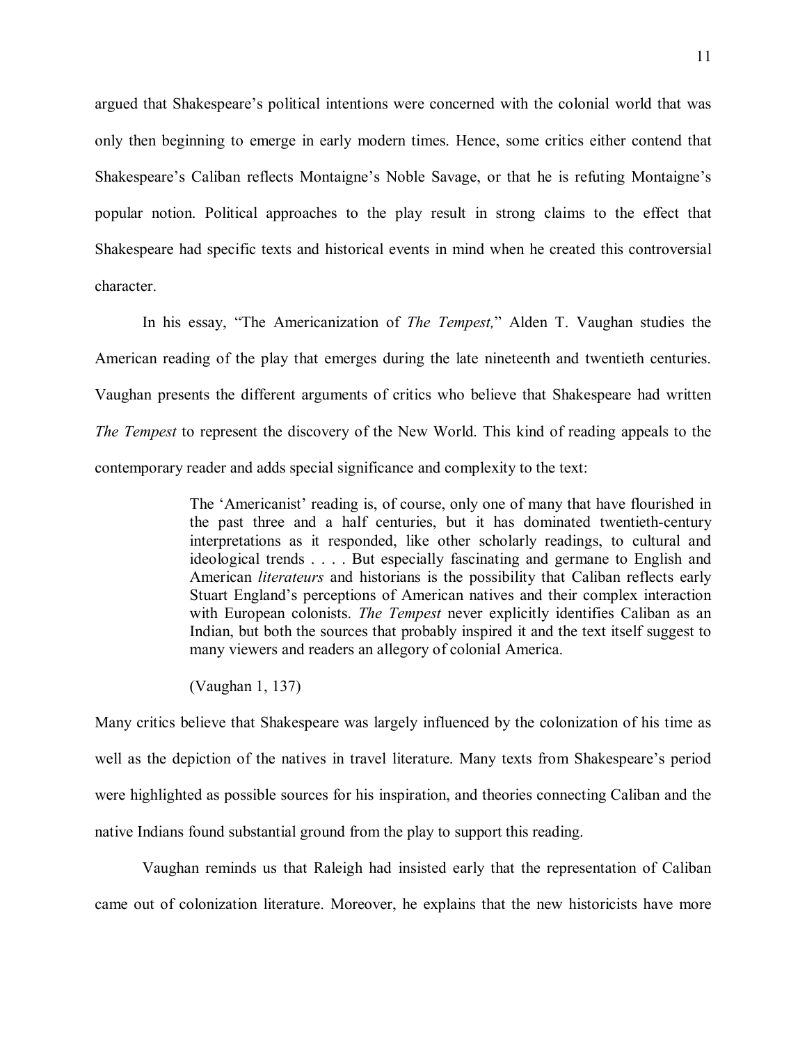argued that Shakespeare's political intentions were concerned with the colonial world that was only then beginning to emerge in early modern times. Hence, some critics either contend that Shakespeare's Caliban reflects Montaigne's Noble Savage, or that he is refuting Montaigne's popular notion. Political approaches to the play result in strong claims to the effect that Shakespeare had specific texts and historical events in mind when he created this controversial character.

In his essay, "The Americanization of *The Tempest,*" Alden T. Vaughan studies the American reading of the play that emerges during the late nineteenth and twentieth centuries. Vaughan presents the different arguments of critics who believe that Shakespeare had written *The Tempest* to represent the discovery of the New World. This kind of reading appeals to the contemporary reader and adds special significance and complexity to the text:

> The 'Americanist' reading is, of course, only one of many that have flourished in the past three and a half centuries, but it has dominated twentieth-century interpretations as it responded, like other scholarly readings, to cultural and ideological trends . . . . But especially fascinating and germane to English and American *literateurs* and historians is the possibility that Caliban reflects early Stuart England's perceptions of American natives and their complex interaction with European colonists. *The Tempest* never explicitly identifies Caliban as an Indian, but both the sources that probably inspired it and the text itself suggest to many viewers and readers an allegory of colonial America.
>
> (Vaughan 1, 137)

Many critics believe that Shakespeare was largely influenced by the colonization of his time as well as the depiction of the natives in travel literature. Many texts from Shakespeare's period were highlighted as possible sources for his inspiration, and theories connecting Caliban and the native Indians found substantial ground from the play to support this reading.

Vaughan reminds us that Raleigh had insisted early that the representation of Caliban came out of colonization literature. Moreover, he explains that the new historicists have more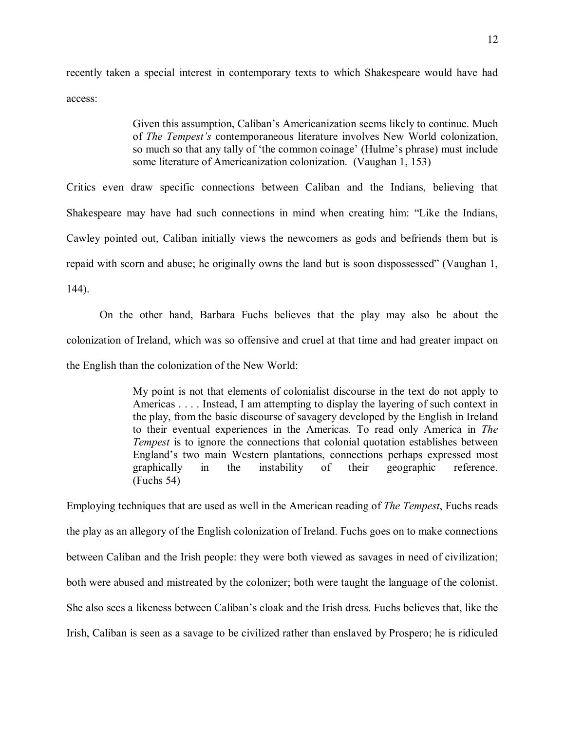recently taken a special interest in contemporary texts to which Shakespeare would have had access:

> Given this assumption, Caliban's Americanization seems likely to continue. Much of *The Tempest's* contemporaneous literature involves New World colonization, so much so that any tally of 'the common coinage' (Hulme's phrase) must include some literature of Americanization colonization. (Vaughan 1, 153)

Critics even draw specific connections between Caliban and the Indians, believing that Shakespeare may have had such connections in mind when creating him: "Like the Indians, Cawley pointed out, Caliban initially views the newcomers as gods and befriends them but is repaid with scorn and abuse; he originally owns the land but is soon dispossessed" (Vaughan 1, 144).

On the other hand, Barbara Fuchs believes that the play may also be about the colonization of Ireland, which was so offensive and cruel at that time and had greater impact on the English than the colonization of the New World:

> My point is not that elements of colonialist discourse in the text do not apply to Americas . . . . Instead, I am attempting to display the layering of such context in the play, from the basic discourse of savagery developed by the English in Ireland to their eventual experiences in the Americas. To read only America in *The Tempest* is to ignore the connections that colonial quotation establishes between England's two main Western plantations, connections perhaps expressed most graphically in the instability of their geographic reference. (Fuchs 54)

Employing techniques that are used as well in the American reading of *The Tempest*, Fuchs reads the play as an allegory of the English colonization of Ireland. Fuchs goes on to make connections between Caliban and the Irish people: they were both viewed as savages in need of civilization; both were abused and mistreated by the colonizer; both were taught the language of the colonist. She also sees a likeness between Caliban's cloak and the Irish dress. Fuchs believes that, like the Irish, Caliban is seen as a savage to be civilized rather than enslaved by Prospero; he is ridiculed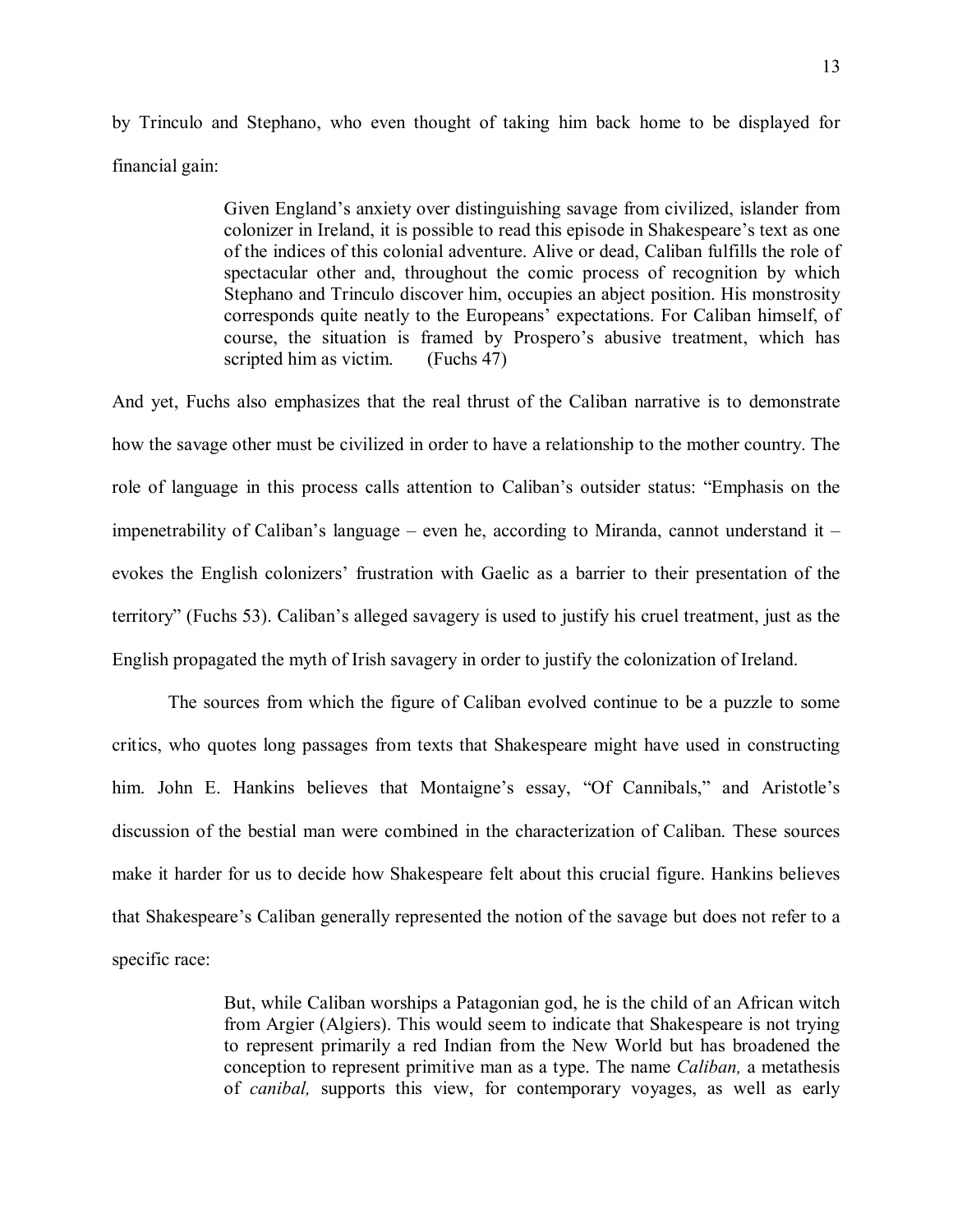by Trinculo and Stephano, who even thought of taking him back home to be displayed for financial gain:

> Given England's anxiety over distinguishing savage from civilized, islander from colonizer in Ireland, it is possible to read this episode in Shakespeare's text as one of the indices of this colonial adventure. Alive or dead, Caliban fulfills the role of spectacular other and, throughout the comic process of recognition by which Stephano and Trinculo discover him, occupies an abject position. His monstrosity corresponds quite neatly to the Europeans' expectations. For Caliban himself, of course, the situation is framed by Prospero's abusive treatment, which has scripted him as victim. (Fuchs 47)

And yet, Fuchs also emphasizes that the real thrust of the Caliban narrative is to demonstrate how the savage other must be civilized in order to have a relationship to the mother country. The role of language in this process calls attention to Caliban's outsider status: "Emphasis on the impenetrability of Caliban's language – even he, according to Miranda, cannot understand it – evokes the English colonizers' frustration with Gaelic as a barrier to their presentation of the territory" (Fuchs 53). Caliban's alleged savagery is used to justify his cruel treatment, just as the English propagated the myth of Irish savagery in order to justify the colonization of Ireland.

The sources from which the figure of Caliban evolved continue to be a puzzle to some critics, who quotes long passages from texts that Shakespeare might have used in constructing him. John E. Hankins believes that Montaigne's essay, "Of Cannibals," and Aristotle's discussion of the bestial man were combined in the characterization of Caliban. These sources make it harder for us to decide how Shakespeare felt about this crucial figure. Hankins believes that Shakespeare's Caliban generally represented the notion of the savage but does not refer to a specific race:

> But, while Caliban worships a Patagonian god, he is the child of an African witch from Argier (Algiers). This would seem to indicate that Shakespeare is not trying to represent primarily a red Indian from the New World but has broadened the conception to represent primitive man as a type. The name *Caliban,* a metathesis of *canibal,* supports this view, for contemporary voyages, as well as early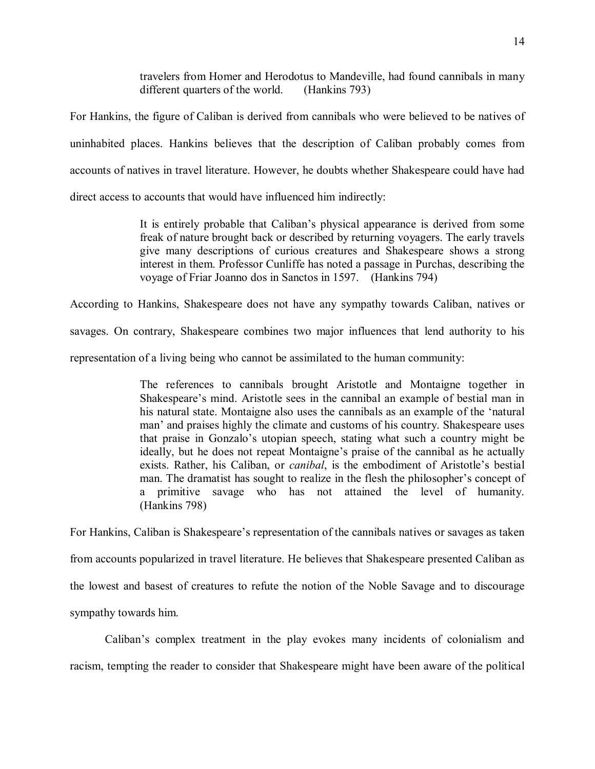> travelers from Homer and Herodotus to Mandeville, had found cannibals in many different quarters of the world. (Hankins 793)

For Hankins, the figure of Caliban is derived from cannibals who were believed to be natives of uninhabited places. Hankins believes that the description of Caliban probably comes from accounts of natives in travel literature. However, he doubts whether Shakespeare could have had direct access to accounts that would have influenced him indirectly:

> It is entirely probable that Caliban's physical appearance is derived from some freak of nature brought back or described by returning voyagers. The early travels give many descriptions of curious creatures and Shakespeare shows a strong interest in them. Professor Cunliffe has noted a passage in Purchas, describing the voyage of Friar Joanno dos in Sanctos in 1597. (Hankins 794)

According to Hankins, Shakespeare does not have any sympathy towards Caliban, natives or savages. On contrary, Shakespeare combines two major influences that lend authority to his representation of a living being who cannot be assimilated to the human community:

> The references to cannibals brought Aristotle and Montaigne together in Shakespeare's mind. Aristotle sees in the cannibal an example of bestial man in his natural state. Montaigne also uses the cannibals as an example of the 'natural man' and praises highly the climate and customs of his country. Shakespeare uses that praise in Gonzalo's utopian speech, stating what such a country might be ideally, but he does not repeat Montaigne's praise of the cannibal as he actually exists. Rather, his Caliban, or *canibal*, is the embodiment of Aristotle's bestial man. The dramatist has sought to realize in the flesh the philosopher's concept of a primitive savage who has not attained the level of humanity. (Hankins 798)

For Hankins, Caliban is Shakespeare's representation of the cannibals natives or savages as taken from accounts popularized in travel literature. He believes that Shakespeare presented Caliban as the lowest and basest of creatures to refute the notion of the Noble Savage and to discourage sympathy towards him.

Caliban's complex treatment in the play evokes many incidents of colonialism and racism, tempting the reader to consider that Shakespeare might have been aware of the political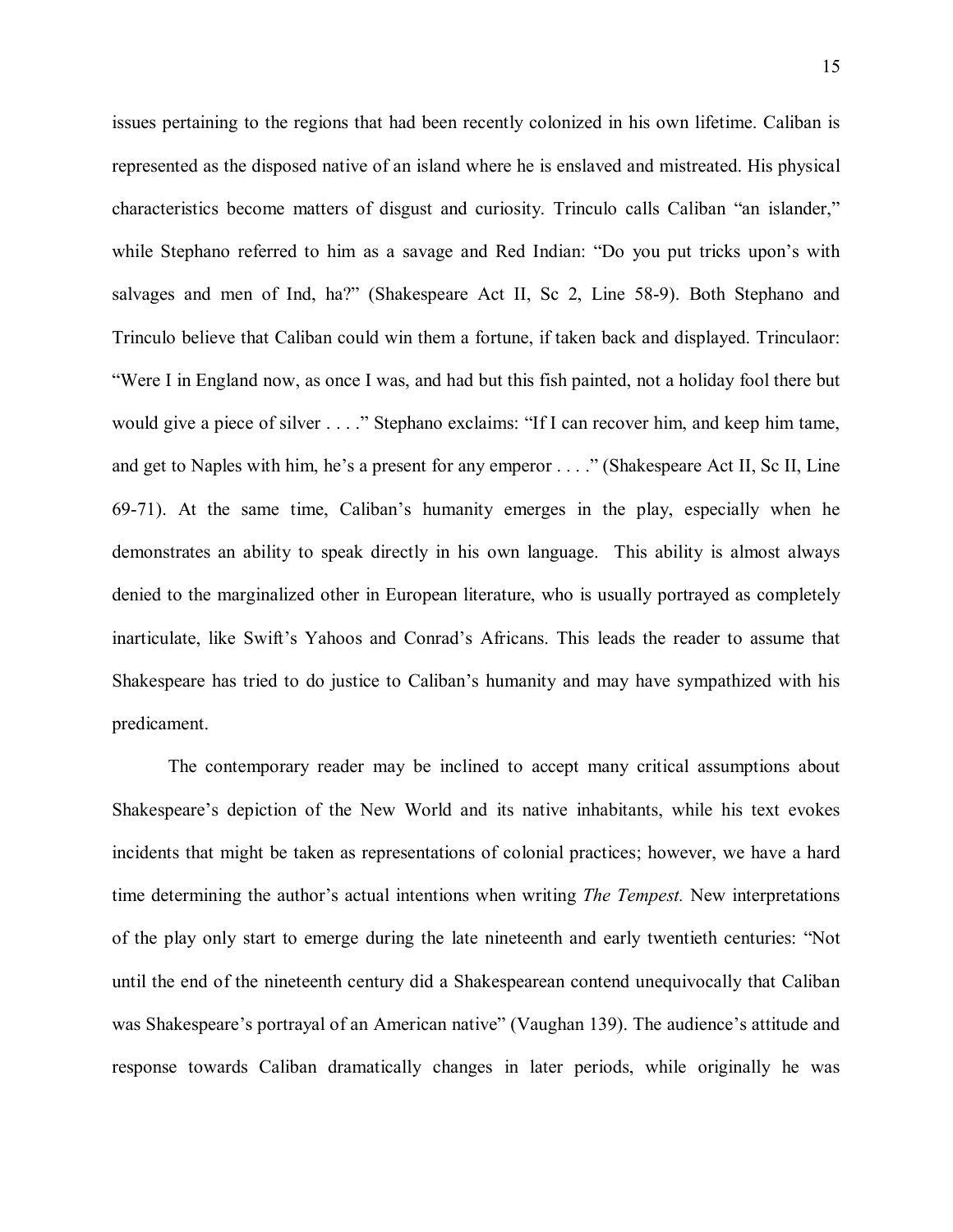issues pertaining to the regions that had been recently colonized in his own lifetime. Caliban is represented as the disposed native of an island where he is enslaved and mistreated. His physical characteristics become matters of disgust and curiosity. Trinculo calls Caliban "an islander," while Stephano referred to him as a savage and Red Indian: "Do you put tricks upon's with salvages and men of Ind, ha?" (Shakespeare Act II, Sc 2, Line 58-9). Both Stephano and Trinculo believe that Caliban could win them a fortune, if taken back and displayed. Trinculaor: "Were I in England now, as once I was, and had but this fish painted, not a holiday fool there but would give a piece of silver . . . ." Stephano exclaims: "If I can recover him, and keep him tame, and get to Naples with him, he's a present for any emperor . . . ." (Shakespeare Act II, Sc II, Line 69-71). At the same time, Caliban's humanity emerges in the play, especially when he demonstrates an ability to speak directly in his own language. This ability is almost always denied to the marginalized other in European literature, who is usually portrayed as completely inarticulate, like Swift's Yahoos and Conrad's Africans. This leads the reader to assume that Shakespeare has tried to do justice to Caliban's humanity and may have sympathized with his predicament.

The contemporary reader may be inclined to accept many critical assumptions about Shakespeare's depiction of the New World and its native inhabitants, while his text evokes incidents that might be taken as representations of colonial practices; however, we have a hard time determining the author's actual intentions when writing *The Tempest.* New interpretations of the play only start to emerge during the late nineteenth and early twentieth centuries: "Not until the end of the nineteenth century did a Shakespearean contend unequivocally that Caliban was Shakespeare's portrayal of an American native" (Vaughan 139). The audience's attitude and response towards Caliban dramatically changes in later periods, while originally he was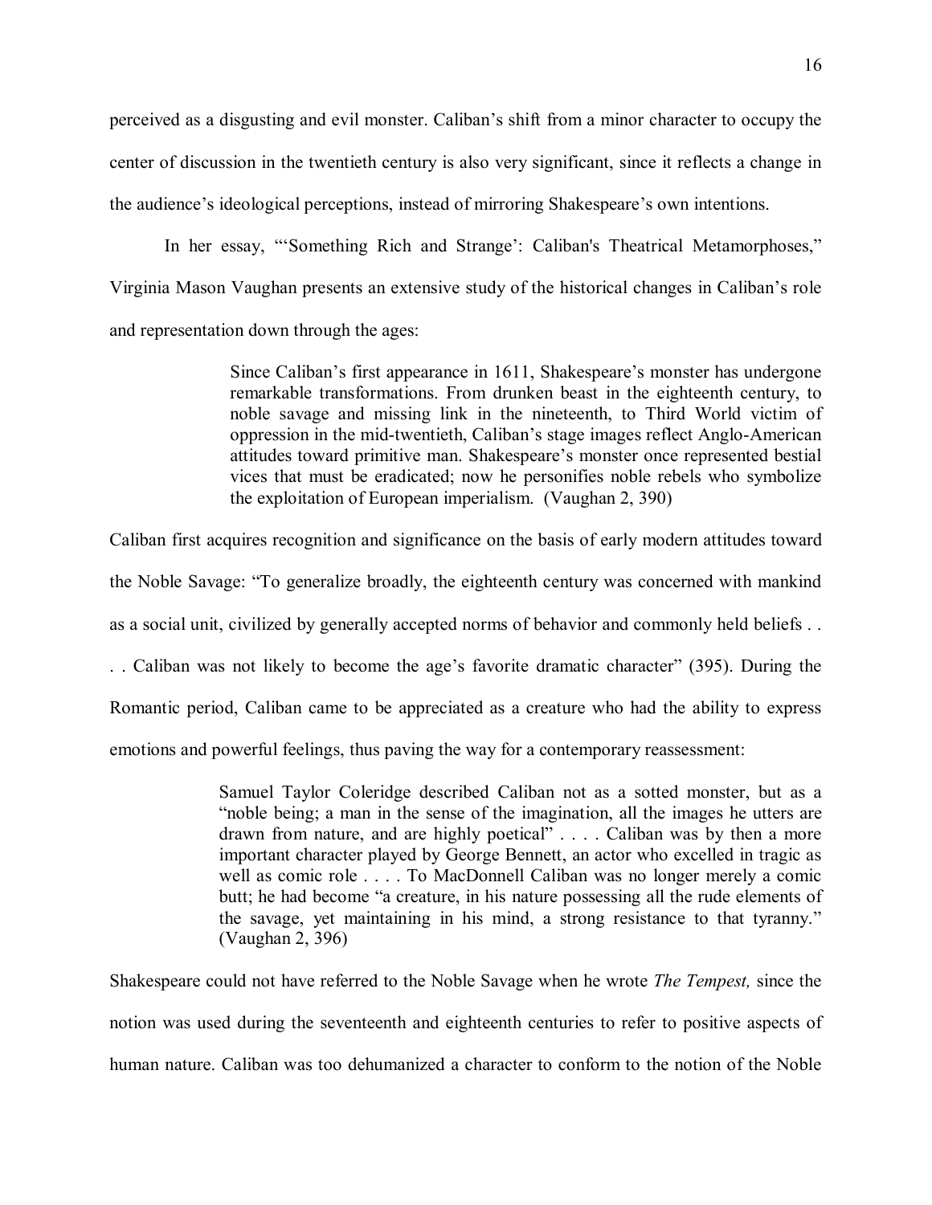perceived as a disgusting and evil monster. Caliban's shift from a minor character to occupy the center of discussion in the twentieth century is also very significant, since it reflects a change in the audience's ideological perceptions, instead of mirroring Shakespeare's own intentions.

In her essay, "'Something Rich and Strange': Caliban's Theatrical Metamorphoses," Virginia Mason Vaughan presents an extensive study of the historical changes in Caliban's role and representation down through the ages:

> Since Caliban's first appearance in 1611, Shakespeare's monster has undergone remarkable transformations. From drunken beast in the eighteenth century, to noble savage and missing link in the nineteenth, to Third World victim of oppression in the mid-twentieth, Caliban's stage images reflect Anglo-American attitudes toward primitive man. Shakespeare's monster once represented bestial vices that must be eradicated; now he personifies noble rebels who symbolize the exploitation of European imperialism. (Vaughan 2, 390)

Caliban first acquires recognition and significance on the basis of early modern attitudes toward the Noble Savage: "To generalize broadly, the eighteenth century was concerned with mankind as a social unit, civilized by generally accepted norms of behavior and commonly held beliefs . . . . Caliban was not likely to become the age's favorite dramatic character" (395). During the Romantic period, Caliban came to be appreciated as a creature who had the ability to express emotions and powerful feelings, thus paving the way for a contemporary reassessment:

> Samuel Taylor Coleridge described Caliban not as a sotted monster, but as a "noble being; a man in the sense of the imagination, all the images he utters are drawn from nature, and are highly poetical" . . . . Caliban was by then a more important character played by George Bennett, an actor who excelled in tragic as well as comic role . . . . To MacDonnell Caliban was no longer merely a comic butt; he had become "a creature, in his nature possessing all the rude elements of the savage, yet maintaining in his mind, a strong resistance to that tyranny." (Vaughan 2, 396)

Shakespeare could not have referred to the Noble Savage when he wrote *The Tempest,* since the notion was used during the seventeenth and eighteenth centuries to refer to positive aspects of human nature. Caliban was too dehumanized a character to conform to the notion of the Noble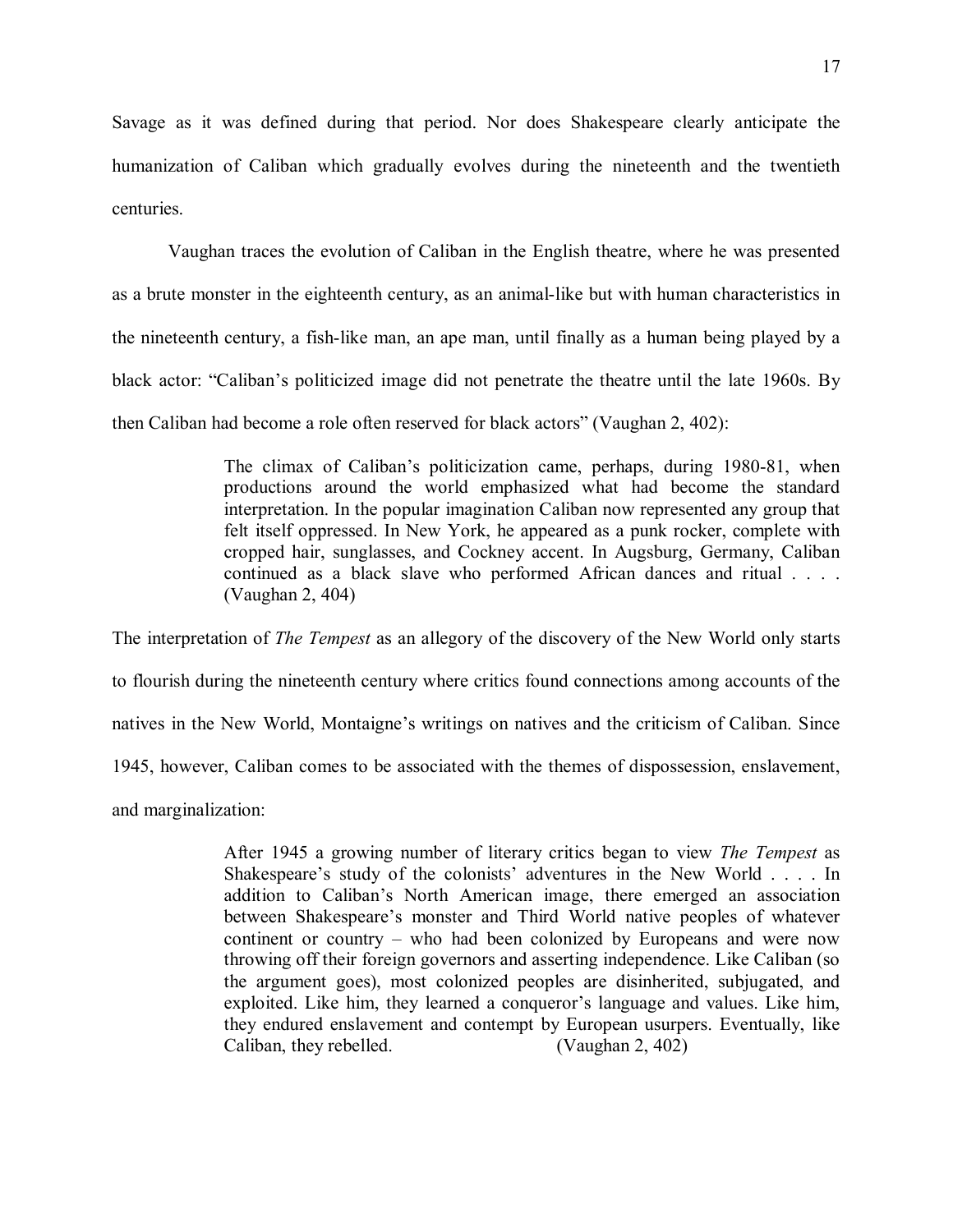Savage as it was defined during that period. Nor does Shakespeare clearly anticipate the humanization of Caliban which gradually evolves during the nineteenth and the twentieth centuries.

Vaughan traces the evolution of Caliban in the English theatre, where he was presented as a brute monster in the eighteenth century, as an animal-like but with human characteristics in the nineteenth century, a fish-like man, an ape man, until finally as a human being played by a black actor: "Caliban's politicized image did not penetrate the theatre until the late 1960s. By then Caliban had become a role often reserved for black actors" (Vaughan 2, 402):

> The climax of Caliban's politicization came, perhaps, during 1980-81, when productions around the world emphasized what had become the standard interpretation. In the popular imagination Caliban now represented any group that felt itself oppressed. In New York, he appeared as a punk rocker, complete with cropped hair, sunglasses, and Cockney accent. In Augsburg, Germany, Caliban continued as a black slave who performed African dances and ritual . . . . (Vaughan 2, 404)

The interpretation of *The Tempest* as an allegory of the discovery of the New World only starts to flourish during the nineteenth century where critics found connections among accounts of the natives in the New World, Montaigne's writings on natives and the criticism of Caliban. Since 1945, however, Caliban comes to be associated with the themes of dispossession, enslavement, and marginalization:

> After 1945 a growing number of literary critics began to view *The Tempest* as Shakespeare's study of the colonists' adventures in the New World . . . . In addition to Caliban's North American image, there emerged an association between Shakespeare's monster and Third World native peoples of whatever continent or country – who had been colonized by Europeans and were now throwing off their foreign governors and asserting independence. Like Caliban (so the argument goes), most colonized peoples are disinherited, subjugated, and exploited. Like him, they learned a conqueror's language and values. Like him, they endured enslavement and contempt by European usurpers. Eventually, like Caliban, they rebelled. (Vaughan 2, 402)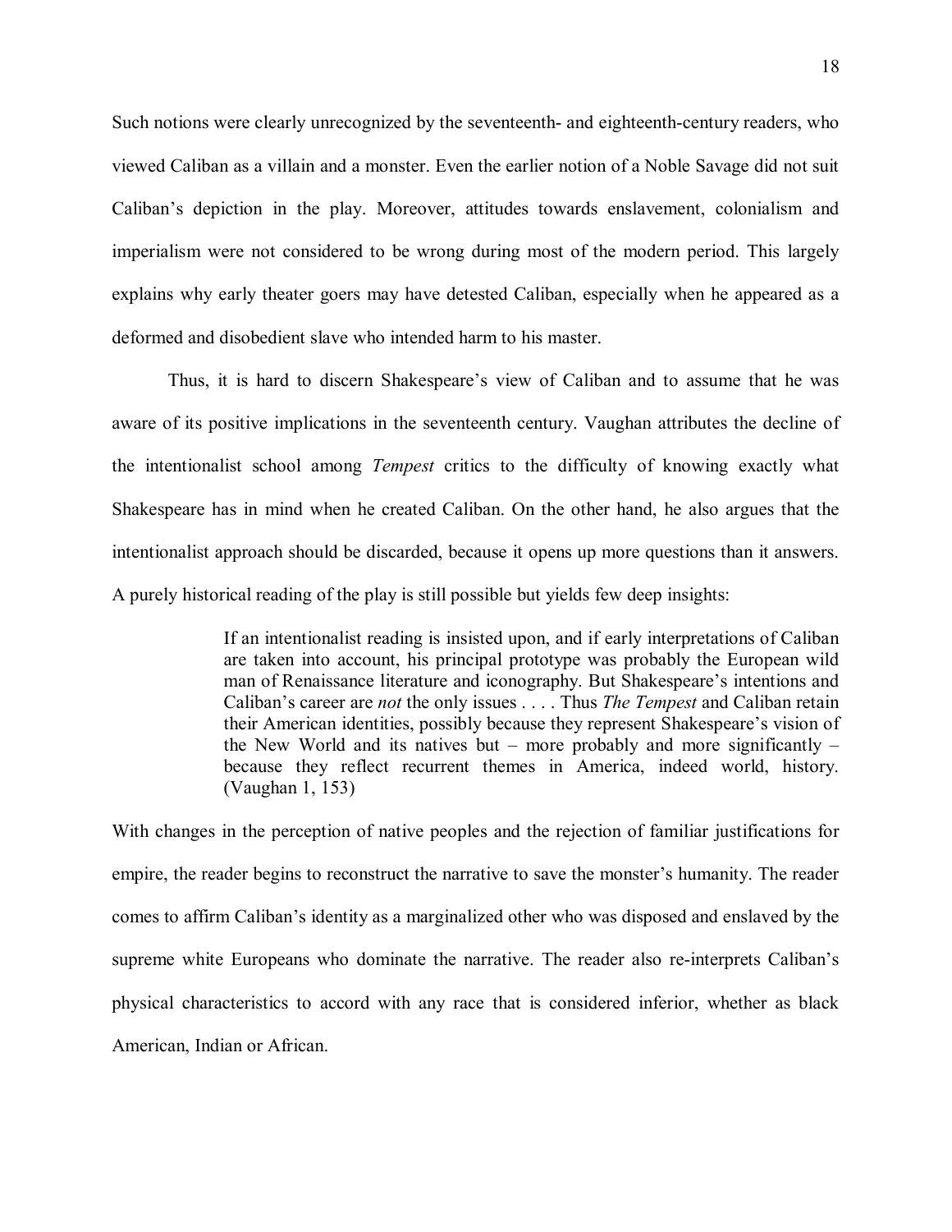Such notions were clearly unrecognized by the seventeenth- and eighteenth-century readers, who viewed Caliban as a villain and a monster. Even the earlier notion of a Noble Savage did not suit Caliban's depiction in the play. Moreover, attitudes towards enslavement, colonialism and imperialism were not considered to be wrong during most of the modern period. This largely explains why early theater goers may have detested Caliban, especially when he appeared as a deformed and disobedient slave who intended harm to his master.

Thus, it is hard to discern Shakespeare's view of Caliban and to assume that he was aware of its positive implications in the seventeenth century. Vaughan attributes the decline of the intentionalist school among *Tempest* critics to the difficulty of knowing exactly what Shakespeare has in mind when he created Caliban. On the other hand, he also argues that the intentionalist approach should be discarded, because it opens up more questions than it answers. A purely historical reading of the play is still possible but yields few deep insights:

> If an intentionalist reading is insisted upon, and if early interpretations of Caliban are taken into account, his principal prototype was probably the European wild man of Renaissance literature and iconography. But Shakespeare's intentions and Caliban's career are *not* the only issues . . . . Thus *The Tempest* and Caliban retain their American identities, possibly because they represent Shakespeare's vision of the New World and its natives but – more probably and more significantly – because they reflect recurrent themes in America, indeed world, history. (Vaughan 1, 153)

With changes in the perception of native peoples and the rejection of familiar justifications for empire, the reader begins to reconstruct the narrative to save the monster's humanity. The reader comes to affirm Caliban's identity as a marginalized other who was disposed and enslaved by the supreme white Europeans who dominate the narrative. The reader also re-interprets Caliban's physical characteristics to accord with any race that is considered inferior, whether as black American, Indian or African.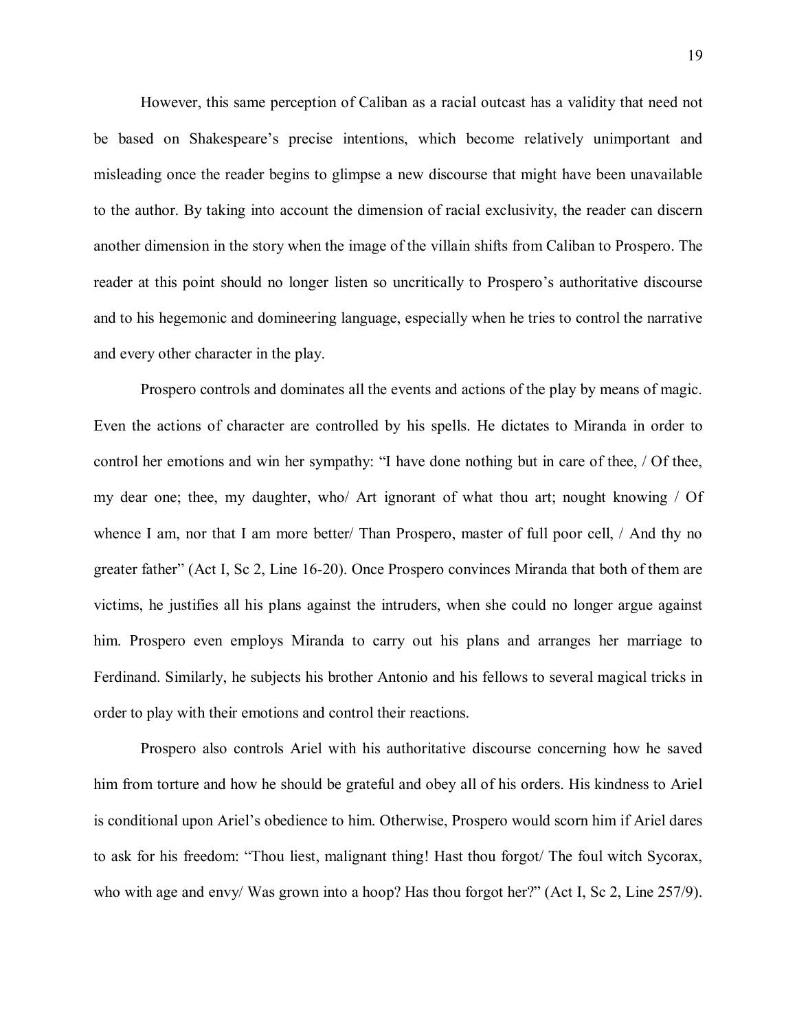However, this same perception of Caliban as a racial outcast has a validity that need not be based on Shakespeare's precise intentions, which become relatively unimportant and misleading once the reader begins to glimpse a new discourse that might have been unavailable to the author. By taking into account the dimension of racial exclusivity, the reader can discern another dimension in the story when the image of the villain shifts from Caliban to Prospero. The reader at this point should no longer listen so uncritically to Prospero's authoritative discourse and to his hegemonic and domineering language, especially when he tries to control the narrative and every other character in the play.

Prospero controls and dominates all the events and actions of the play by means of magic. Even the actions of character are controlled by his spells. He dictates to Miranda in order to control her emotions and win her sympathy: "I have done nothing but in care of thee, / Of thee, my dear one; thee, my daughter, who/ Art ignorant of what thou art; nought knowing / Of whence I am, nor that I am more better/ Than Prospero, master of full poor cell, / And thy no greater father" (Act I, Sc 2, Line 16-20). Once Prospero convinces Miranda that both of them are victims, he justifies all his plans against the intruders, when she could no longer argue against him. Prospero even employs Miranda to carry out his plans and arranges her marriage to Ferdinand. Similarly, he subjects his brother Antonio and his fellows to several magical tricks in order to play with their emotions and control their reactions.

Prospero also controls Ariel with his authoritative discourse concerning how he saved him from torture and how he should be grateful and obey all of his orders. His kindness to Ariel is conditional upon Ariel's obedience to him. Otherwise, Prospero would scorn him if Ariel dares to ask for his freedom: "Thou liest, malignant thing! Hast thou forgot/ The foul witch Sycorax, who with age and envy/ Was grown into a hoop? Has thou forgot her?" (Act I, Sc 2, Line 257/9).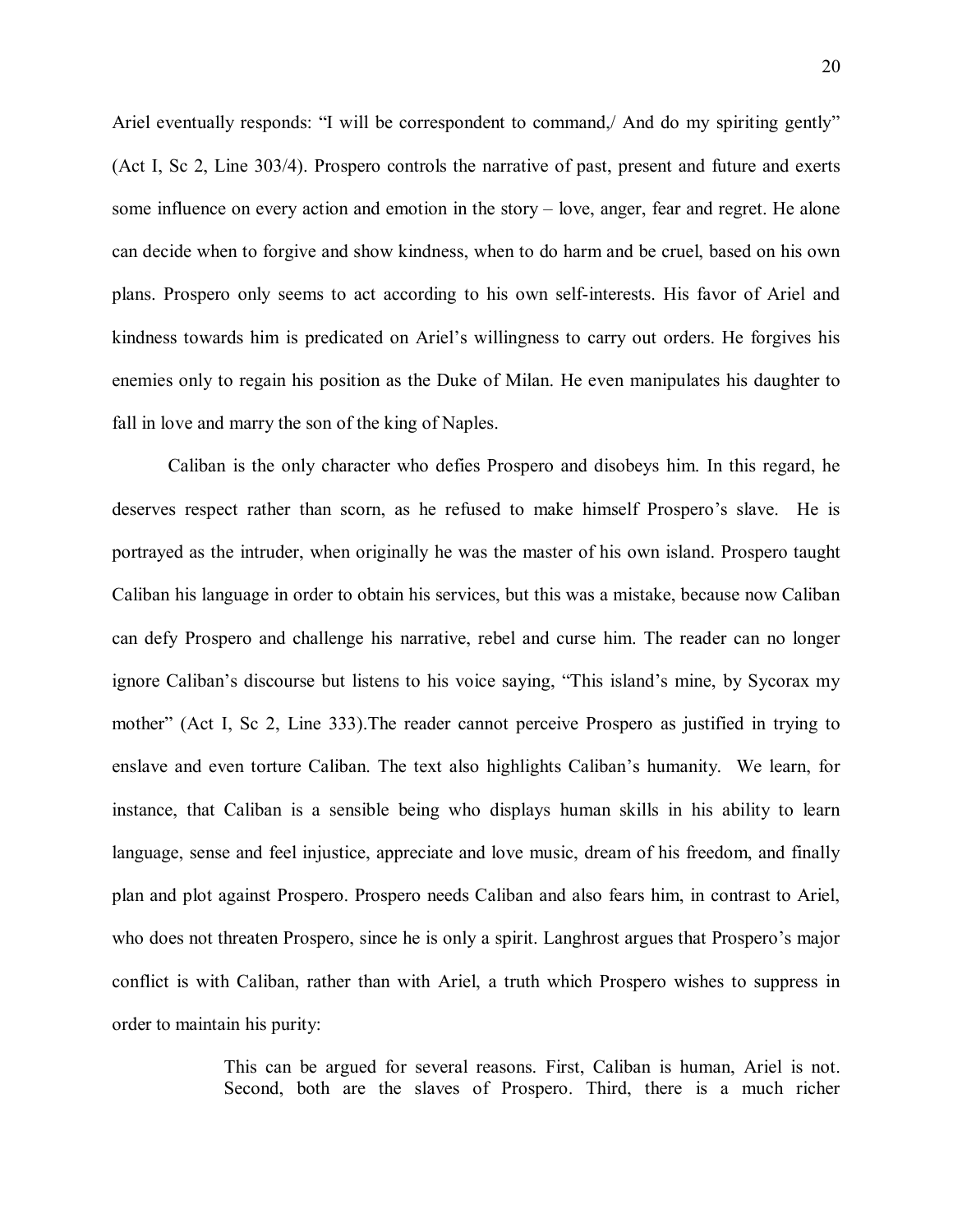Ariel eventually responds: "I will be correspondent to command,/ And do my spiriting gently" (Act I, Sc 2, Line 303/4). Prospero controls the narrative of past, present and future and exerts some influence on every action and emotion in the story – love, anger, fear and regret. He alone can decide when to forgive and show kindness, when to do harm and be cruel, based on his own plans. Prospero only seems to act according to his own self-interests. His favor of Ariel and kindness towards him is predicated on Ariel's willingness to carry out orders. He forgives his enemies only to regain his position as the Duke of Milan. He even manipulates his daughter to fall in love and marry the son of the king of Naples.

Caliban is the only character who defies Prospero and disobeys him. In this regard, he deserves respect rather than scorn, as he refused to make himself Prospero's slave. He is portrayed as the intruder, when originally he was the master of his own island. Prospero taught Caliban his language in order to obtain his services, but this was a mistake, because now Caliban can defy Prospero and challenge his narrative, rebel and curse him. The reader can no longer ignore Caliban's discourse but listens to his voice saying, "This island's mine, by Sycorax my mother" (Act I, Sc 2, Line 333).The reader cannot perceive Prospero as justified in trying to enslave and even torture Caliban. The text also highlights Caliban's humanity. We learn, for instance, that Caliban is a sensible being who displays human skills in his ability to learn language, sense and feel injustice, appreciate and love music, dream of his freedom, and finally plan and plot against Prospero. Prospero needs Caliban and also fears him, in contrast to Ariel, who does not threaten Prospero, since he is only a spirit. Langhrost argues that Prospero's major conflict is with Caliban, rather than with Ariel, a truth which Prospero wishes to suppress in order to maintain his purity:

> This can be argued for several reasons. First, Caliban is human, Ariel is not. Second, both are the slaves of Prospero. Third, there is a much richer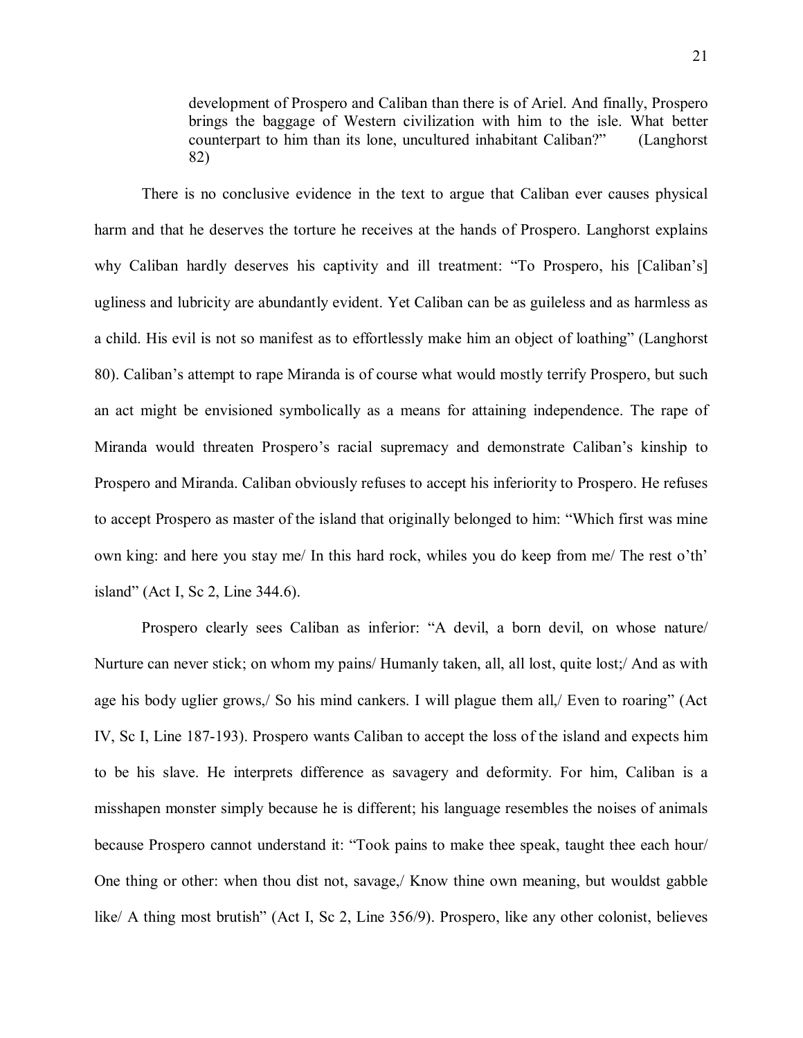> development of Prospero and Caliban than there is of Ariel. And finally, Prospero brings the baggage of Western civilization with him to the isle. What better counterpart to him than its lone, uncultured inhabitant Caliban?" (Langhorst 82)

There is no conclusive evidence in the text to argue that Caliban ever causes physical harm and that he deserves the torture he receives at the hands of Prospero. Langhorst explains why Caliban hardly deserves his captivity and ill treatment: "To Prospero, his [Caliban's] ugliness and lubricity are abundantly evident. Yet Caliban can be as guileless and as harmless as a child. His evil is not so manifest as to effortlessly make him an object of loathing" (Langhorst 80). Caliban's attempt to rape Miranda is of course what would mostly terrify Prospero, but such an act might be envisioned symbolically as a means for attaining independence. The rape of Miranda would threaten Prospero's racial supremacy and demonstrate Caliban's kinship to Prospero and Miranda. Caliban obviously refuses to accept his inferiority to Prospero. He refuses to accept Prospero as master of the island that originally belonged to him: "Which first was mine own king: and here you stay me/ In this hard rock, whiles you do keep from me/ The rest o'th' island" (Act I, Sc 2, Line 344.6).

Prospero clearly sees Caliban as inferior: "A devil, a born devil, on whose nature/ Nurture can never stick; on whom my pains/ Humanly taken, all, all lost, quite lost;/ And as with age his body uglier grows,/ So his mind cankers. I will plague them all,/ Even to roaring" (Act IV, Sc I, Line 187-193). Prospero wants Caliban to accept the loss of the island and expects him to be his slave. He interprets difference as savagery and deformity. For him, Caliban is a misshapen monster simply because he is different; his language resembles the noises of animals because Prospero cannot understand it: "Took pains to make thee speak, taught thee each hour/ One thing or other: when thou dist not, savage,/ Know thine own meaning, but wouldst gabble like/ A thing most brutish" (Act I, Sc 2, Line 356/9). Prospero, like any other colonist, believes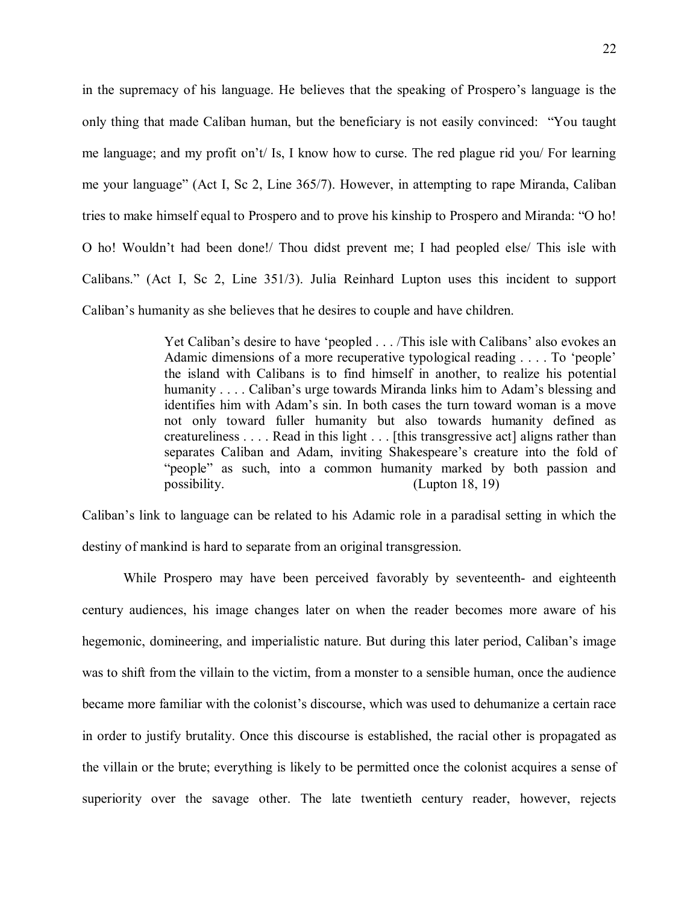in the supremacy of his language. He believes that the speaking of Prospero's language is the only thing that made Caliban human, but the beneficiary is not easily convinced: "You taught me language; and my profit on't/ Is, I know how to curse. The red plague rid you/ For learning me your language" (Act I, Sc 2, Line 365/7). However, in attempting to rape Miranda, Caliban tries to make himself equal to Prospero and to prove his kinship to Prospero and Miranda: "O ho! O ho! Wouldn't had been done!/ Thou didst prevent me; I had peopled else/ This isle with Calibans." (Act I, Sc 2, Line 351/3). Julia Reinhard Lupton uses this incident to support Caliban's humanity as she believes that he desires to couple and have children.

> Yet Caliban's desire to have 'peopled . . . /This isle with Calibans' also evokes an Adamic dimensions of a more recuperative typological reading . . . . To 'people' the island with Calibans is to find himself in another, to realize his potential humanity . . . . Caliban's urge towards Miranda links him to Adam's blessing and identifies him with Adam's sin. In both cases the turn toward woman is a move not only toward fuller humanity but also towards humanity defined as creatureliness . . . . Read in this light . . . [this transgressive act] aligns rather than separates Caliban and Adam, inviting Shakespeare's creature into the fold of "people" as such, into a common humanity marked by both passion and possibility. (Lupton 18, 19)

Caliban's link to language can be related to his Adamic role in a paradisal setting in which the destiny of mankind is hard to separate from an original transgression.

While Prospero may have been perceived favorably by seventeenth- and eighteenth century audiences, his image changes later on when the reader becomes more aware of his hegemonic, domineering, and imperialistic nature. But during this later period, Caliban's image was to shift from the villain to the victim, from a monster to a sensible human, once the audience became more familiar with the colonist's discourse, which was used to dehumanize a certain race in order to justify brutality. Once this discourse is established, the racial other is propagated as the villain or the brute; everything is likely to be permitted once the colonist acquires a sense of superiority over the savage other. The late twentieth century reader, however, rejects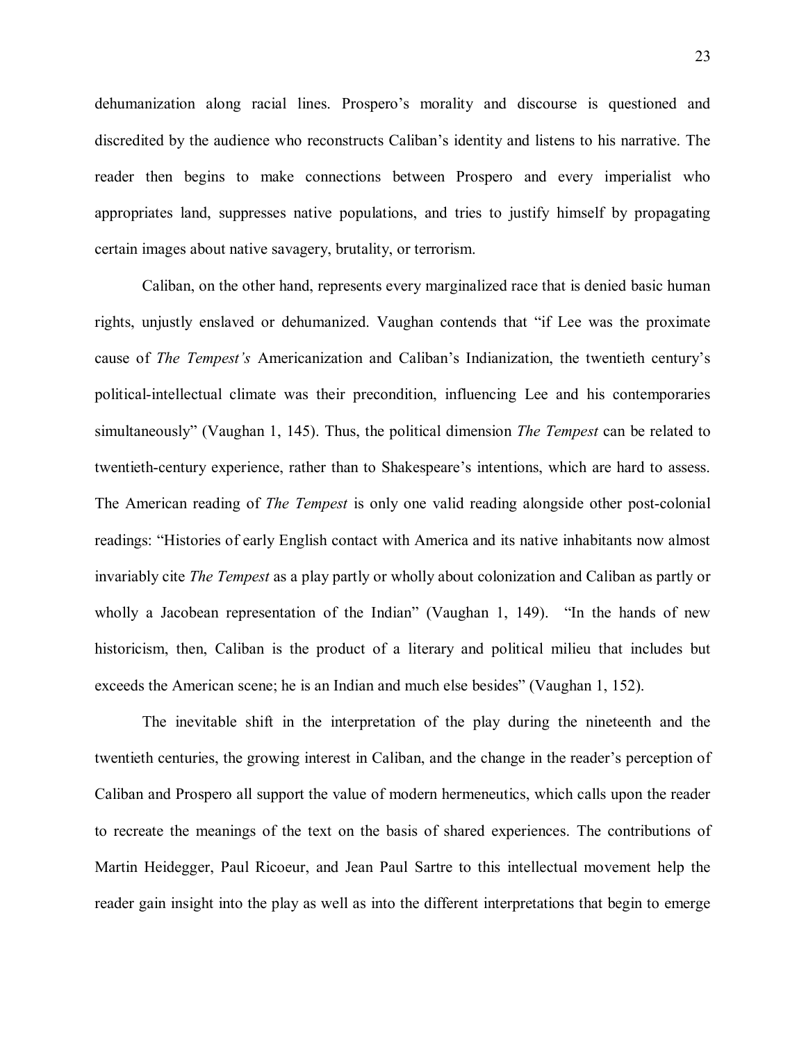dehumanization along racial lines. Prospero's morality and discourse is questioned and discredited by the audience who reconstructs Caliban's identity and listens to his narrative. The reader then begins to make connections between Prospero and every imperialist who appropriates land, suppresses native populations, and tries to justify himself by propagating certain images about native savagery, brutality, or terrorism.

Caliban, on the other hand, represents every marginalized race that is denied basic human rights, unjustly enslaved or dehumanized. Vaughan contends that "if Lee was the proximate cause of *The Tempest's* Americanization and Caliban's Indianization, the twentieth century's political-intellectual climate was their precondition, influencing Lee and his contemporaries simultaneously" (Vaughan 1, 145). Thus, the political dimension *The Tempest* can be related to twentieth-century experience, rather than to Shakespeare's intentions, which are hard to assess. The American reading of *The Tempest* is only one valid reading alongside other post-colonial readings: "Histories of early English contact with America and its native inhabitants now almost invariably cite *The Tempest* as a play partly or wholly about colonization and Caliban as partly or wholly a Jacobean representation of the Indian" (Vaughan 1, 149). "In the hands of new historicism, then, Caliban is the product of a literary and political milieu that includes but exceeds the American scene; he is an Indian and much else besides" (Vaughan 1, 152).

The inevitable shift in the interpretation of the play during the nineteenth and the twentieth centuries, the growing interest in Caliban, and the change in the reader's perception of Caliban and Prospero all support the value of modern hermeneutics, which calls upon the reader to recreate the meanings of the text on the basis of shared experiences. The contributions of Martin Heidegger, Paul Ricoeur, and Jean Paul Sartre to this intellectual movement help the reader gain insight into the play as well as into the different interpretations that begin to emerge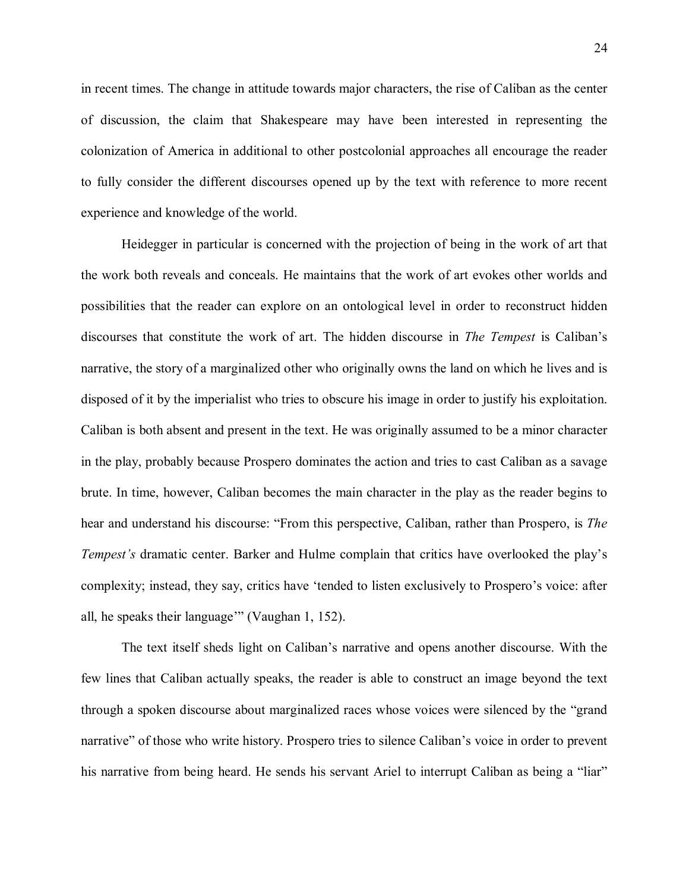in recent times. The change in attitude towards major characters, the rise of Caliban as the center of discussion, the claim that Shakespeare may have been interested in representing the colonization of America in additional to other postcolonial approaches all encourage the reader to fully consider the different discourses opened up by the text with reference to more recent experience and knowledge of the world.

Heidegger in particular is concerned with the projection of being in the work of art that the work both reveals and conceals. He maintains that the work of art evokes other worlds and possibilities that the reader can explore on an ontological level in order to reconstruct hidden discourses that constitute the work of art. The hidden discourse in *The Tempest* is Caliban's narrative, the story of a marginalized other who originally owns the land on which he lives and is disposed of it by the imperialist who tries to obscure his image in order to justify his exploitation. Caliban is both absent and present in the text. He was originally assumed to be a minor character in the play, probably because Prospero dominates the action and tries to cast Caliban as a savage brute. In time, however, Caliban becomes the main character in the play as the reader begins to hear and understand his discourse: "From this perspective, Caliban, rather than Prospero, is *The Tempest's* dramatic center. Barker and Hulme complain that critics have overlooked the play's complexity; instead, they say, critics have 'tended to listen exclusively to Prospero's voice: after all, he speaks their language'" (Vaughan 1, 152).

The text itself sheds light on Caliban's narrative and opens another discourse. With the few lines that Caliban actually speaks, the reader is able to construct an image beyond the text through a spoken discourse about marginalized races whose voices were silenced by the "grand narrative" of those who write history. Prospero tries to silence Caliban's voice in order to prevent his narrative from being heard. He sends his servant Ariel to interrupt Caliban as being a "liar"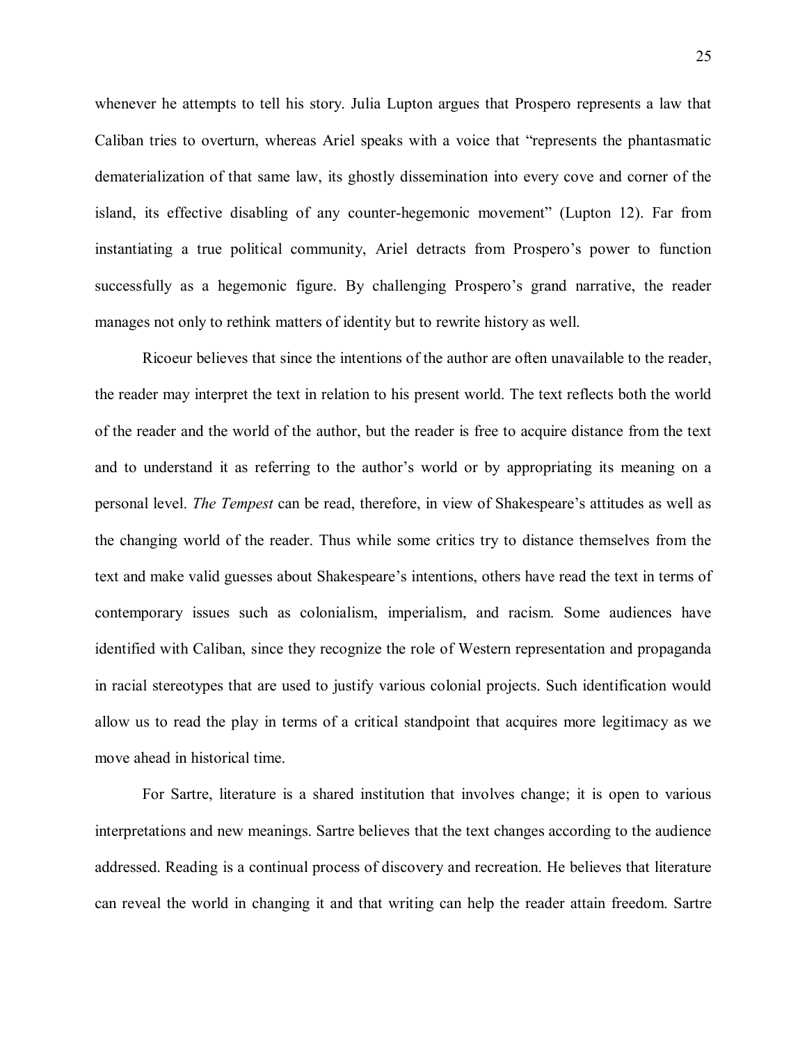whenever he attempts to tell his story. Julia Lupton argues that Prospero represents a law that Caliban tries to overturn, whereas Ariel speaks with a voice that "represents the phantasmatic dematerialization of that same law, its ghostly dissemination into every cove and corner of the island, its effective disabling of any counter-hegemonic movement" (Lupton 12). Far from instantiating a true political community, Ariel detracts from Prospero's power to function successfully as a hegemonic figure. By challenging Prospero's grand narrative, the reader manages not only to rethink matters of identity but to rewrite history as well.

Ricoeur believes that since the intentions of the author are often unavailable to the reader, the reader may interpret the text in relation to his present world. The text reflects both the world of the reader and the world of the author, but the reader is free to acquire distance from the text and to understand it as referring to the author's world or by appropriating its meaning on a personal level. *The Tempest* can be read, therefore, in view of Shakespeare's attitudes as well as the changing world of the reader. Thus while some critics try to distance themselves from the text and make valid guesses about Shakespeare's intentions, others have read the text in terms of contemporary issues such as colonialism, imperialism, and racism. Some audiences have identified with Caliban, since they recognize the role of Western representation and propaganda in racial stereotypes that are used to justify various colonial projects. Such identification would allow us to read the play in terms of a critical standpoint that acquires more legitimacy as we move ahead in historical time.

For Sartre, literature is a shared institution that involves change; it is open to various interpretations and new meanings. Sartre believes that the text changes according to the audience addressed. Reading is a continual process of discovery and recreation. He believes that literature can reveal the world in changing it and that writing can help the reader attain freedom. Sartre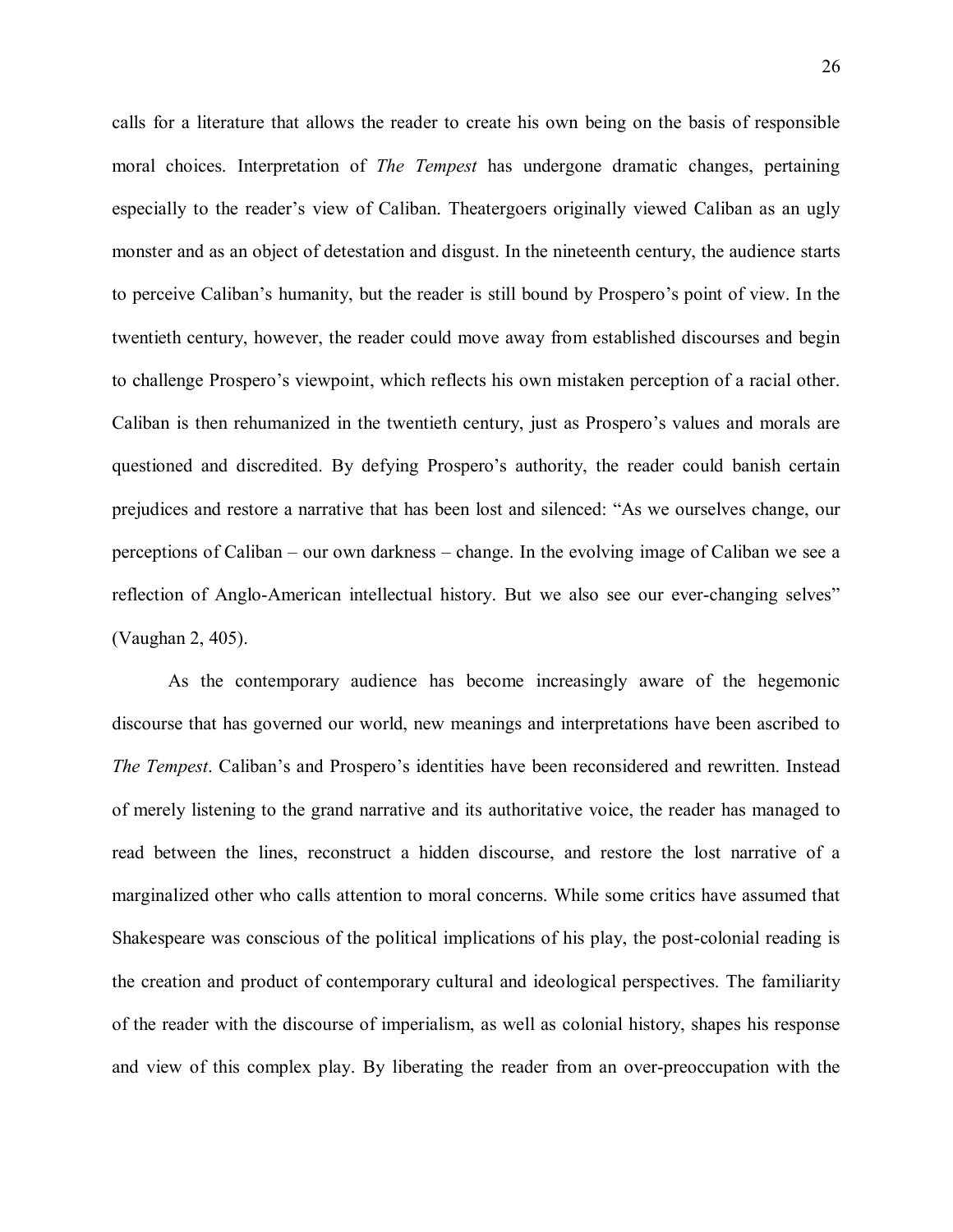calls for a literature that allows the reader to create his own being on the basis of responsible moral choices. Interpretation of *The Tempest* has undergone dramatic changes, pertaining especially to the reader's view of Caliban. Theatergoers originally viewed Caliban as an ugly monster and as an object of detestation and disgust. In the nineteenth century, the audience starts to perceive Caliban's humanity, but the reader is still bound by Prospero's point of view. In the twentieth century, however, the reader could move away from established discourses and begin to challenge Prospero's viewpoint, which reflects his own mistaken perception of a racial other. Caliban is then rehumanized in the twentieth century, just as Prospero's values and morals are questioned and discredited. By defying Prospero's authority, the reader could banish certain prejudices and restore a narrative that has been lost and silenced: "As we ourselves change, our perceptions of Caliban – our own darkness – change. In the evolving image of Caliban we see a reflection of Anglo-American intellectual history. But we also see our ever-changing selves" (Vaughan 2, 405).

As the contemporary audience has become increasingly aware of the hegemonic discourse that has governed our world, new meanings and interpretations have been ascribed to *The Tempest*. Caliban's and Prospero's identities have been reconsidered and rewritten. Instead of merely listening to the grand narrative and its authoritative voice, the reader has managed to read between the lines, reconstruct a hidden discourse, and restore the lost narrative of a marginalized other who calls attention to moral concerns. While some critics have assumed that Shakespeare was conscious of the political implications of his play, the post-colonial reading is the creation and product of contemporary cultural and ideological perspectives. The familiarity of the reader with the discourse of imperialism, as well as colonial history, shapes his response and view of this complex play. By liberating the reader from an over-preoccupation with the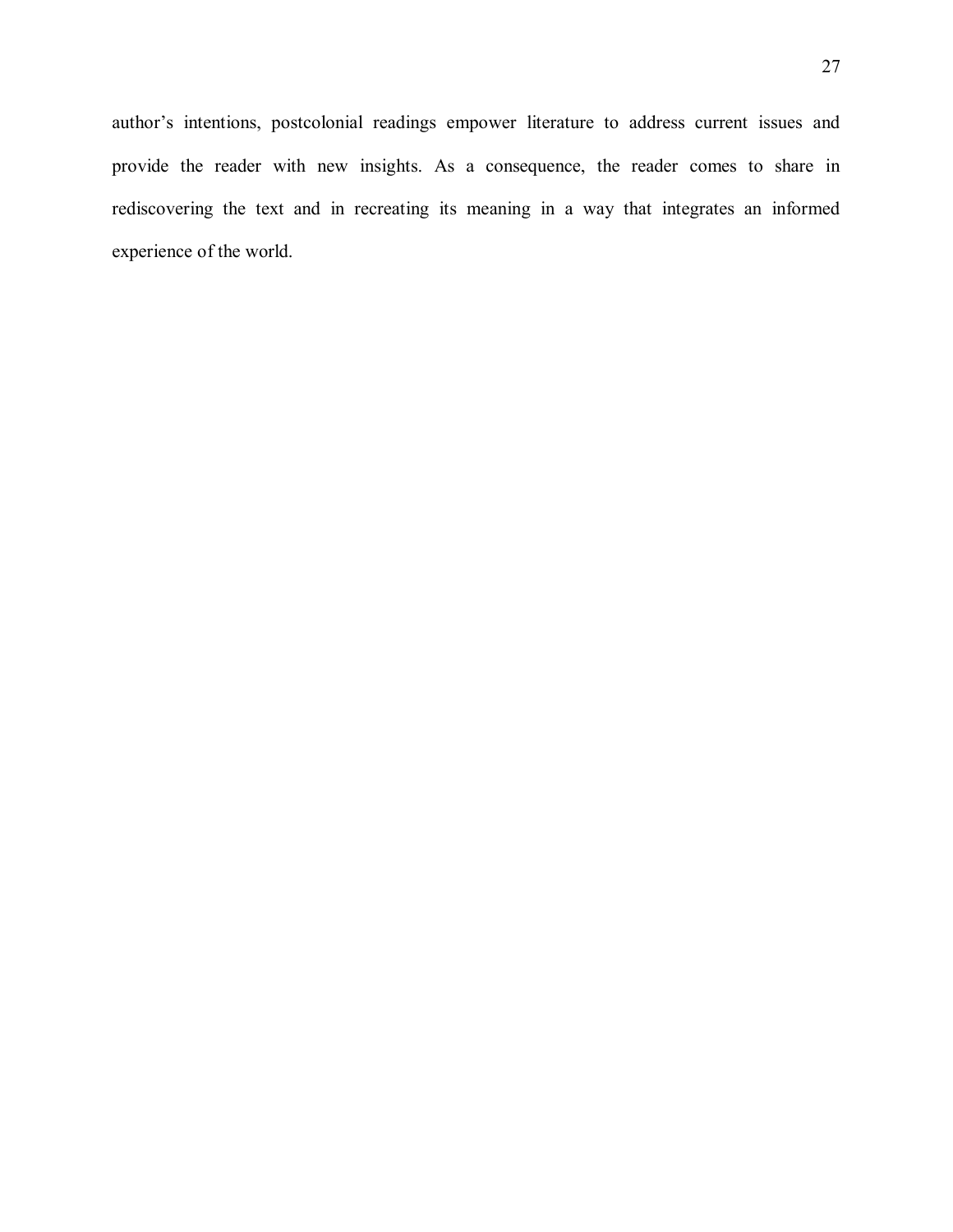author’s intentions, postcolonial readings empower literature to address current issues and provide the reader with new insights. As a consequence, the reader comes to share in rediscovering the text and in recreating its meaning in a way that integrates an informed experience of the world.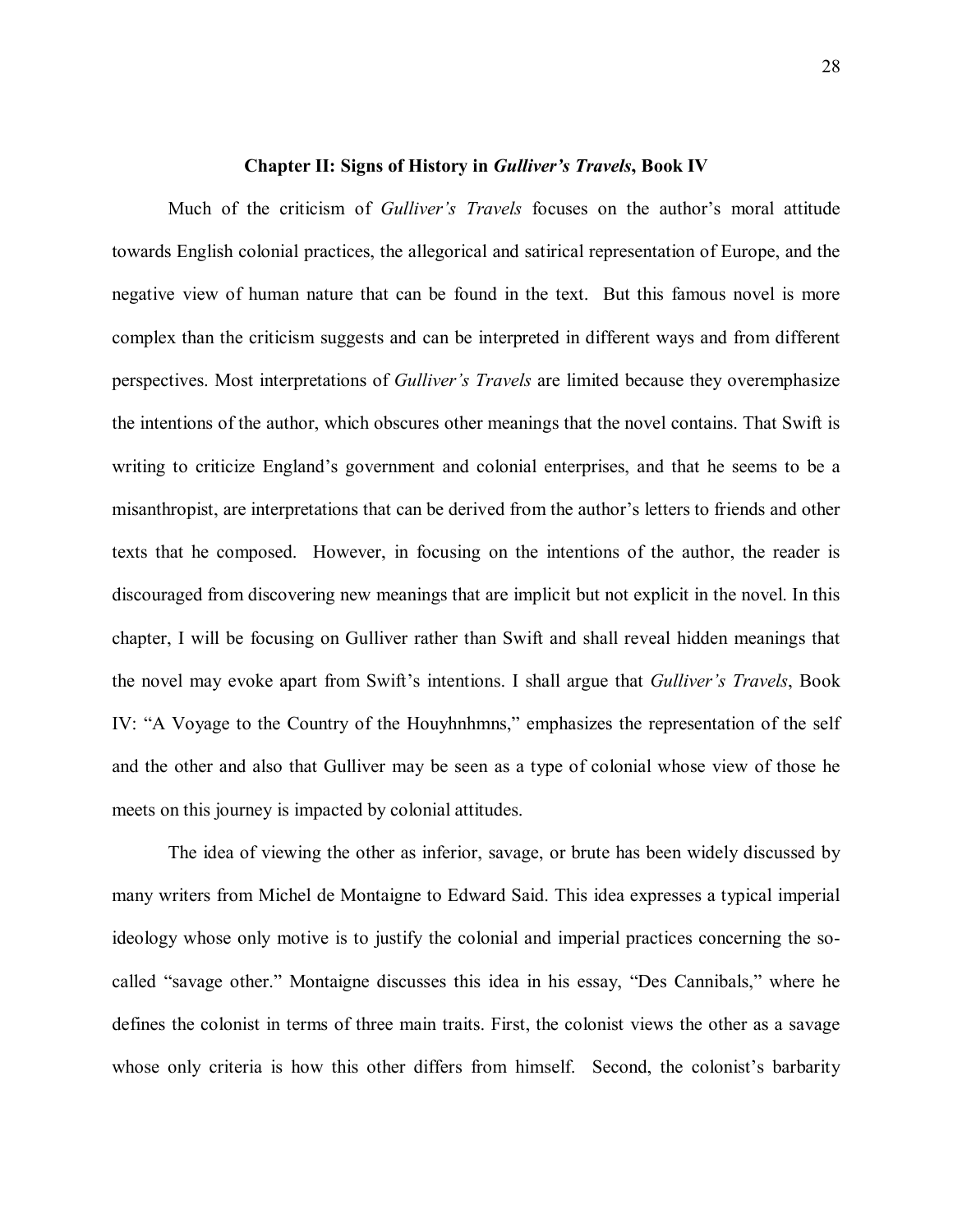## Chapter II: Signs of History in *Gulliver's Travels*, Book IV

Much of the criticism of *Gulliver's Travels* focuses on the author's moral attitude towards English colonial practices, the allegorical and satirical representation of Europe, and the negative view of human nature that can be found in the text. But this famous novel is more complex than the criticism suggests and can be interpreted in different ways and from different perspectives. Most interpretations of *Gulliver's Travels* are limited because they overemphasize the intentions of the author, which obscures other meanings that the novel contains. That Swift is writing to criticize England's government and colonial enterprises, and that he seems to be a misanthropist, are interpretations that can be derived from the author's letters to friends and other texts that he composed. However, in focusing on the intentions of the author, the reader is discouraged from discovering new meanings that are implicit but not explicit in the novel. In this chapter, I will be focusing on Gulliver rather than Swift and shall reveal hidden meanings that the novel may evoke apart from Swift's intentions. I shall argue that *Gulliver's Travels*, Book IV: "A Voyage to the Country of the Houyhnhmns," emphasizes the representation of the self and the other and also that Gulliver may be seen as a type of colonial whose view of those he meets on this journey is impacted by colonial attitudes.

The idea of viewing the other as inferior, savage, or brute has been widely discussed by many writers from Michel de Montaigne to Edward Said. This idea expresses a typical imperial ideology whose only motive is to justify the colonial and imperial practices concerning the so-called "savage other." Montaigne discusses this idea in his essay, "Des Cannibals," where he defines the colonist in terms of three main traits. First, the colonist views the other as a savage whose only criteria is how this other differs from himself. Second, the colonist's barbarity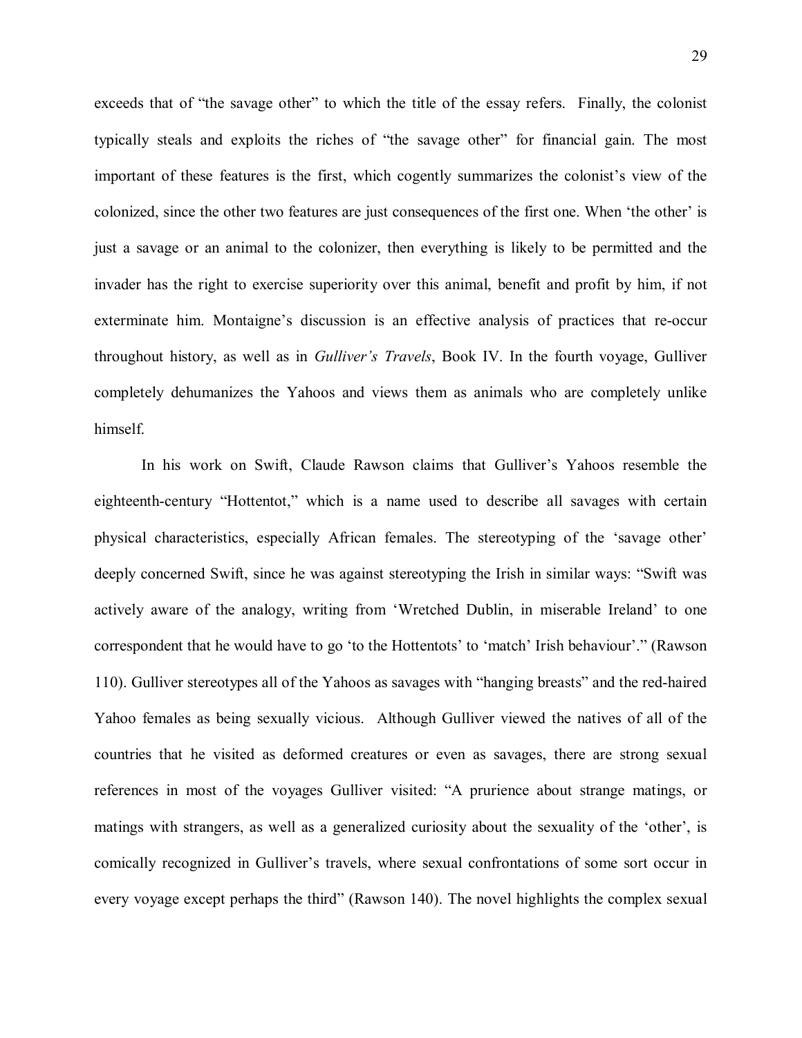exceeds that of "the savage other" to which the title of the essay refers. Finally, the colonist typically steals and exploits the riches of "the savage other" for financial gain. The most important of these features is the first, which cogently summarizes the colonist's view of the colonized, since the other two features are just consequences of the first one. When 'the other' is just a savage or an animal to the colonizer, then everything is likely to be permitted and the invader has the right to exercise superiority over this animal, benefit and profit by him, if not exterminate him. Montaigne's discussion is an effective analysis of practices that re-occur throughout history, as well as in *Gulliver's Travels*, Book IV. In the fourth voyage, Gulliver completely dehumanizes the Yahoos and views them as animals who are completely unlike himself.

In his work on Swift, Claude Rawson claims that Gulliver's Yahoos resemble the eighteenth-century "Hottentot," which is a name used to describe all savages with certain physical characteristics, especially African females. The stereotyping of the 'savage other' deeply concerned Swift, since he was against stereotyping the Irish in similar ways: "Swift was actively aware of the analogy, writing from 'Wretched Dublin, in miserable Ireland' to one correspondent that he would have to go 'to the Hottentots' to 'match' Irish behaviour'." (Rawson 110). Gulliver stereotypes all of the Yahoos as savages with "hanging breasts" and the red-haired Yahoo females as being sexually vicious. Although Gulliver viewed the natives of all of the countries that he visited as deformed creatures or even as savages, there are strong sexual references in most of the voyages Gulliver visited: "A prurience about strange matings, or matings with strangers, as well as a generalized curiosity about the sexuality of the 'other', is comically recognized in Gulliver's travels, where sexual confrontations of some sort occur in every voyage except perhaps the third" (Rawson 140). The novel highlights the complex sexual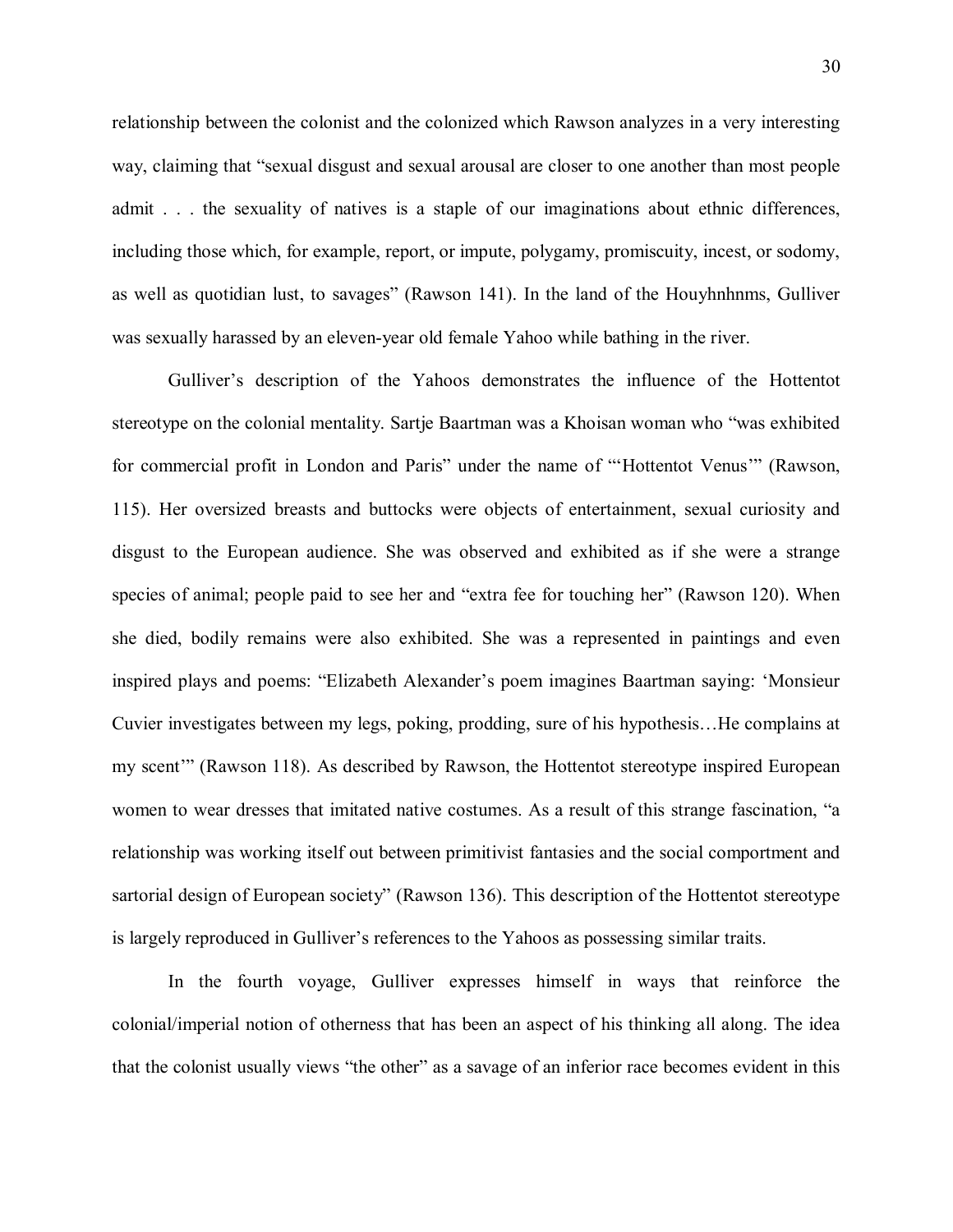relationship between the colonist and the colonized which Rawson analyzes in a very interesting way, claiming that "sexual disgust and sexual arousal are closer to one another than most people admit . . . the sexuality of natives is a staple of our imaginations about ethnic differences, including those which, for example, report, or impute, polygamy, promiscuity, incest, or sodomy, as well as quotidian lust, to savages" (Rawson 141). In the land of the Houyhnhnms, Gulliver was sexually harassed by an eleven-year old female Yahoo while bathing in the river.

Gulliver's description of the Yahoos demonstrates the influence of the Hottentot stereotype on the colonial mentality. Sartje Baartman was a Khoisan woman who "was exhibited for commercial profit in London and Paris" under the name of "'Hottentot Venus'" (Rawson, 115). Her oversized breasts and buttocks were objects of entertainment, sexual curiosity and disgust to the European audience. She was observed and exhibited as if she were a strange species of animal; people paid to see her and "extra fee for touching her" (Rawson 120). When she died, bodily remains were also exhibited. She was a represented in paintings and even inspired plays and poems: "Elizabeth Alexander's poem imagines Baartman saying: 'Monsieur Cuvier investigates between my legs, poking, prodding, sure of his hypothesis…He complains at my scent'" (Rawson 118). As described by Rawson, the Hottentot stereotype inspired European women to wear dresses that imitated native costumes. As a result of this strange fascination, "a relationship was working itself out between primitivist fantasies and the social comportment and sartorial design of European society" (Rawson 136). This description of the Hottentot stereotype is largely reproduced in Gulliver's references to the Yahoos as possessing similar traits.

In the fourth voyage, Gulliver expresses himself in ways that reinforce the colonial/imperial notion of otherness that has been an aspect of his thinking all along. The idea that the colonist usually views "the other" as a savage of an inferior race becomes evident in this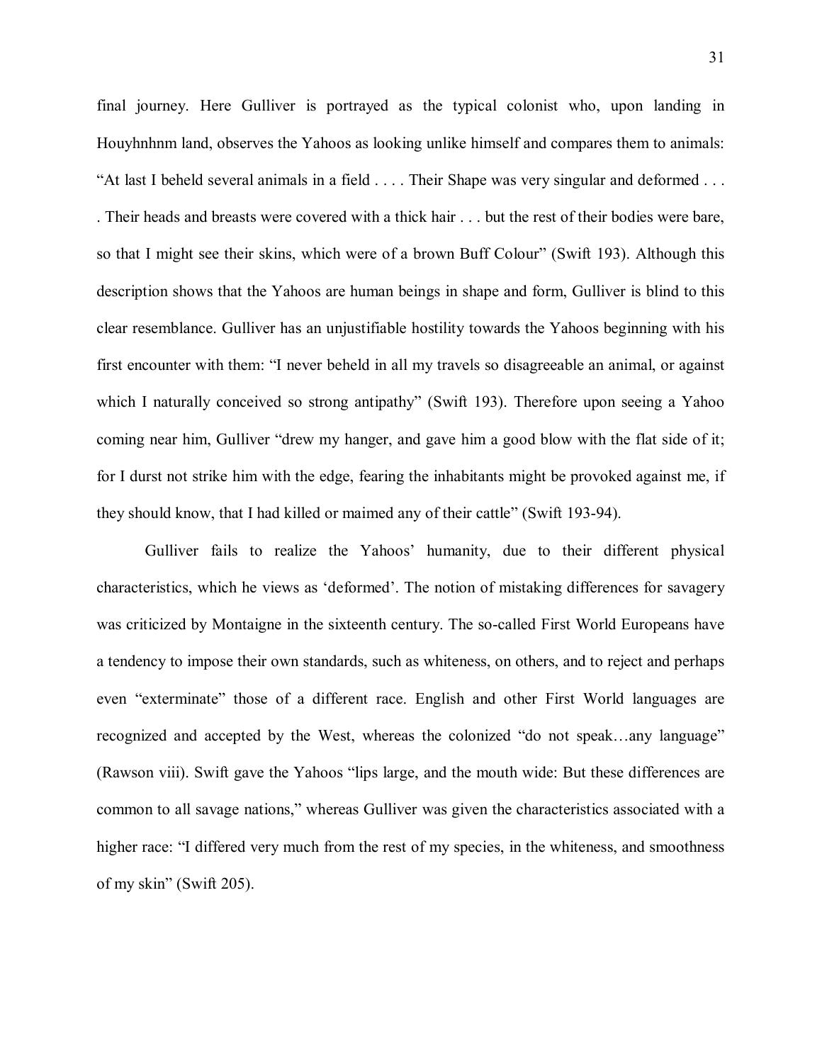final journey. Here Gulliver is portrayed as the typical colonist who, upon landing in Houyhnhnm land, observes the Yahoos as looking unlike himself and compares them to animals: "At last I beheld several animals in a field . . . . Their Shape was very singular and deformed . . . . Their heads and breasts were covered with a thick hair . . . but the rest of their bodies were bare, so that I might see their skins, which were of a brown Buff Colour" (Swift 193). Although this description shows that the Yahoos are human beings in shape and form, Gulliver is blind to this clear resemblance. Gulliver has an unjustifiable hostility towards the Yahoos beginning with his first encounter with them: "I never beheld in all my travels so disagreeable an animal, or against which I naturally conceived so strong antipathy" (Swift 193). Therefore upon seeing a Yahoo coming near him, Gulliver "drew my hanger, and gave him a good blow with the flat side of it; for I durst not strike him with the edge, fearing the inhabitants might be provoked against me, if they should know, that I had killed or maimed any of their cattle" (Swift 193-94).

Gulliver fails to realize the Yahoos' humanity, due to their different physical characteristics, which he views as 'deformed'. The notion of mistaking differences for savagery was criticized by Montaigne in the sixteenth century. The so-called First World Europeans have a tendency to impose their own standards, such as whiteness, on others, and to reject and perhaps even "exterminate" those of a different race. English and other First World languages are recognized and accepted by the West, whereas the colonized "do not speak…any language" (Rawson viii). Swift gave the Yahoos "lips large, and the mouth wide: But these differences are common to all savage nations," whereas Gulliver was given the characteristics associated with a higher race: "I differed very much from the rest of my species, in the whiteness, and smoothness of my skin" (Swift 205).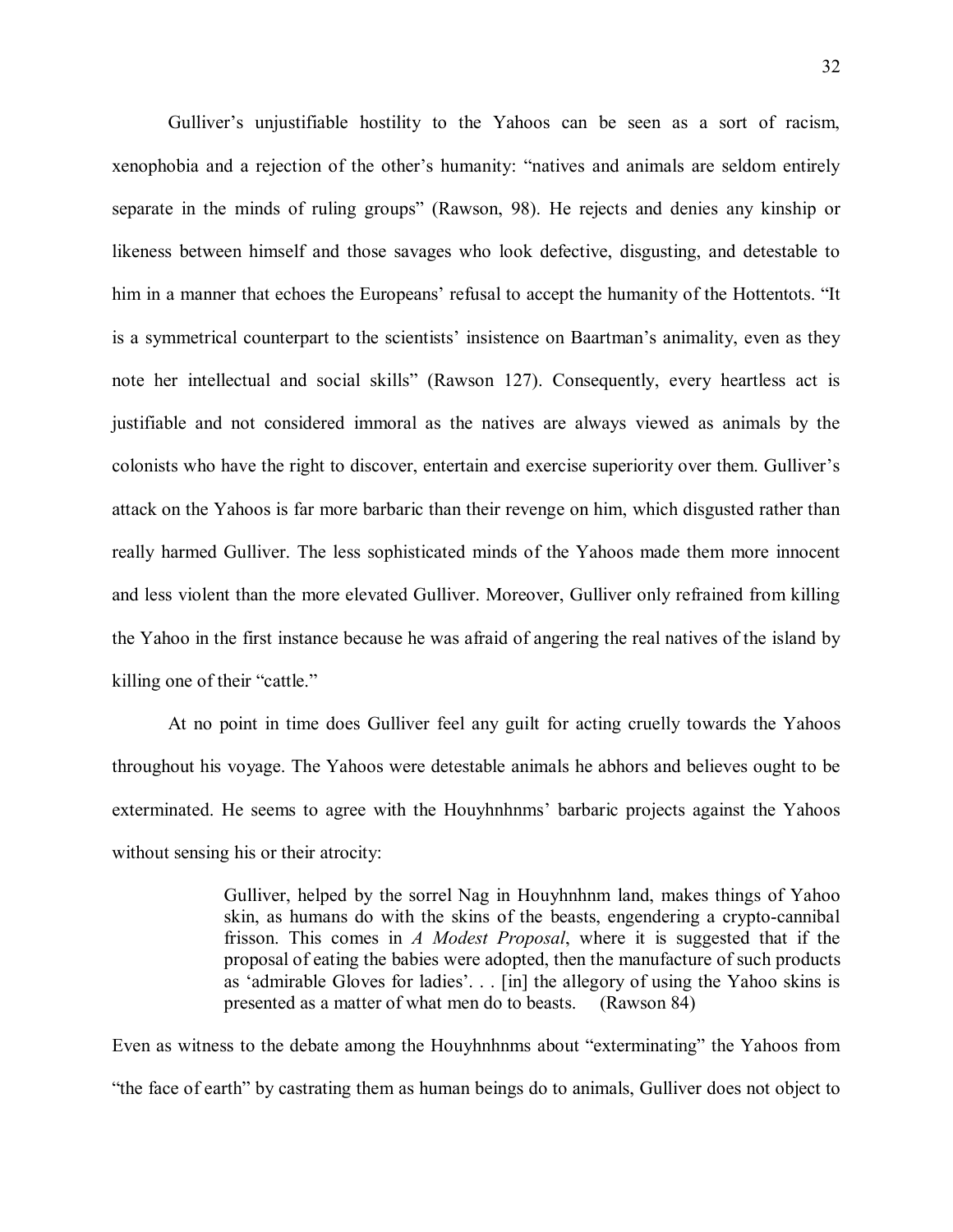Gulliver's unjustifiable hostility to the Yahoos can be seen as a sort of racism, xenophobia and a rejection of the other's humanity: "natives and animals are seldom entirely separate in the minds of ruling groups" (Rawson, 98). He rejects and denies any kinship or likeness between himself and those savages who look defective, disgusting, and detestable to him in a manner that echoes the Europeans' refusal to accept the humanity of the Hottentots. "It is a symmetrical counterpart to the scientists' insistence on Baartman's animality, even as they note her intellectual and social skills" (Rawson 127). Consequently, every heartless act is justifiable and not considered immoral as the natives are always viewed as animals by the colonists who have the right to discover, entertain and exercise superiority over them. Gulliver's attack on the Yahoos is far more barbaric than their revenge on him, which disgusted rather than really harmed Gulliver. The less sophisticated minds of the Yahoos made them more innocent and less violent than the more elevated Gulliver. Moreover, Gulliver only refrained from killing the Yahoo in the first instance because he was afraid of angering the real natives of the island by killing one of their "cattle."

At no point in time does Gulliver feel any guilt for acting cruelly towards the Yahoos throughout his voyage. The Yahoos were detestable animals he abhors and believes ought to be exterminated. He seems to agree with the Houyhnhnms' barbaric projects against the Yahoos without sensing his or their atrocity:

> Gulliver, helped by the sorrel Nag in Houyhnhnm land, makes things of Yahoo skin, as humans do with the skins of the beasts, engendering a crypto-cannibal frisson. This comes in *A Modest Proposal*, where it is suggested that if the proposal of eating the babies were adopted, then the manufacture of such products as 'admirable Gloves for ladies'. . . [in] the allegory of using the Yahoo skins is presented as a matter of what men do to beasts. (Rawson 84)

Even as witness to the debate among the Houyhnhnms about "exterminating" the Yahoos from "the face of earth" by castrating them as human beings do to animals, Gulliver does not object to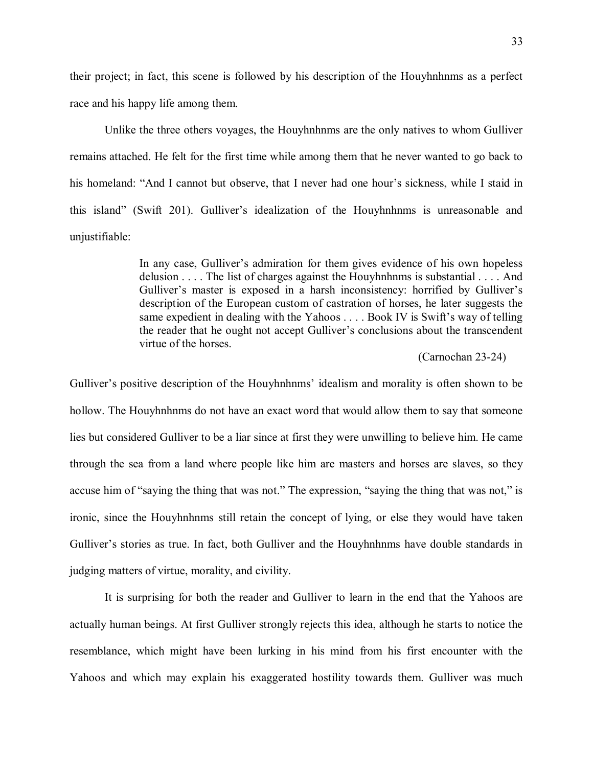their project; in fact, this scene is followed by his description of the Houyhnhnms as a perfect race and his happy life among them.

Unlike the three others voyages, the Houyhnhnms are the only natives to whom Gulliver remains attached. He felt for the first time while among them that he never wanted to go back to his homeland: "And I cannot but observe, that I never had one hour's sickness, while I staid in this island" (Swift 201). Gulliver's idealization of the Houyhnhnms is unreasonable and unjustifiable:

> In any case, Gulliver's admiration for them gives evidence of his own hopeless delusion . . . . The list of charges against the Houyhnhnms is substantial . . . . And Gulliver's master is exposed in a harsh inconsistency: horrified by Gulliver's description of the European custom of castration of horses, he later suggests the same expedient in dealing with the Yahoos . . . . Book IV is Swift's way of telling the reader that he ought not accept Gulliver's conclusions about the transcendent virtue of the horses.
>
> (Carnochan 23-24)

Gulliver's positive description of the Houyhnhnms' idealism and morality is often shown to be hollow. The Houyhnhnms do not have an exact word that would allow them to say that someone lies but considered Gulliver to be a liar since at first they were unwilling to believe him. He came through the sea from a land where people like him are masters and horses are slaves, so they accuse him of "saying the thing that was not." The expression, "saying the thing that was not," is ironic, since the Houyhnhnms still retain the concept of lying, or else they would have taken Gulliver's stories as true. In fact, both Gulliver and the Houyhnhnms have double standards in judging matters of virtue, morality, and civility.

It is surprising for both the reader and Gulliver to learn in the end that the Yahoos are actually human beings. At first Gulliver strongly rejects this idea, although he starts to notice the resemblance, which might have been lurking in his mind from his first encounter with the Yahoos and which may explain his exaggerated hostility towards them. Gulliver was much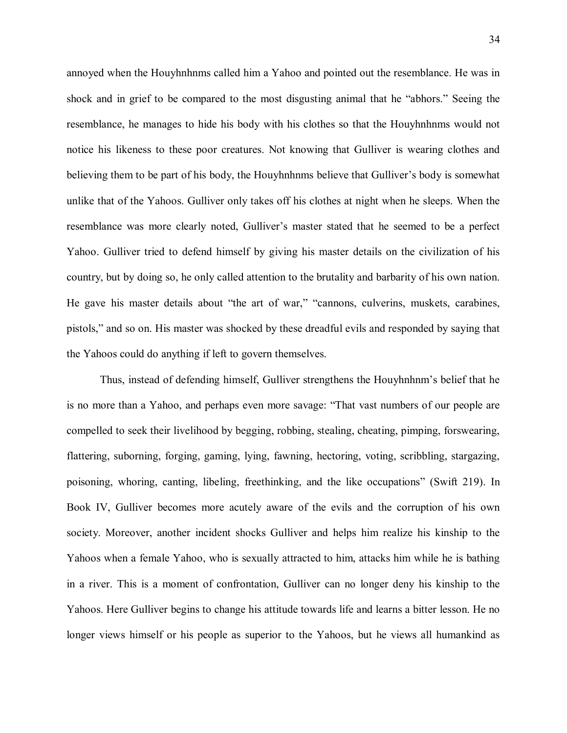annoyed when the Houyhnhnms called him a Yahoo and pointed out the resemblance. He was in shock and in grief to be compared to the most disgusting animal that he "abhors." Seeing the resemblance, he manages to hide his body with his clothes so that the Houyhnhnms would not notice his likeness to these poor creatures. Not knowing that Gulliver is wearing clothes and believing them to be part of his body, the Houyhnhnms believe that Gulliver's body is somewhat unlike that of the Yahoos. Gulliver only takes off his clothes at night when he sleeps. When the resemblance was more clearly noted, Gulliver's master stated that he seemed to be a perfect Yahoo. Gulliver tried to defend himself by giving his master details on the civilization of his country, but by doing so, he only called attention to the brutality and barbarity of his own nation. He gave his master details about "the art of war," "cannons, culverins, muskets, carabines, pistols," and so on. His master was shocked by these dreadful evils and responded by saying that the Yahoos could do anything if left to govern themselves.

Thus, instead of defending himself, Gulliver strengthens the Houyhnhnm's belief that he is no more than a Yahoo, and perhaps even more savage: "That vast numbers of our people are compelled to seek their livelihood by begging, robbing, stealing, cheating, pimping, forswearing, flattering, suborning, forging, gaming, lying, fawning, hectoring, voting, scribbling, stargazing, poisoning, whoring, canting, libeling, freethinking, and the like occupations" (Swift 219). In Book IV, Gulliver becomes more acutely aware of the evils and the corruption of his own society. Moreover, another incident shocks Gulliver and helps him realize his kinship to the Yahoos when a female Yahoo, who is sexually attracted to him, attacks him while he is bathing in a river. This is a moment of confrontation, Gulliver can no longer deny his kinship to the Yahoos. Here Gulliver begins to change his attitude towards life and learns a bitter lesson. He no longer views himself or his people as superior to the Yahoos, but he views all humankind as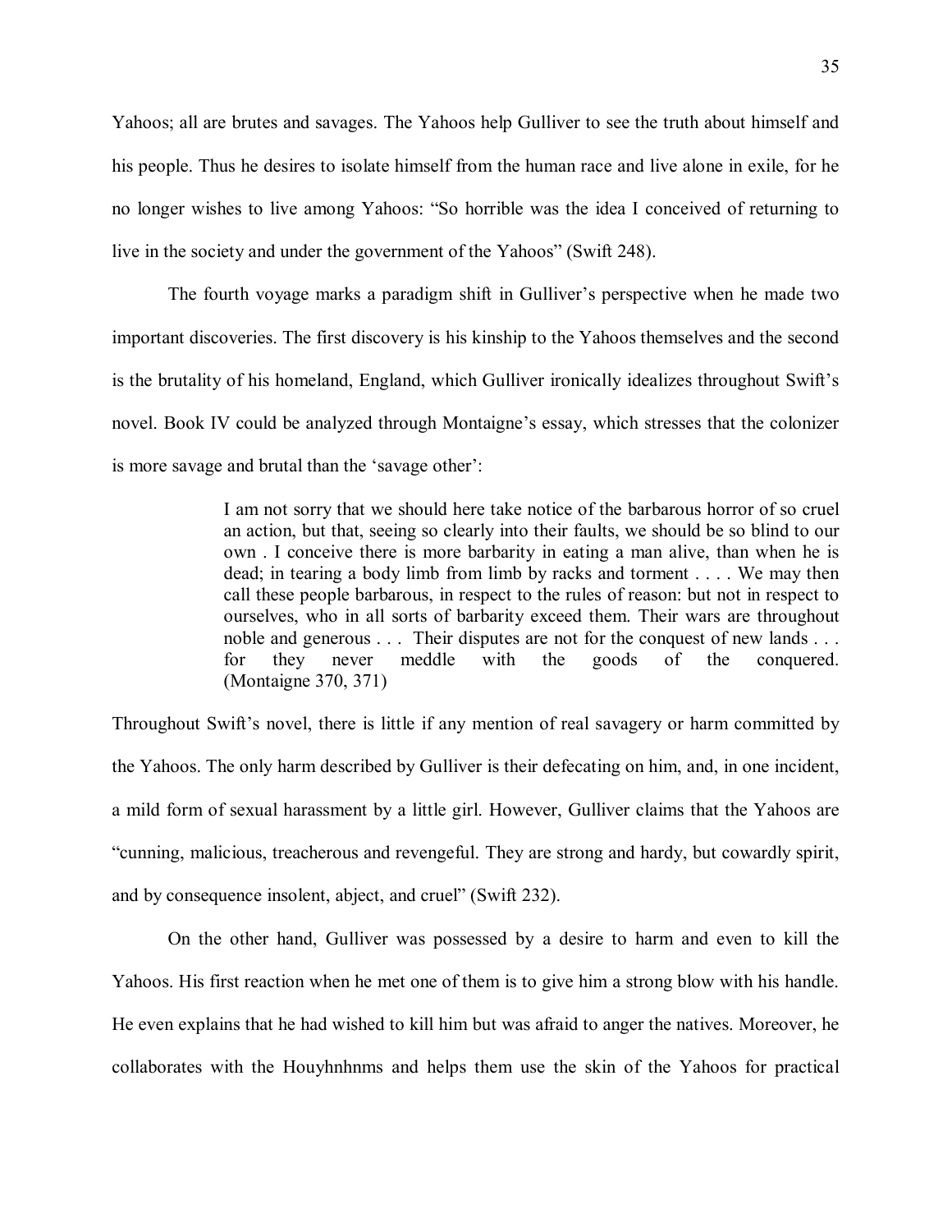Yahoos; all are brutes and savages. The Yahoos help Gulliver to see the truth about himself and his people. Thus he desires to isolate himself from the human race and live alone in exile, for he no longer wishes to live among Yahoos: "So horrible was the idea I conceived of returning to live in the society and under the government of the Yahoos" (Swift 248).

The fourth voyage marks a paradigm shift in Gulliver's perspective when he made two important discoveries. The first discovery is his kinship to the Yahoos themselves and the second is the brutality of his homeland, England, which Gulliver ironically idealizes throughout Swift's novel. Book IV could be analyzed through Montaigne's essay, which stresses that the colonizer is more savage and brutal than the 'savage other':

> I am not sorry that we should here take notice of the barbarous horror of so cruel an action, but that, seeing so clearly into their faults, we should be so blind to our own . I conceive there is more barbarity in eating a man alive, than when he is dead; in tearing a body limb from limb by racks and torment . . . . We may then call these people barbarous, in respect to the rules of reason: but not in respect to ourselves, who in all sorts of barbarity exceed them. Their wars are throughout noble and generous . . . Their disputes are not for the conquest of new lands . . . for they never meddle with the goods of the conquered. (Montaigne 370, 371)

Throughout Swift's novel, there is little if any mention of real savagery or harm committed by the Yahoos. The only harm described by Gulliver is their defecating on him, and, in one incident, a mild form of sexual harassment by a little girl. However, Gulliver claims that the Yahoos are "cunning, malicious, treacherous and revengeful. They are strong and hardy, but cowardly spirit, and by consequence insolent, abject, and cruel" (Swift 232).

On the other hand, Gulliver was possessed by a desire to harm and even to kill the Yahoos. His first reaction when he met one of them is to give him a strong blow with his handle. He even explains that he had wished to kill him but was afraid to anger the natives. Moreover, he collaborates with the Houyhnhnms and helps them use the skin of the Yahoos for practical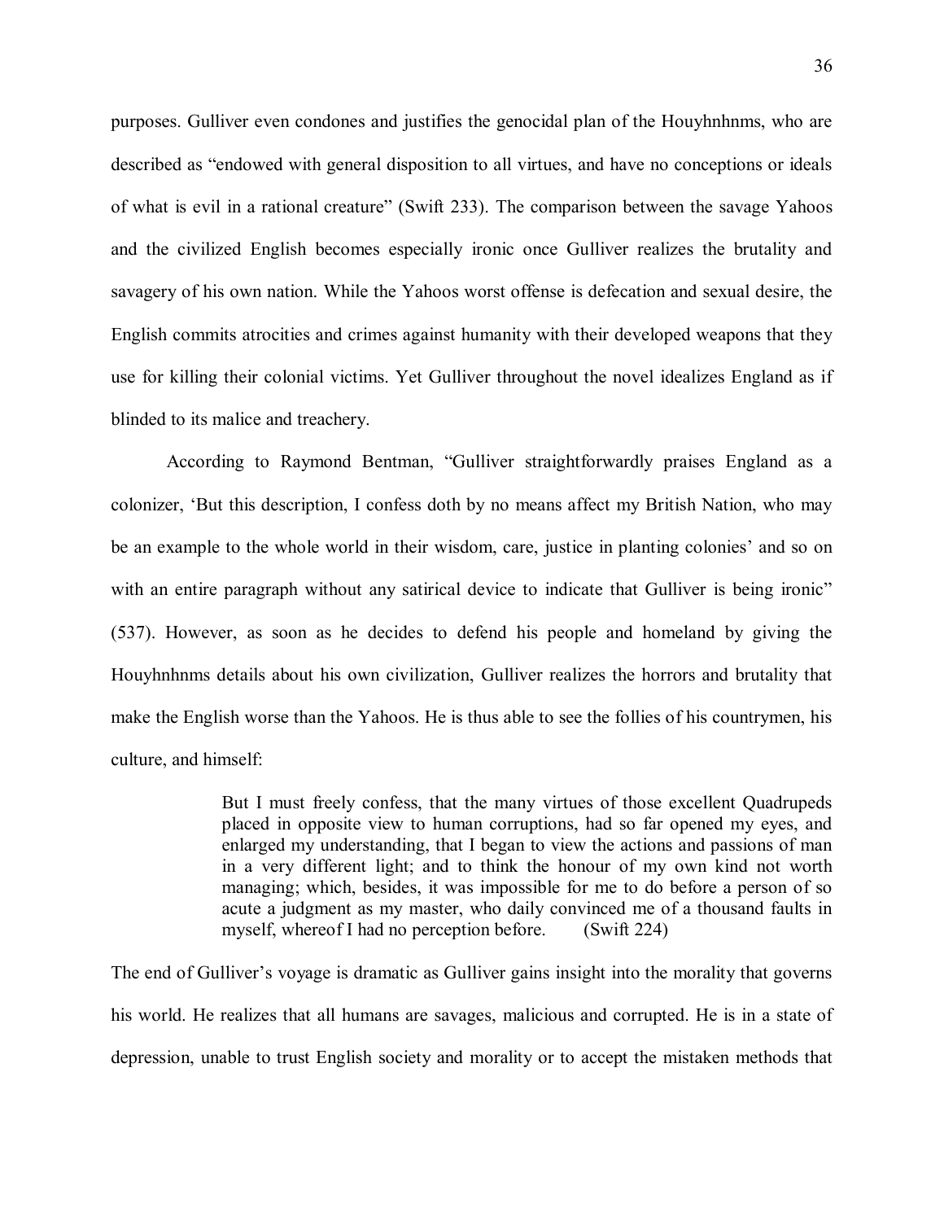purposes. Gulliver even condones and justifies the genocidal plan of the Houyhnhnms, who are described as "endowed with general disposition to all virtues, and have no conceptions or ideals of what is evil in a rational creature" (Swift 233). The comparison between the savage Yahoos and the civilized English becomes especially ironic once Gulliver realizes the brutality and savagery of his own nation. While the Yahoos worst offense is defecation and sexual desire, the English commits atrocities and crimes against humanity with their developed weapons that they use for killing their colonial victims. Yet Gulliver throughout the novel idealizes England as if blinded to its malice and treachery.

According to Raymond Bentman, "Gulliver straightforwardly praises England as a colonizer, 'But this description, I confess doth by no means affect my British Nation, who may be an example to the whole world in their wisdom, care, justice in planting colonies' and so on with an entire paragraph without any satirical device to indicate that Gulliver is being ironic" (537). However, as soon as he decides to defend his people and homeland by giving the Houyhnhnms details about his own civilization, Gulliver realizes the horrors and brutality that make the English worse than the Yahoos. He is thus able to see the follies of his countrymen, his culture, and himself:

> But I must freely confess, that the many virtues of those excellent Quadrupeds placed in opposite view to human corruptions, had so far opened my eyes, and enlarged my understanding, that I began to view the actions and passions of man in a very different light; and to think the honour of my own kind not worth managing; which, besides, it was impossible for me to do before a person of so acute a judgment as my master, who daily convinced me of a thousand faults in myself, whereof I had no perception before. (Swift 224)

The end of Gulliver's voyage is dramatic as Gulliver gains insight into the morality that governs his world. He realizes that all humans are savages, malicious and corrupted. He is in a state of depression, unable to trust English society and morality or to accept the mistaken methods that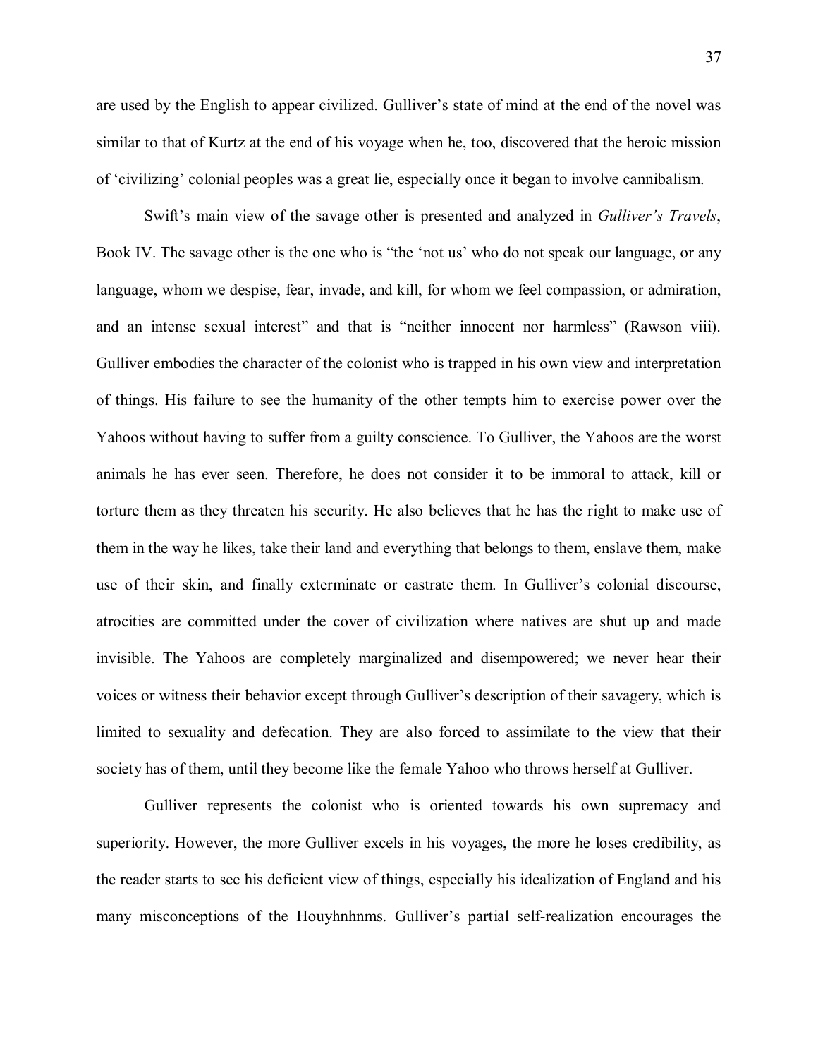are used by the English to appear civilized. Gulliver's state of mind at the end of the novel was similar to that of Kurtz at the end of his voyage when he, too, discovered that the heroic mission of 'civilizing' colonial peoples was a great lie, especially once it began to involve cannibalism.

Swift's main view of the savage other is presented and analyzed in *Gulliver's Travels*, Book IV. The savage other is the one who is "the 'not us' who do not speak our language, or any language, whom we despise, fear, invade, and kill, for whom we feel compassion, or admiration, and an intense sexual interest" and that is "neither innocent nor harmless" (Rawson viii). Gulliver embodies the character of the colonist who is trapped in his own view and interpretation of things. His failure to see the humanity of the other tempts him to exercise power over the Yahoos without having to suffer from a guilty conscience. To Gulliver, the Yahoos are the worst animals he has ever seen. Therefore, he does not consider it to be immoral to attack, kill or torture them as they threaten his security. He also believes that he has the right to make use of them in the way he likes, take their land and everything that belongs to them, enslave them, make use of their skin, and finally exterminate or castrate them. In Gulliver's colonial discourse, atrocities are committed under the cover of civilization where natives are shut up and made invisible. The Yahoos are completely marginalized and disempowered; we never hear their voices or witness their behavior except through Gulliver's description of their savagery, which is limited to sexuality and defecation. They are also forced to assimilate to the view that their society has of them, until they become like the female Yahoo who throws herself at Gulliver.

Gulliver represents the colonist who is oriented towards his own supremacy and superiority. However, the more Gulliver excels in his voyages, the more he loses credibility, as the reader starts to see his deficient view of things, especially his idealization of England and his many misconceptions of the Houyhnhnms. Gulliver's partial self-realization encourages the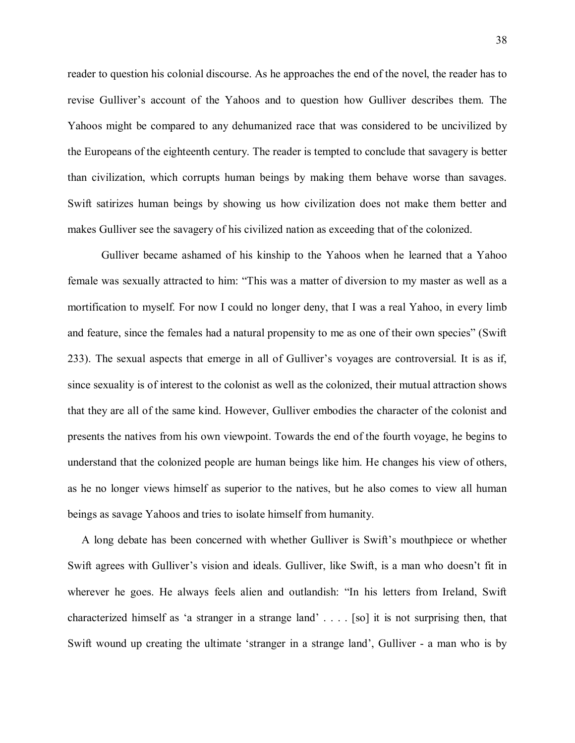reader to question his colonial discourse. As he approaches the end of the novel, the reader has to revise Gulliver's account of the Yahoos and to question how Gulliver describes them. The Yahoos might be compared to any dehumanized race that was considered to be uncivilized by the Europeans of the eighteenth century. The reader is tempted to conclude that savagery is better than civilization, which corrupts human beings by making them behave worse than savages. Swift satirizes human beings by showing us how civilization does not make them better and makes Gulliver see the savagery of his civilized nation as exceeding that of the colonized.

Gulliver became ashamed of his kinship to the Yahoos when he learned that a Yahoo female was sexually attracted to him: "This was a matter of diversion to my master as well as a mortification to myself. For now I could no longer deny, that I was a real Yahoo, in every limb and feature, since the females had a natural propensity to me as one of their own species" (Swift 233). The sexual aspects that emerge in all of Gulliver's voyages are controversial. It is as if, since sexuality is of interest to the colonist as well as the colonized, their mutual attraction shows that they are all of the same kind. However, Gulliver embodies the character of the colonist and presents the natives from his own viewpoint. Towards the end of the fourth voyage, he begins to understand that the colonized people are human beings like him. He changes his view of others, as he no longer views himself as superior to the natives, but he also comes to view all human beings as savage Yahoos and tries to isolate himself from humanity.

A long debate has been concerned with whether Gulliver is Swift's mouthpiece or whether Swift agrees with Gulliver's vision and ideals. Gulliver, like Swift, is a man who doesn't fit in wherever he goes. He always feels alien and outlandish: "In his letters from Ireland, Swift characterized himself as 'a stranger in a strange land' . . . . [so] it is not surprising then, that Swift wound up creating the ultimate 'stranger in a strange land', Gulliver - a man who is by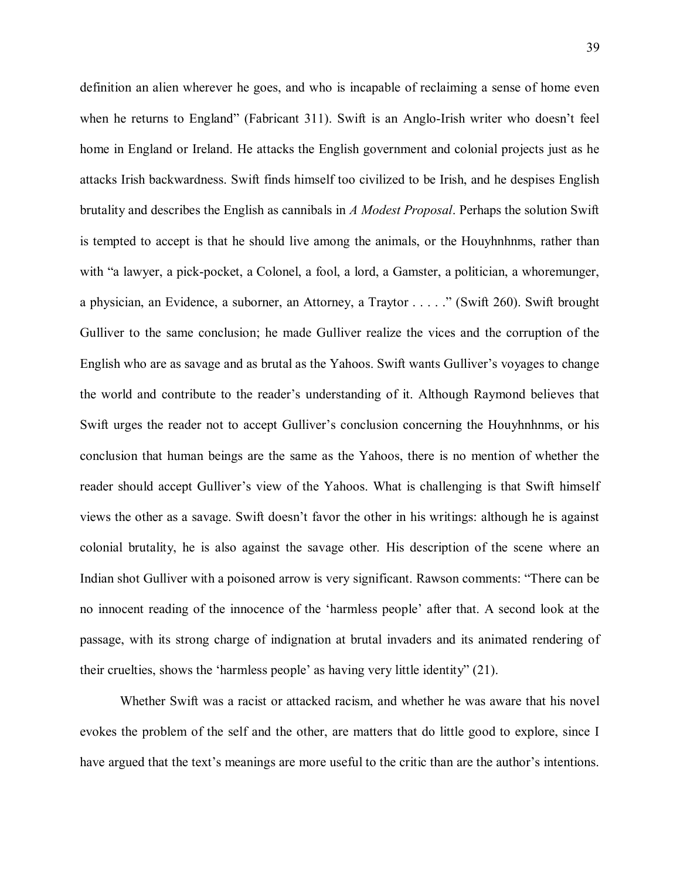definition an alien wherever he goes, and who is incapable of reclaiming a sense of home even when he returns to England" (Fabricant 311). Swift is an Anglo-Irish writer who doesn't feel home in England or Ireland. He attacks the English government and colonial projects just as he attacks Irish backwardness. Swift finds himself too civilized to be Irish, and he despises English brutality and describes the English as cannibals in *A Modest Proposal*. Perhaps the solution Swift is tempted to accept is that he should live among the animals, or the Houyhnhnms, rather than with "a lawyer, a pick-pocket, a Colonel, a fool, a lord, a Gamster, a politician, a whoremunger, a physician, an Evidence, a suborner, an Attorney, a Traytor . . . . ." (Swift 260). Swift brought Gulliver to the same conclusion; he made Gulliver realize the vices and the corruption of the English who are as savage and as brutal as the Yahoos. Swift wants Gulliver's voyages to change the world and contribute to the reader's understanding of it. Although Raymond believes that Swift urges the reader not to accept Gulliver's conclusion concerning the Houyhnhnms, or his conclusion that human beings are the same as the Yahoos, there is no mention of whether the reader should accept Gulliver's view of the Yahoos. What is challenging is that Swift himself views the other as a savage. Swift doesn't favor the other in his writings: although he is against colonial brutality, he is also against the savage other. His description of the scene where an Indian shot Gulliver with a poisoned arrow is very significant. Rawson comments: "There can be no innocent reading of the innocence of the 'harmless people' after that. A second look at the passage, with its strong charge of indignation at brutal invaders and its animated rendering of their cruelties, shows the 'harmless people' as having very little identity" (21).

Whether Swift was a racist or attacked racism, and whether he was aware that his novel evokes the problem of the self and the other, are matters that do little good to explore, since I have argued that the text's meanings are more useful to the critic than are the author's intentions.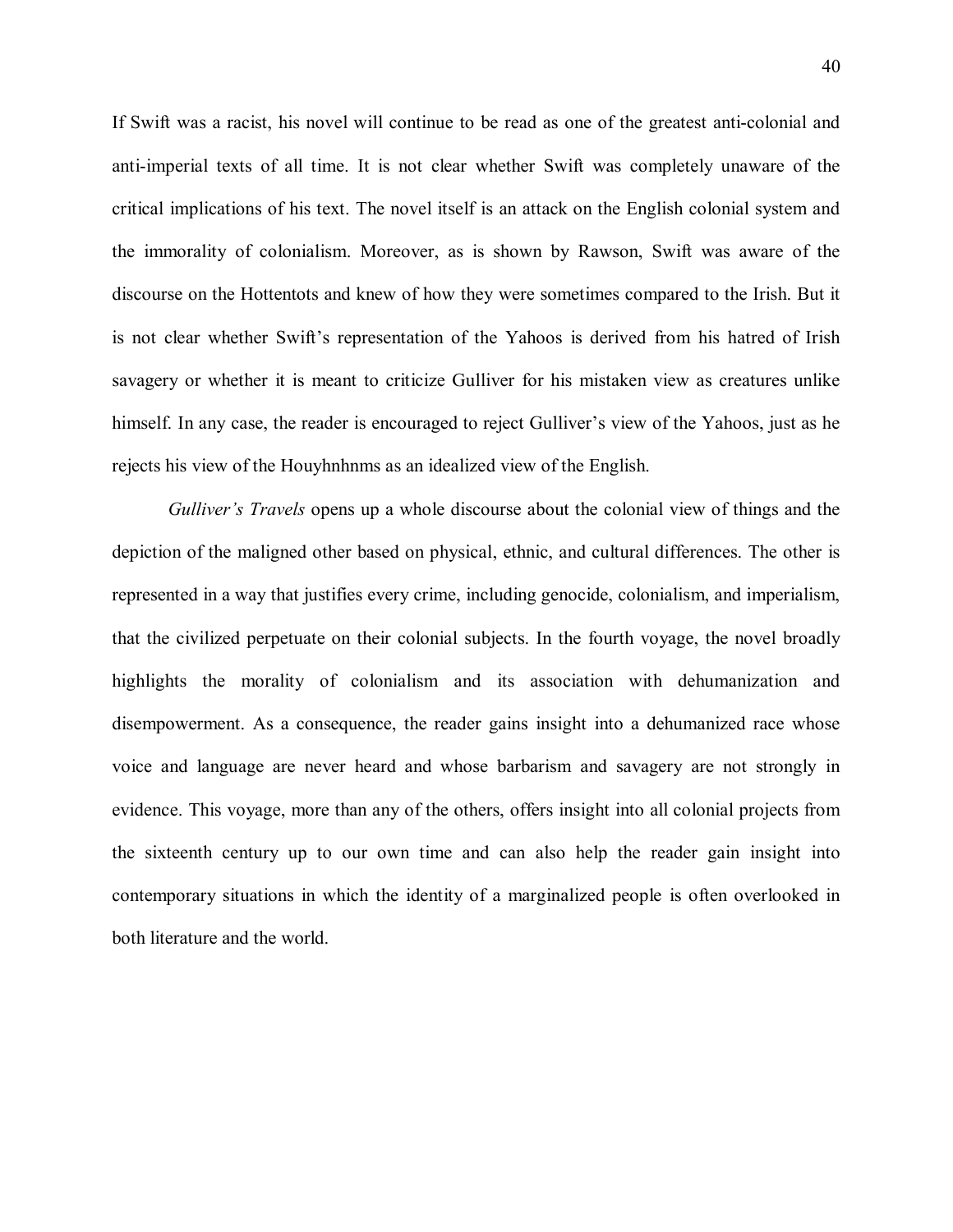If Swift was a racist, his novel will continue to be read as one of the greatest anti-colonial and anti-imperial texts of all time. It is not clear whether Swift was completely unaware of the critical implications of his text. The novel itself is an attack on the English colonial system and the immorality of colonialism. Moreover, as is shown by Rawson, Swift was aware of the discourse on the Hottentots and knew of how they were sometimes compared to the Irish. But it is not clear whether Swift's representation of the Yahoos is derived from his hatred of Irish savagery or whether it is meant to criticize Gulliver for his mistaken view as creatures unlike himself. In any case, the reader is encouraged to reject Gulliver's view of the Yahoos, just as he rejects his view of the Houyhnhnms as an idealized view of the English.

*Gulliver's Travels* opens up a whole discourse about the colonial view of things and the depiction of the maligned other based on physical, ethnic, and cultural differences. The other is represented in a way that justifies every crime, including genocide, colonialism, and imperialism, that the civilized perpetuate on their colonial subjects. In the fourth voyage, the novel broadly highlights the morality of colonialism and its association with dehumanization and disempowerment. As a consequence, the reader gains insight into a dehumanized race whose voice and language are never heard and whose barbarism and savagery are not strongly in evidence. This voyage, more than any of the others, offers insight into all colonial projects from the sixteenth century up to our own time and can also help the reader gain insight into contemporary situations in which the identity of a marginalized people is often overlooked in both literature and the world.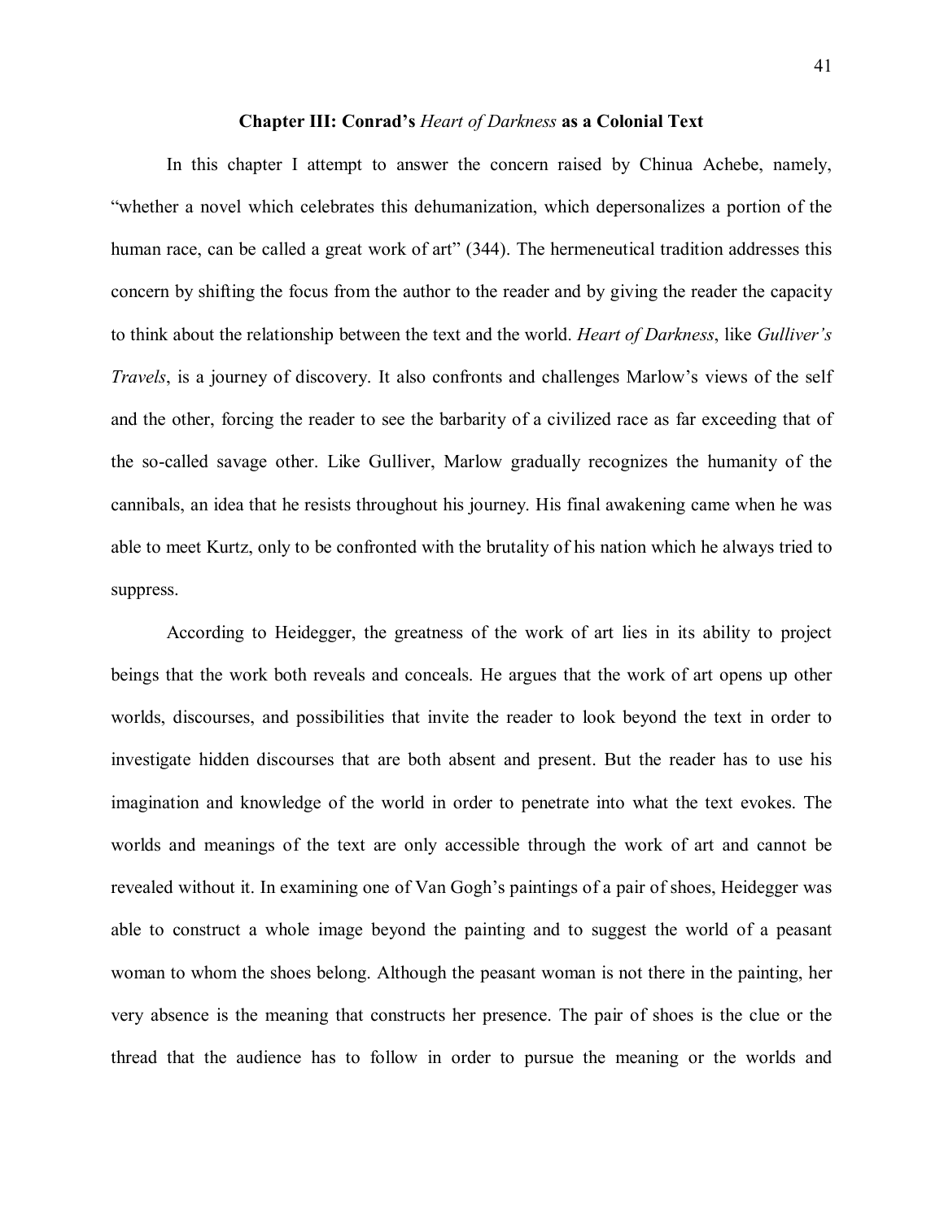# Chapter III: Conrad's *Heart of Darkness* as a Colonial Text

In this chapter I attempt to answer the concern raised by Chinua Achebe, namely, "whether a novel which celebrates this dehumanization, which depersonalizes a portion of the human race, can be called a great work of art" (344). The hermeneutical tradition addresses this concern by shifting the focus from the author to the reader and by giving the reader the capacity to think about the relationship between the text and the world. *Heart of Darkness*, like *Gulliver's Travels*, is a journey of discovery. It also confronts and challenges Marlow's views of the self and the other, forcing the reader to see the barbarity of a civilized race as far exceeding that of the so-called savage other. Like Gulliver, Marlow gradually recognizes the humanity of the cannibals, an idea that he resists throughout his journey. His final awakening came when he was able to meet Kurtz, only to be confronted with the brutality of his nation which he always tried to suppress.

According to Heidegger, the greatness of the work of art lies in its ability to project beings that the work both reveals and conceals. He argues that the work of art opens up other worlds, discourses, and possibilities that invite the reader to look beyond the text in order to investigate hidden discourses that are both absent and present. But the reader has to use his imagination and knowledge of the world in order to penetrate into what the text evokes. The worlds and meanings of the text are only accessible through the work of art and cannot be revealed without it. In examining one of Van Gogh's paintings of a pair of shoes, Heidegger was able to construct a whole image beyond the painting and to suggest the world of a peasant woman to whom the shoes belong. Although the peasant woman is not there in the painting, her very absence is the meaning that constructs her presence. The pair of shoes is the clue or the thread that the audience has to follow in order to pursue the meaning or the worlds and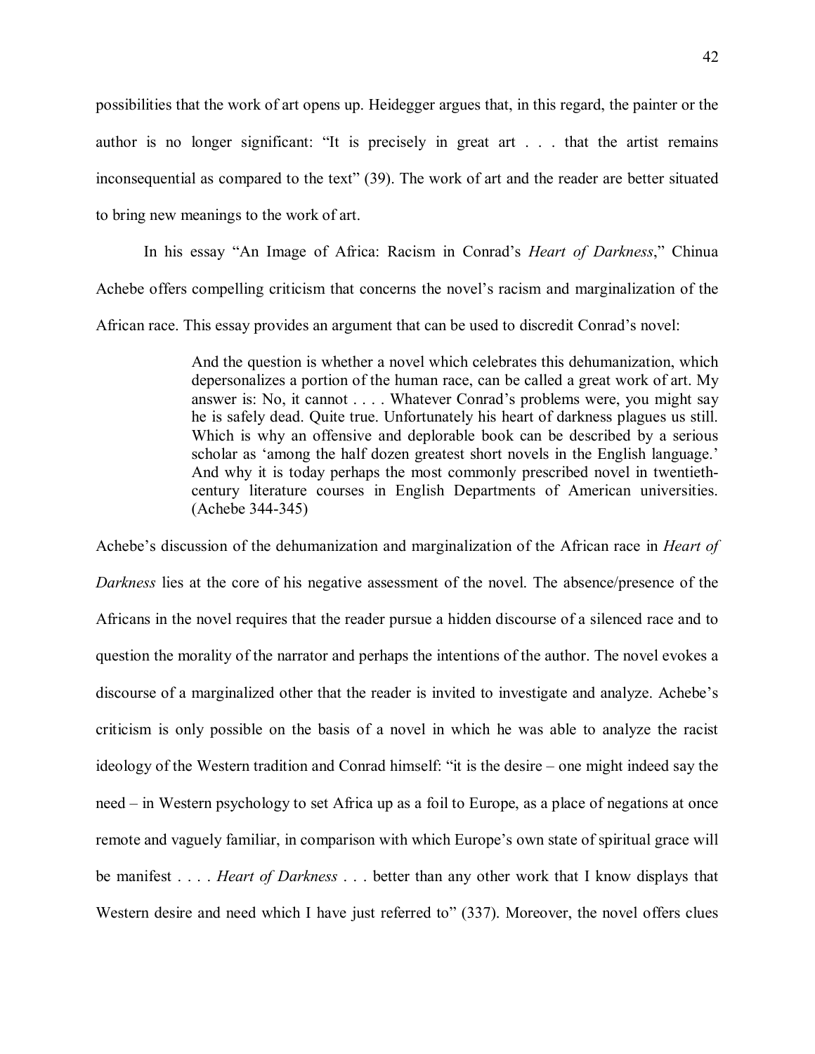possibilities that the work of art opens up. Heidegger argues that, in this regard, the painter or the author is no longer significant: "It is precisely in great art . . . that the artist remains inconsequential as compared to the text" (39). The work of art and the reader are better situated to bring new meanings to the work of art.

In his essay "An Image of Africa: Racism in Conrad's *Heart of Darkness*," Chinua Achebe offers compelling criticism that concerns the novel's racism and marginalization of the African race. This essay provides an argument that can be used to discredit Conrad's novel:

> And the question is whether a novel which celebrates this dehumanization, which depersonalizes a portion of the human race, can be called a great work of art. My answer is: No, it cannot . . . . Whatever Conrad's problems were, you might say he is safely dead. Quite true. Unfortunately his heart of darkness plagues us still. Which is why an offensive and deplorable book can be described by a serious scholar as 'among the half dozen greatest short novels in the English language.' And why it is today perhaps the most commonly prescribed novel in twentieth-century literature courses in English Departments of American universities. (Achebe 344-345)

Achebe's discussion of the dehumanization and marginalization of the African race in *Heart of Darkness* lies at the core of his negative assessment of the novel. The absence/presence of the Africans in the novel requires that the reader pursue a hidden discourse of a silenced race and to question the morality of the narrator and perhaps the intentions of the author. The novel evokes a discourse of a marginalized other that the reader is invited to investigate and analyze. Achebe's criticism is only possible on the basis of a novel in which he was able to analyze the racist ideology of the Western tradition and Conrad himself: "it is the desire – one might indeed say the need – in Western psychology to set Africa up as a foil to Europe, as a place of negations at once remote and vaguely familiar, in comparison with which Europe's own state of spiritual grace will be manifest . . . . *Heart of Darkness* . . . better than any other work that I know displays that Western desire and need which I have just referred to" (337). Moreover, the novel offers clues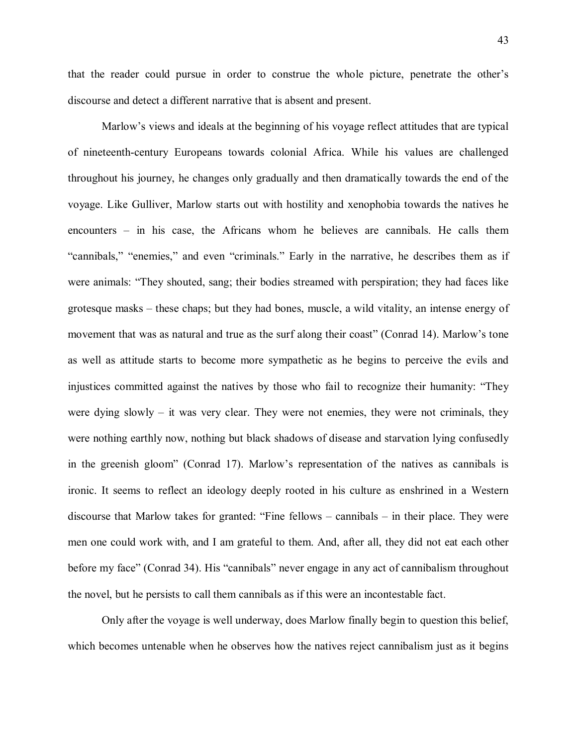that the reader could pursue in order to construe the whole picture, penetrate the other's discourse and detect a different narrative that is absent and present.

Marlow's views and ideals at the beginning of his voyage reflect attitudes that are typical of nineteenth-century Europeans towards colonial Africa. While his values are challenged throughout his journey, he changes only gradually and then dramatically towards the end of the voyage. Like Gulliver, Marlow starts out with hostility and xenophobia towards the natives he encounters – in his case, the Africans whom he believes are cannibals. He calls them "cannibals," "enemies," and even "criminals." Early in the narrative, he describes them as if were animals: "They shouted, sang; their bodies streamed with perspiration; they had faces like grotesque masks – these chaps; but they had bones, muscle, a wild vitality, an intense energy of movement that was as natural and true as the surf along their coast" (Conrad 14). Marlow's tone as well as attitude starts to become more sympathetic as he begins to perceive the evils and injustices committed against the natives by those who fail to recognize their humanity: "They were dying slowly – it was very clear. They were not enemies, they were not criminals, they were nothing earthly now, nothing but black shadows of disease and starvation lying confusedly in the greenish gloom" (Conrad 17). Marlow's representation of the natives as cannibals is ironic. It seems to reflect an ideology deeply rooted in his culture as enshrined in a Western discourse that Marlow takes for granted: "Fine fellows – cannibals – in their place. They were men one could work with, and I am grateful to them. And, after all, they did not eat each other before my face" (Conrad 34). His "cannibals" never engage in any act of cannibalism throughout the novel, but he persists to call them cannibals as if this were an incontestable fact.

Only after the voyage is well underway, does Marlow finally begin to question this belief, which becomes untenable when he observes how the natives reject cannibalism just as it begins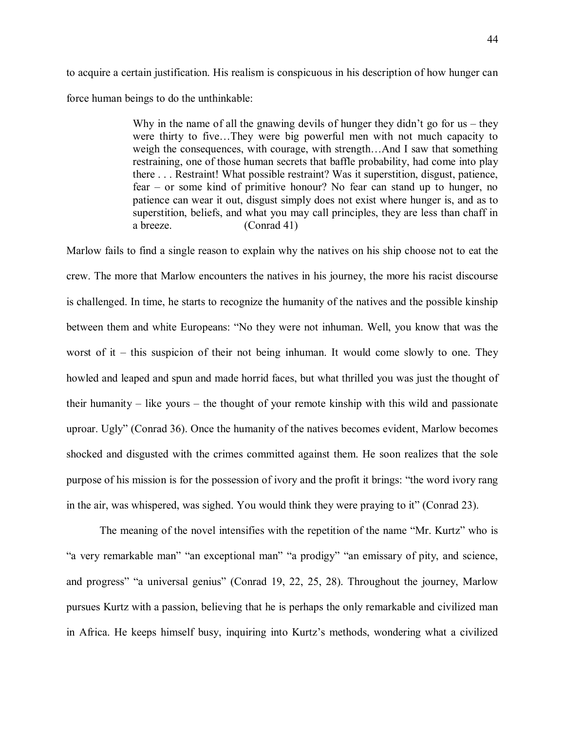to acquire a certain justification. His realism is conspicuous in his description of how hunger can force human beings to do the unthinkable:

> Why in the name of all the gnawing devils of hunger they didn't go for us – they were thirty to five…They were big powerful men with not much capacity to weigh the consequences, with courage, with strength…And I saw that something restraining, one of those human secrets that baffle probability, had come into play there . . . Restraint! What possible restraint? Was it superstition, disgust, patience, fear – or some kind of primitive honour? No fear can stand up to hunger, no patience can wear it out, disgust simply does not exist where hunger is, and as to superstition, beliefs, and what you may call principles, they are less than chaff in a breeze. (Conrad 41)

Marlow fails to find a single reason to explain why the natives on his ship choose not to eat the crew. The more that Marlow encounters the natives in his journey, the more his racist discourse is challenged. In time, he starts to recognize the humanity of the natives and the possible kinship between them and white Europeans: "No they were not inhuman. Well, you know that was the worst of it – this suspicion of their not being inhuman. It would come slowly to one. They howled and leaped and spun and made horrid faces, but what thrilled you was just the thought of their humanity – like yours – the thought of your remote kinship with this wild and passionate uproar. Ugly" (Conrad 36). Once the humanity of the natives becomes evident, Marlow becomes shocked and disgusted with the crimes committed against them. He soon realizes that the sole purpose of his mission is for the possession of ivory and the profit it brings: "the word ivory rang in the air, was whispered, was sighed. You would think they were praying to it" (Conrad 23).

The meaning of the novel intensifies with the repetition of the name "Mr. Kurtz" who is "a very remarkable man" "an exceptional man" "a prodigy" "an emissary of pity, and science, and progress" "a universal genius" (Conrad 19, 22, 25, 28). Throughout the journey, Marlow pursues Kurtz with a passion, believing that he is perhaps the only remarkable and civilized man in Africa. He keeps himself busy, inquiring into Kurtz's methods, wondering what a civilized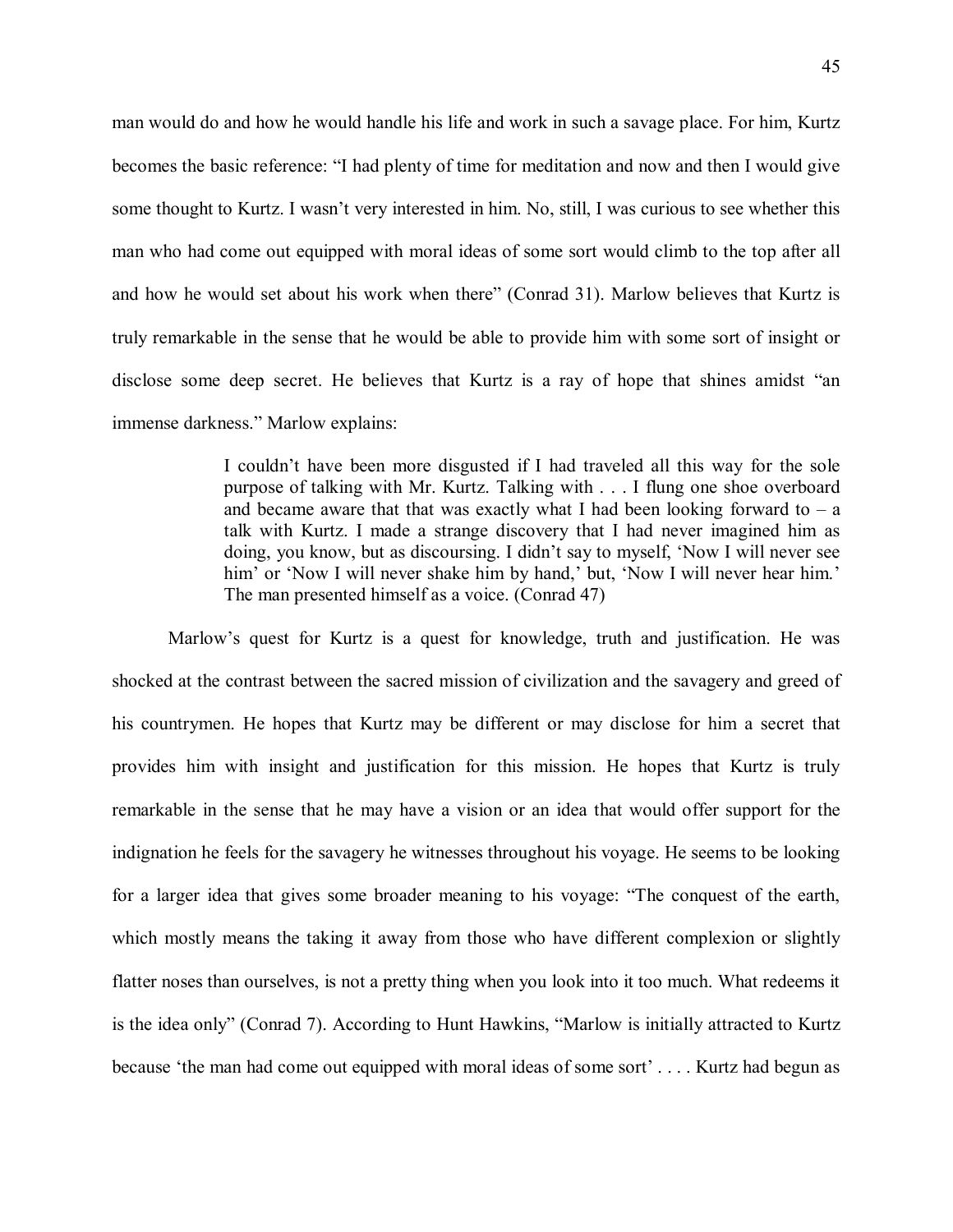man would do and how he would handle his life and work in such a savage place. For him, Kurtz becomes the basic reference: "I had plenty of time for meditation and now and then I would give some thought to Kurtz. I wasn't very interested in him. No, still, I was curious to see whether this man who had come out equipped with moral ideas of some sort would climb to the top after all and how he would set about his work when there" (Conrad 31). Marlow believes that Kurtz is truly remarkable in the sense that he would be able to provide him with some sort of insight or disclose some deep secret. He believes that Kurtz is a ray of hope that shines amidst "an immense darkness." Marlow explains:

> I couldn't have been more disgusted if I had traveled all this way for the sole purpose of talking with Mr. Kurtz. Talking with . . . I flung one shoe overboard and became aware that that was exactly what I had been looking forward to – a talk with Kurtz. I made a strange discovery that I had never imagined him as doing, you know, but as discoursing. I didn't say to myself, 'Now I will never see him' or 'Now I will never shake him by hand,' but, 'Now I will never hear him.' The man presented himself as a voice. (Conrad 47)

Marlow's quest for Kurtz is a quest for knowledge, truth and justification. He was shocked at the contrast between the sacred mission of civilization and the savagery and greed of his countrymen. He hopes that Kurtz may be different or may disclose for him a secret that provides him with insight and justification for this mission. He hopes that Kurtz is truly remarkable in the sense that he may have a vision or an idea that would offer support for the indignation he feels for the savagery he witnesses throughout his voyage. He seems to be looking for a larger idea that gives some broader meaning to his voyage: "The conquest of the earth, which mostly means the taking it away from those who have different complexion or slightly flatter noses than ourselves, is not a pretty thing when you look into it too much. What redeems it is the idea only" (Conrad 7). According to Hunt Hawkins, "Marlow is initially attracted to Kurtz because 'the man had come out equipped with moral ideas of some sort' . . . . Kurtz had begun as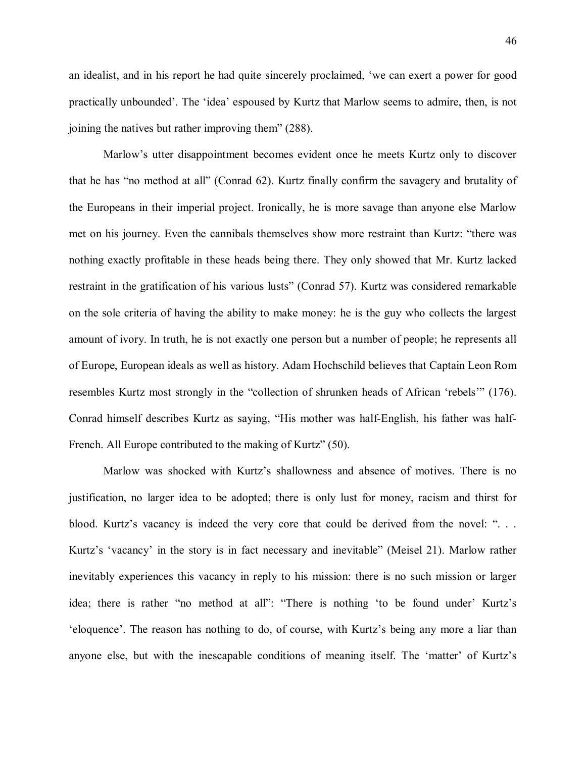an idealist, and in his report he had quite sincerely proclaimed, 'we can exert a power for good practically unbounded'. The 'idea' espoused by Kurtz that Marlow seems to admire, then, is not joining the natives but rather improving them" (288).

Marlow's utter disappointment becomes evident once he meets Kurtz only to discover that he has "no method at all" (Conrad 62). Kurtz finally confirm the savagery and brutality of the Europeans in their imperial project. Ironically, he is more savage than anyone else Marlow met on his journey. Even the cannibals themselves show more restraint than Kurtz: "there was nothing exactly profitable in these heads being there. They only showed that Mr. Kurtz lacked restraint in the gratification of his various lusts" (Conrad 57). Kurtz was considered remarkable on the sole criteria of having the ability to make money: he is the guy who collects the largest amount of ivory. In truth, he is not exactly one person but a number of people; he represents all of Europe, European ideals as well as history. Adam Hochschild believes that Captain Leon Rom resembles Kurtz most strongly in the "collection of shrunken heads of African 'rebels'" (176). Conrad himself describes Kurtz as saying, "His mother was half-English, his father was half-French. All Europe contributed to the making of Kurtz" (50).

Marlow was shocked with Kurtz's shallowness and absence of motives. There is no justification, no larger idea to be adopted; there is only lust for money, racism and thirst for blood. Kurtz's vacancy is indeed the very core that could be derived from the novel: ". . . Kurtz's 'vacancy' in the story is in fact necessary and inevitable" (Meisel 21). Marlow rather inevitably experiences this vacancy in reply to his mission: there is no such mission or larger idea; there is rather "no method at all": "There is nothing 'to be found under' Kurtz's 'eloquence'. The reason has nothing to do, of course, with Kurtz's being any more a liar than anyone else, but with the inescapable conditions of meaning itself. The 'matter' of Kurtz's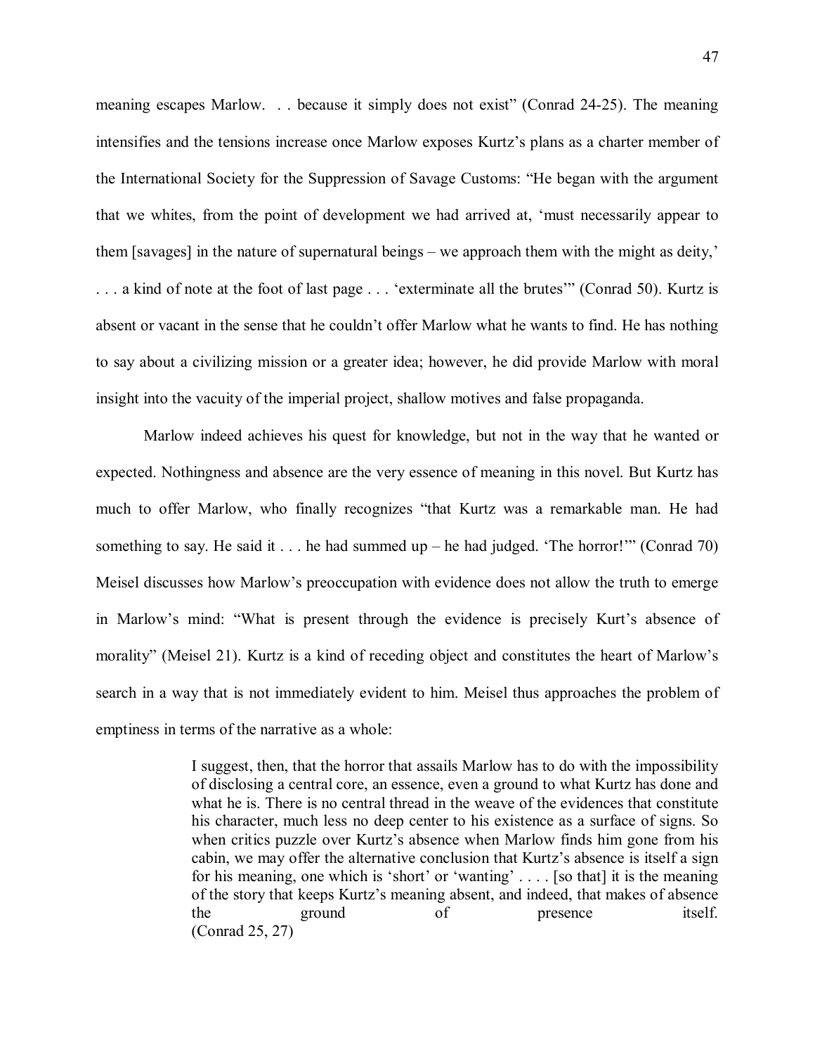meaning escapes Marlow. . . because it simply does not exist" (Conrad 24-25). The meaning intensifies and the tensions increase once Marlow exposes Kurtz's plans as a charter member of the International Society for the Suppression of Savage Customs: "He began with the argument that we whites, from the point of development we had arrived at, 'must necessarily appear to them [savages] in the nature of supernatural beings – we approach them with the might as deity,' . . . a kind of note at the foot of last page . . . 'exterminate all the brutes'" (Conrad 50). Kurtz is absent or vacant in the sense that he couldn't offer Marlow what he wants to find. He has nothing to say about a civilizing mission or a greater idea; however, he did provide Marlow with moral insight into the vacuity of the imperial project, shallow motives and false propaganda.

Marlow indeed achieves his quest for knowledge, but not in the way that he wanted or expected. Nothingness and absence are the very essence of meaning in this novel. But Kurtz has much to offer Marlow, who finally recognizes "that Kurtz was a remarkable man. He had something to say. He said it . . . he had summed up – he had judged. 'The horror!'" (Conrad 70) Meisel discusses how Marlow's preoccupation with evidence does not allow the truth to emerge in Marlow's mind: "What is present through the evidence is precisely Kurt's absence of morality" (Meisel 21). Kurtz is a kind of receding object and constitutes the heart of Marlow's search in a way that is not immediately evident to him. Meisel thus approaches the problem of emptiness in terms of the narrative as a whole:

> I suggest, then, that the horror that assails Marlow has to do with the impossibility of disclosing a central core, an essence, even a ground to what Kurtz has done and what he is. There is no central thread in the weave of the evidences that constitute his character, much less no deep center to his existence as a surface of signs. So when critics puzzle over Kurtz's absence when Marlow finds him gone from his cabin, we may offer the alternative conclusion that Kurtz's absence is itself a sign for his meaning, one which is 'short' or 'wanting' . . . . [so that] it is the meaning of the story that keeps Kurtz's meaning absent, and indeed, that makes of absence the ground of presence itself. (Conrad 25, 27)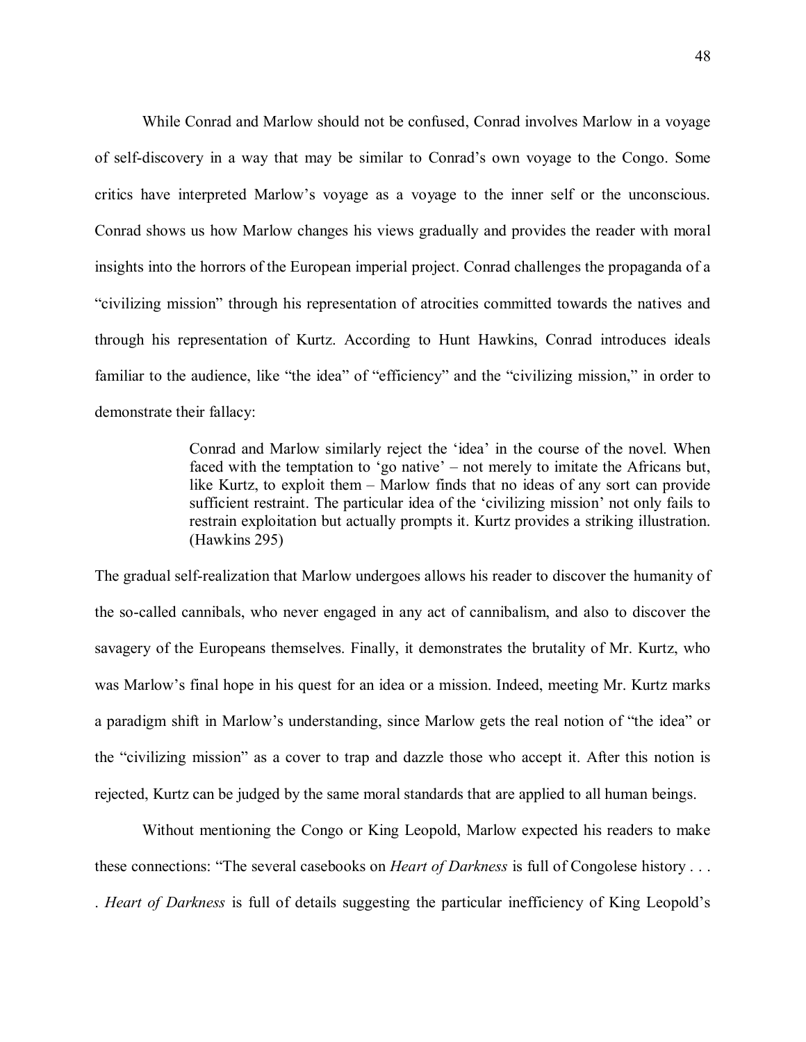While Conrad and Marlow should not be confused, Conrad involves Marlow in a voyage of self-discovery in a way that may be similar to Conrad's own voyage to the Congo. Some critics have interpreted Marlow's voyage as a voyage to the inner self or the unconscious. Conrad shows us how Marlow changes his views gradually and provides the reader with moral insights into the horrors of the European imperial project. Conrad challenges the propaganda of a "civilizing mission" through his representation of atrocities committed towards the natives and through his representation of Kurtz. According to Hunt Hawkins, Conrad introduces ideals familiar to the audience, like "the idea" of "efficiency" and the "civilizing mission," in order to demonstrate their fallacy:

> Conrad and Marlow similarly reject the 'idea' in the course of the novel. When faced with the temptation to 'go native' – not merely to imitate the Africans but, like Kurtz, to exploit them – Marlow finds that no ideas of any sort can provide sufficient restraint. The particular idea of the 'civilizing mission' not only fails to restrain exploitation but actually prompts it. Kurtz provides a striking illustration. (Hawkins 295)

The gradual self-realization that Marlow undergoes allows his reader to discover the humanity of the so-called cannibals, who never engaged in any act of cannibalism, and also to discover the savagery of the Europeans themselves. Finally, it demonstrates the brutality of Mr. Kurtz, who was Marlow's final hope in his quest for an idea or a mission. Indeed, meeting Mr. Kurtz marks a paradigm shift in Marlow's understanding, since Marlow gets the real notion of "the idea" or the "civilizing mission" as a cover to trap and dazzle those who accept it. After this notion is rejected, Kurtz can be judged by the same moral standards that are applied to all human beings.

Without mentioning the Congo or King Leopold, Marlow expected his readers to make these connections: "The several casebooks on *Heart of Darkness* is full of Congolese history . . . . *Heart of Darkness* is full of details suggesting the particular inefficiency of King Leopold's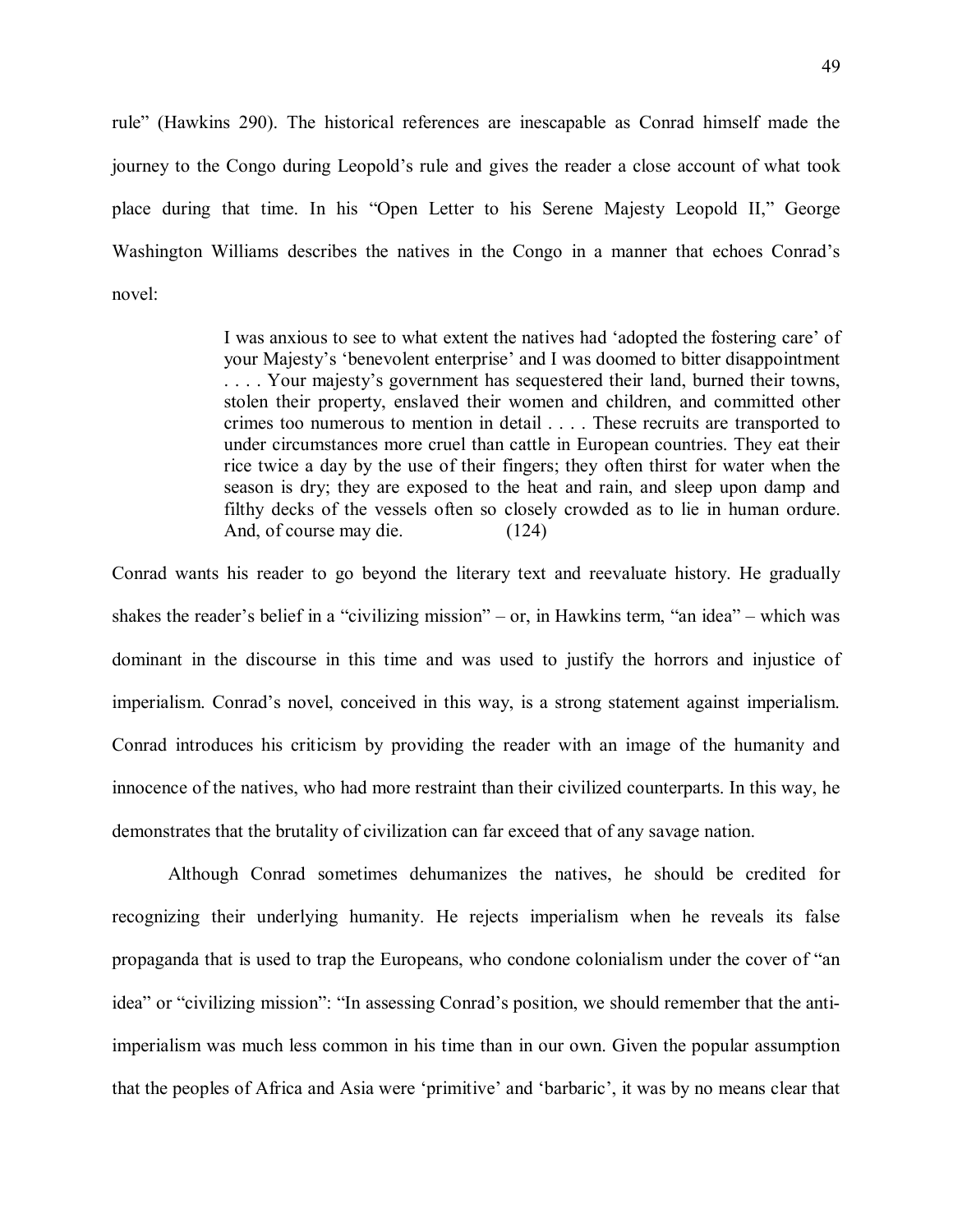rule" (Hawkins 290). The historical references are inescapable as Conrad himself made the journey to the Congo during Leopold's rule and gives the reader a close account of what took place during that time. In his "Open Letter to his Serene Majesty Leopold II," George Washington Williams describes the natives in the Congo in a manner that echoes Conrad's novel:

> I was anxious to see to what extent the natives had 'adopted the fostering care' of your Majesty's 'benevolent enterprise' and I was doomed to bitter disappointment . . . . Your majesty's government has sequestered their land, burned their towns, stolen their property, enslaved their women and children, and committed other crimes too numerous to mention in detail . . . . These recruits are transported to under circumstances more cruel than cattle in European countries. They eat their rice twice a day by the use of their fingers; they often thirst for water when the season is dry; they are exposed to the heat and rain, and sleep upon damp and filthy decks of the vessels often so closely crowded as to lie in human ordure. And, of course may die. (124)

Conrad wants his reader to go beyond the literary text and reevaluate history. He gradually shakes the reader's belief in a "civilizing mission" – or, in Hawkins term, "an idea" – which was dominant in the discourse in this time and was used to justify the horrors and injustice of imperialism. Conrad's novel, conceived in this way, is a strong statement against imperialism. Conrad introduces his criticism by providing the reader with an image of the humanity and innocence of the natives, who had more restraint than their civilized counterparts. In this way, he demonstrates that the brutality of civilization can far exceed that of any savage nation.

Although Conrad sometimes dehumanizes the natives, he should be credited for recognizing their underlying humanity. He rejects imperialism when he reveals its false propaganda that is used to trap the Europeans, who condone colonialism under the cover of "an idea" or "civilizing mission": "In assessing Conrad's position, we should remember that the anti-imperialism was much less common in his time than in our own. Given the popular assumption that the peoples of Africa and Asia were 'primitive' and 'barbaric', it was by no means clear that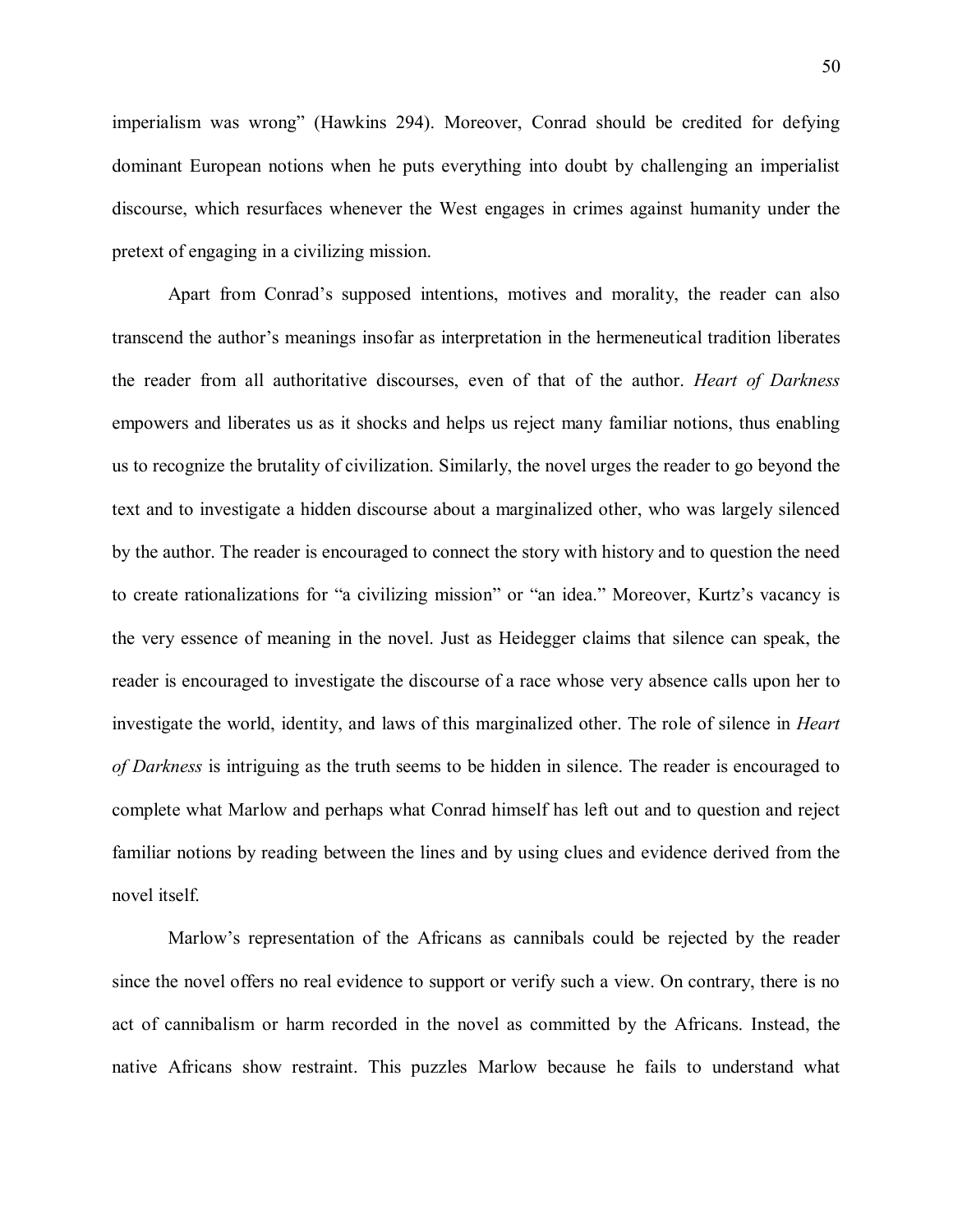imperialism was wrong" (Hawkins 294). Moreover, Conrad should be credited for defying dominant European notions when he puts everything into doubt by challenging an imperialist discourse, which resurfaces whenever the West engages in crimes against humanity under the pretext of engaging in a civilizing mission.

Apart from Conrad's supposed intentions, motives and morality, the reader can also transcend the author's meanings insofar as interpretation in the hermeneutical tradition liberates the reader from all authoritative discourses, even of that of the author. *Heart of Darkness* empowers and liberates us as it shocks and helps us reject many familiar notions, thus enabling us to recognize the brutality of civilization. Similarly, the novel urges the reader to go beyond the text and to investigate a hidden discourse about a marginalized other, who was largely silenced by the author. The reader is encouraged to connect the story with history and to question the need to create rationalizations for "a civilizing mission" or "an idea." Moreover, Kurtz's vacancy is the very essence of meaning in the novel. Just as Heidegger claims that silence can speak, the reader is encouraged to investigate the discourse of a race whose very absence calls upon her to investigate the world, identity, and laws of this marginalized other. The role of silence in *Heart of Darkness* is intriguing as the truth seems to be hidden in silence. The reader is encouraged to complete what Marlow and perhaps what Conrad himself has left out and to question and reject familiar notions by reading between the lines and by using clues and evidence derived from the novel itself.

Marlow's representation of the Africans as cannibals could be rejected by the reader since the novel offers no real evidence to support or verify such a view. On contrary, there is no act of cannibalism or harm recorded in the novel as committed by the Africans. Instead, the native Africans show restraint. This puzzles Marlow because he fails to understand what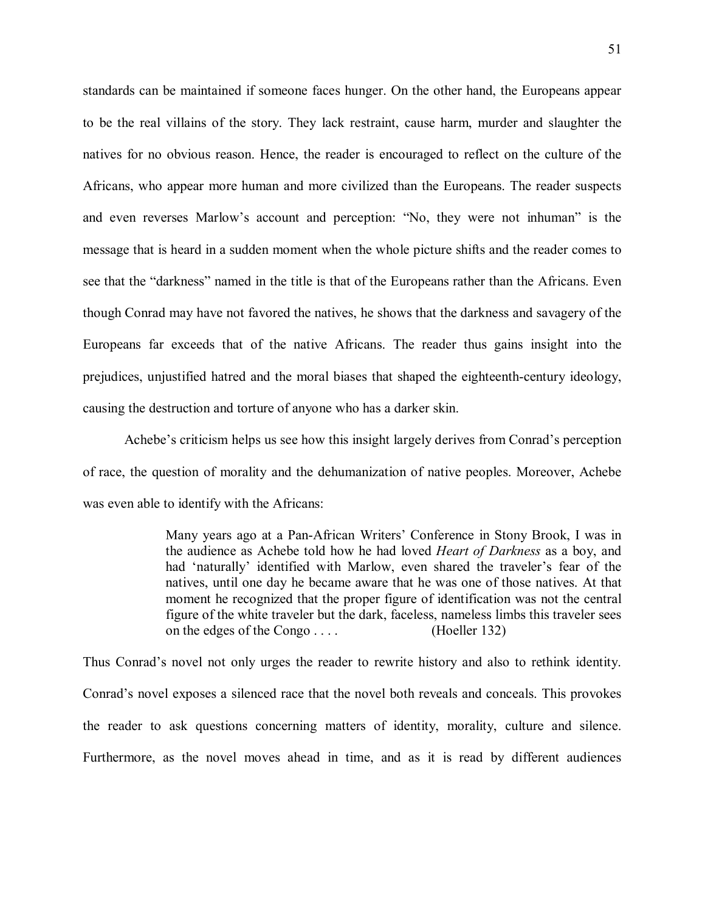standards can be maintained if someone faces hunger. On the other hand, the Europeans appear to be the real villains of the story. They lack restraint, cause harm, murder and slaughter the natives for no obvious reason. Hence, the reader is encouraged to reflect on the culture of the Africans, who appear more human and more civilized than the Europeans. The reader suspects and even reverses Marlow's account and perception: "No, they were not inhuman" is the message that is heard in a sudden moment when the whole picture shifts and the reader comes to see that the "darkness" named in the title is that of the Europeans rather than the Africans. Even though Conrad may have not favored the natives, he shows that the darkness and savagery of the Europeans far exceeds that of the native Africans. The reader thus gains insight into the prejudices, unjustified hatred and the moral biases that shaped the eighteenth-century ideology, causing the destruction and torture of anyone who has a darker skin.

Achebe's criticism helps us see how this insight largely derives from Conrad's perception of race, the question of morality and the dehumanization of native peoples. Moreover, Achebe was even able to identify with the Africans:

> Many years ago at a Pan-African Writers' Conference in Stony Brook, I was in the audience as Achebe told how he had loved *Heart of Darkness* as a boy, and had 'naturally' identified with Marlow, even shared the traveler's fear of the natives, until one day he became aware that he was one of those natives. At that moment he recognized that the proper figure of identification was not the central figure of the white traveler but the dark, faceless, nameless limbs this traveler sees on the edges of the Congo . . . . (Hoeller 132)

Thus Conrad's novel not only urges the reader to rewrite history and also to rethink identity. Conrad's novel exposes a silenced race that the novel both reveals and conceals. This provokes the reader to ask questions concerning matters of identity, morality, culture and silence. Furthermore, as the novel moves ahead in time, and as it is read by different audiences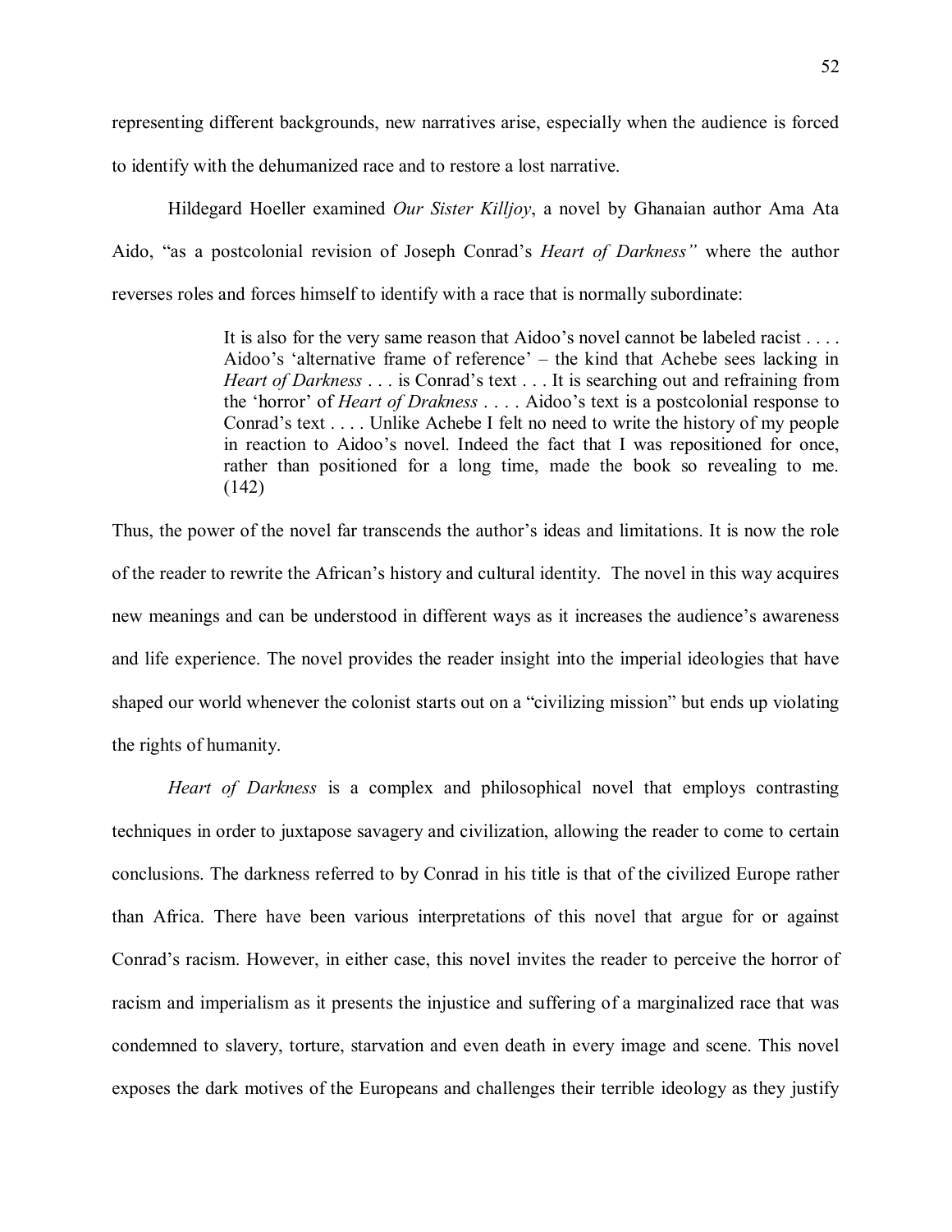representing different backgrounds, new narratives arise, especially when the audience is forced to identify with the dehumanized race and to restore a lost narrative.

Hildegard Hoeller examined *Our Sister Killjoy*, a novel by Ghanaian author Ama Ata Aido, "as a postcolonial revision of Joseph Conrad's *Heart of Darkness"* where the author reverses roles and forces himself to identify with a race that is normally subordinate:

> It is also for the very same reason that Aidoo's novel cannot be labeled racist . . . . Aidoo's 'alternative frame of reference' – the kind that Achebe sees lacking in *Heart of Darkness* . . . is Conrad's text . . . It is searching out and refraining from the 'horror' of *Heart of Drakness* . . . . Aidoo's text is a postcolonial response to Conrad's text . . . . Unlike Achebe I felt no need to write the history of my people in reaction to Aidoo's novel. Indeed the fact that I was repositioned for once, rather than positioned for a long time, made the book so revealing to me. (142)

Thus, the power of the novel far transcends the author's ideas and limitations. It is now the role of the reader to rewrite the African's history and cultural identity. The novel in this way acquires new meanings and can be understood in different ways as it increases the audience's awareness and life experience. The novel provides the reader insight into the imperial ideologies that have shaped our world whenever the colonist starts out on a "civilizing mission" but ends up violating the rights of humanity.

*Heart of Darkness* is a complex and philosophical novel that employs contrasting techniques in order to juxtapose savagery and civilization, allowing the reader to come to certain conclusions. The darkness referred to by Conrad in his title is that of the civilized Europe rather than Africa. There have been various interpretations of this novel that argue for or against Conrad's racism. However, in either case, this novel invites the reader to perceive the horror of racism and imperialism as it presents the injustice and suffering of a marginalized race that was condemned to slavery, torture, starvation and even death in every image and scene. This novel exposes the dark motives of the Europeans and challenges their terrible ideology as they justify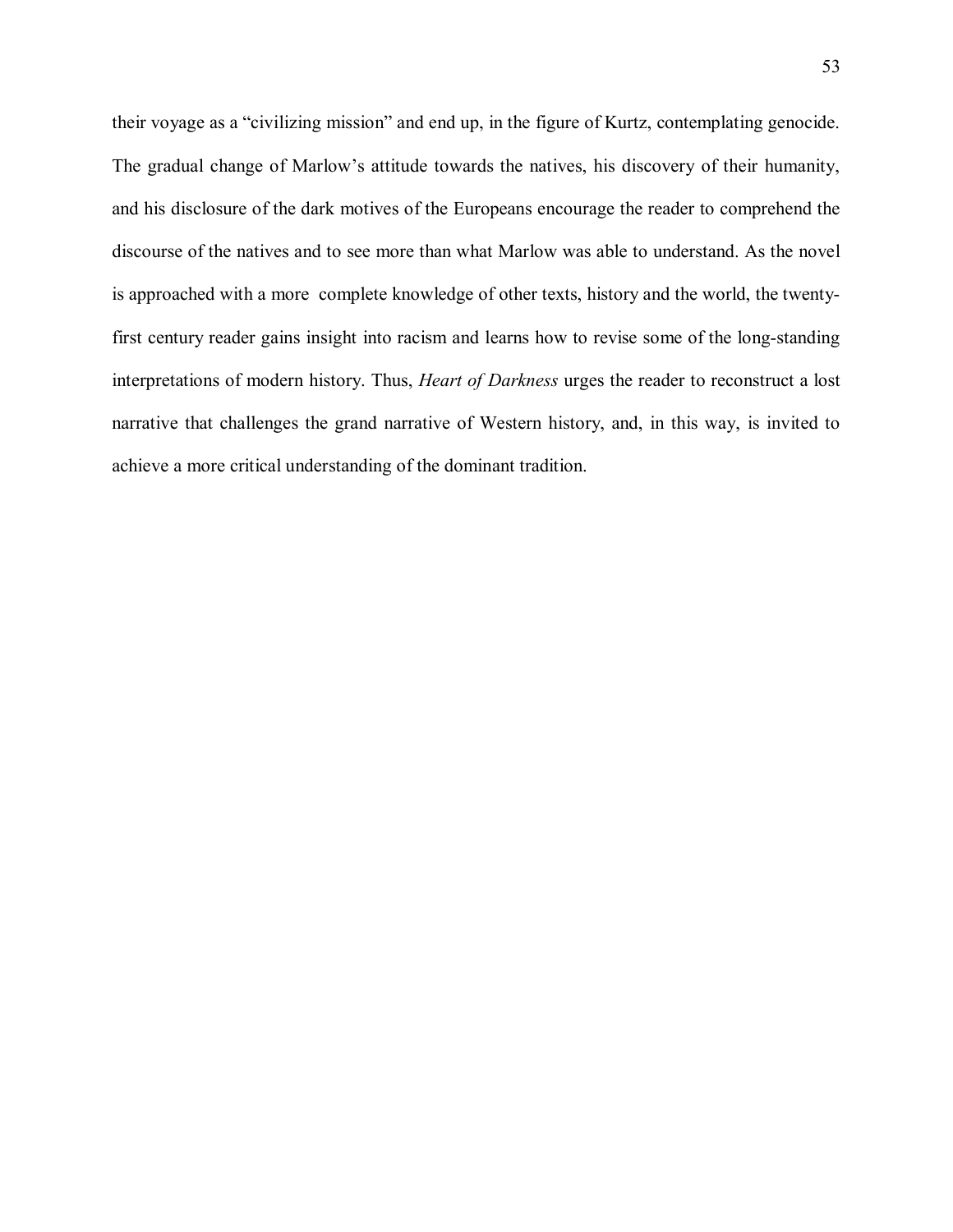their voyage as a "civilizing mission" and end up, in the figure of Kurtz, contemplating genocide. The gradual change of Marlow's attitude towards the natives, his discovery of their humanity, and his disclosure of the dark motives of the Europeans encourage the reader to comprehend the discourse of the natives and to see more than what Marlow was able to understand. As the novel is approached with a more complete knowledge of other texts, history and the world, the twenty-first century reader gains insight into racism and learns how to revise some of the long-standing interpretations of modern history. Thus, *Heart of Darkness* urges the reader to reconstruct a lost narrative that challenges the grand narrative of Western history, and, in this way, is invited to achieve a more critical understanding of the dominant tradition.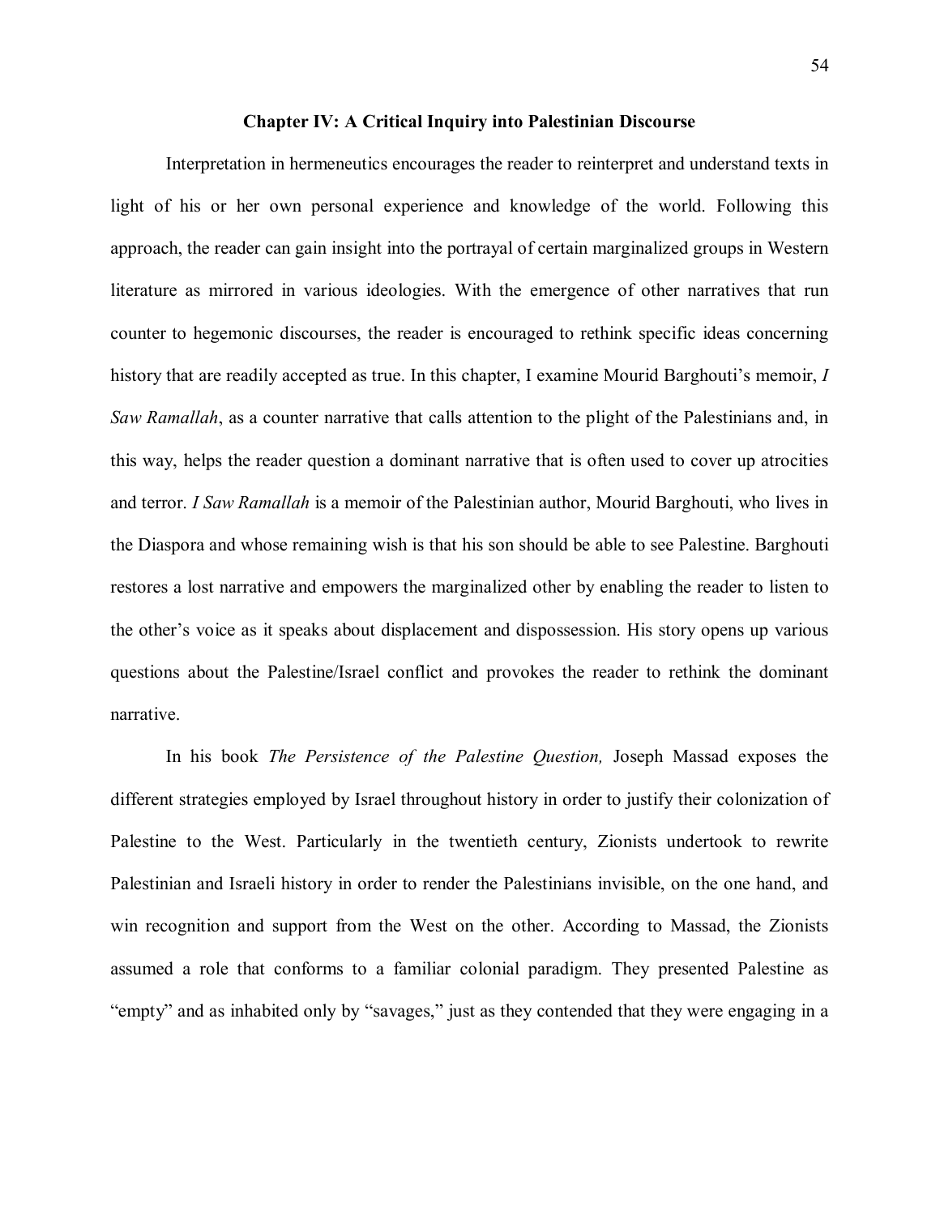# Chapter IV: A Critical Inquiry into Palestinian Discourse

Interpretation in hermeneutics encourages the reader to reinterpret and understand texts in light of his or her own personal experience and knowledge of the world. Following this approach, the reader can gain insight into the portrayal of certain marginalized groups in Western literature as mirrored in various ideologies. With the emergence of other narratives that run counter to hegemonic discourses, the reader is encouraged to rethink specific ideas concerning history that are readily accepted as true. In this chapter, I examine Mourid Barghouti's memoir, *I Saw Ramallah*, as a counter narrative that calls attention to the plight of the Palestinians and, in this way, helps the reader question a dominant narrative that is often used to cover up atrocities and terror. *I Saw Ramallah* is a memoir of the Palestinian author, Mourid Barghouti, who lives in the Diaspora and whose remaining wish is that his son should be able to see Palestine. Barghouti restores a lost narrative and empowers the marginalized other by enabling the reader to listen to the other's voice as it speaks about displacement and dispossession. His story opens up various questions about the Palestine/Israel conflict and provokes the reader to rethink the dominant narrative.

In his book *The Persistence of the Palestine Question,* Joseph Massad exposes the different strategies employed by Israel throughout history in order to justify their colonization of Palestine to the West. Particularly in the twentieth century, Zionists undertook to rewrite Palestinian and Israeli history in order to render the Palestinians invisible, on the one hand, and win recognition and support from the West on the other. According to Massad, the Zionists assumed a role that conforms to a familiar colonial paradigm. They presented Palestine as "empty" and as inhabited only by "savages," just as they contended that they were engaging in a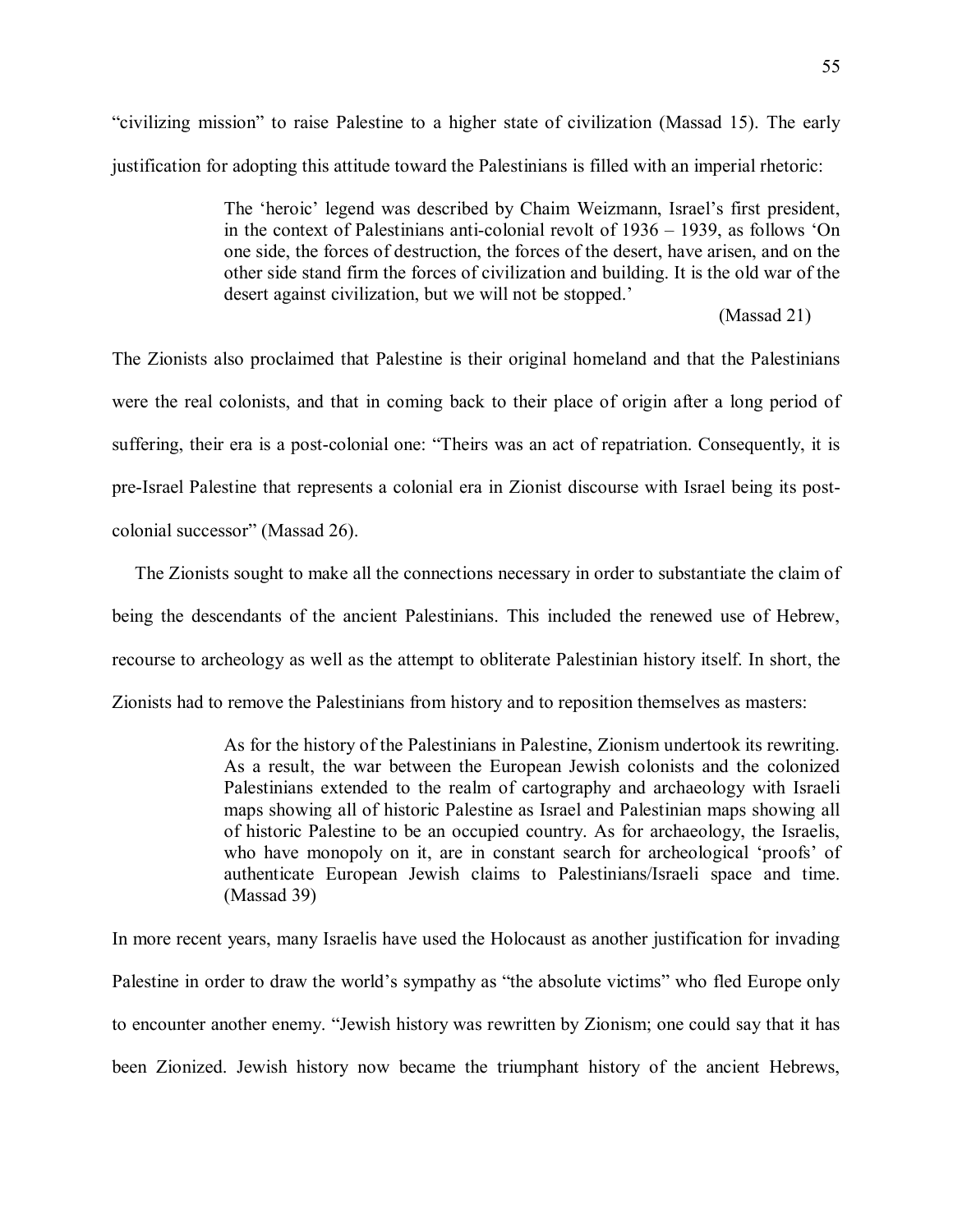"civilizing mission" to raise Palestine to a higher state of civilization (Massad 15). The early justification for adopting this attitude toward the Palestinians is filled with an imperial rhetoric:

> The 'heroic' legend was described by Chaim Weizmann, Israel's first president, in the context of Palestinians anti-colonial revolt of 1936 – 1939, as follows 'On one side, the forces of destruction, the forces of the desert, have arisen, and on the other side stand firm the forces of civilization and building. It is the old war of the desert against civilization, but we will not be stopped.'
>
> (Massad 21)

The Zionists also proclaimed that Palestine is their original homeland and that the Palestinians were the real colonists, and that in coming back to their place of origin after a long period of suffering, their era is a post-colonial one: "Theirs was an act of repatriation. Consequently, it is pre-Israel Palestine that represents a colonial era in Zionist discourse with Israel being its post-colonial successor" (Massad 26).

The Zionists sought to make all the connections necessary in order to substantiate the claim of being the descendants of the ancient Palestinians. This included the renewed use of Hebrew, recourse to archeology as well as the attempt to obliterate Palestinian history itself. In short, the Zionists had to remove the Palestinians from history and to reposition themselves as masters:

> As for the history of the Palestinians in Palestine, Zionism undertook its rewriting. As a result, the war between the European Jewish colonists and the colonized Palestinians extended to the realm of cartography and archaeology with Israeli maps showing all of historic Palestine as Israel and Palestinian maps showing all of historic Palestine to be an occupied country. As for archaeology, the Israelis, who have monopoly on it, are in constant search for archeological 'proofs' of authenticate European Jewish claims to Palestinians/Israeli space and time. (Massad 39)

In more recent years, many Israelis have used the Holocaust as another justification for invading Palestine in order to draw the world's sympathy as "the absolute victims" who fled Europe only to encounter another enemy. "Jewish history was rewritten by Zionism; one could say that it has been Zionized. Jewish history now became the triumphant history of the ancient Hebrews,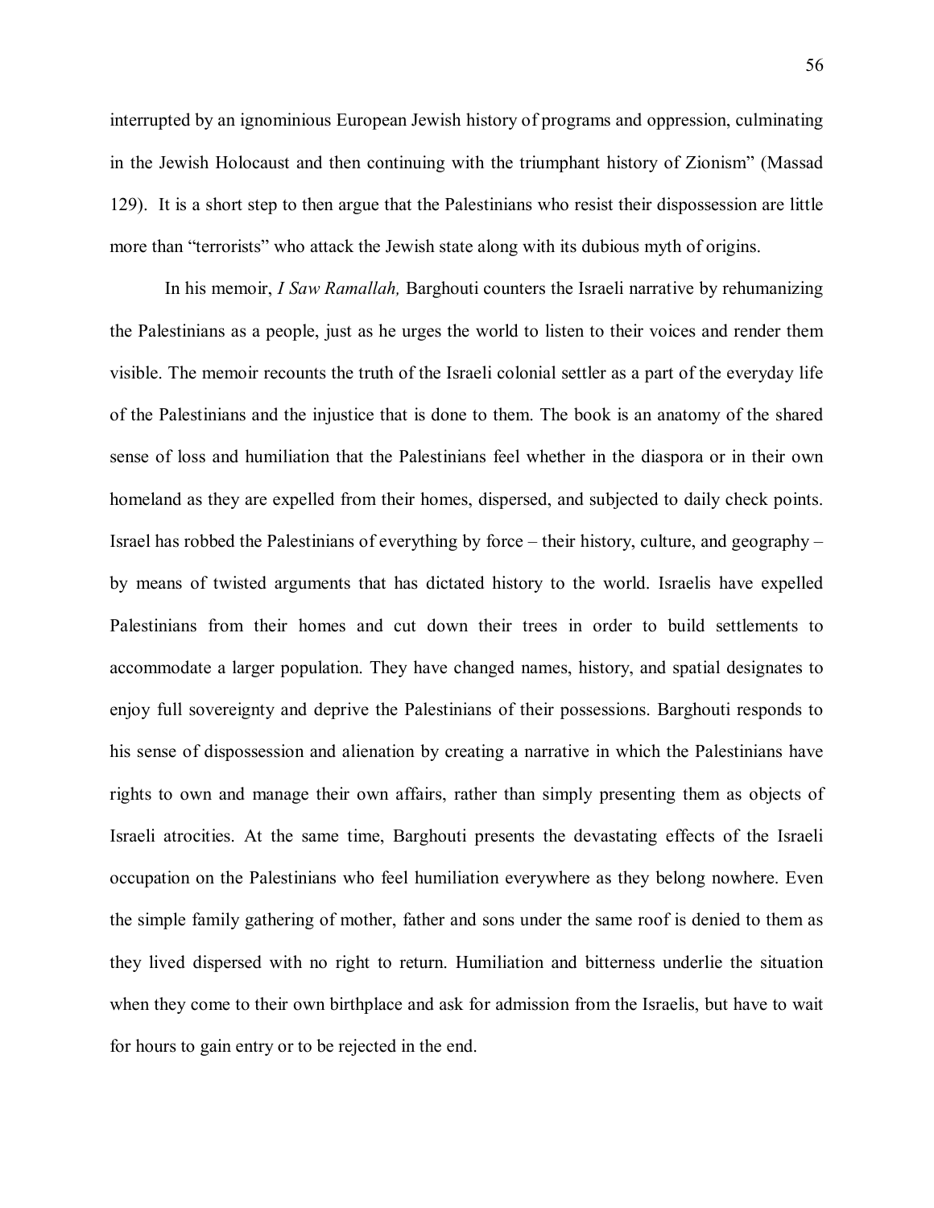interrupted by an ignominious European Jewish history of programs and oppression, culminating in the Jewish Holocaust and then continuing with the triumphant history of Zionism" (Massad 129). It is a short step to then argue that the Palestinians who resist their dispossession are little more than "terrorists" who attack the Jewish state along with its dubious myth of origins.

In his memoir, *I Saw Ramallah,* Barghouti counters the Israeli narrative by rehumanizing the Palestinians as a people, just as he urges the world to listen to their voices and render them visible. The memoir recounts the truth of the Israeli colonial settler as a part of the everyday life of the Palestinians and the injustice that is done to them. The book is an anatomy of the shared sense of loss and humiliation that the Palestinians feel whether in the diaspora or in their own homeland as they are expelled from their homes, dispersed, and subjected to daily check points. Israel has robbed the Palestinians of everything by force – their history, culture, and geography – by means of twisted arguments that has dictated history to the world. Israelis have expelled Palestinians from their homes and cut down their trees in order to build settlements to accommodate a larger population. They have changed names, history, and spatial designates to enjoy full sovereignty and deprive the Palestinians of their possessions. Barghouti responds to his sense of dispossession and alienation by creating a narrative in which the Palestinians have rights to own and manage their own affairs, rather than simply presenting them as objects of Israeli atrocities. At the same time, Barghouti presents the devastating effects of the Israeli occupation on the Palestinians who feel humiliation everywhere as they belong nowhere. Even the simple family gathering of mother, father and sons under the same roof is denied to them as they lived dispersed with no right to return. Humiliation and bitterness underlie the situation when they come to their own birthplace and ask for admission from the Israelis, but have to wait for hours to gain entry or to be rejected in the end.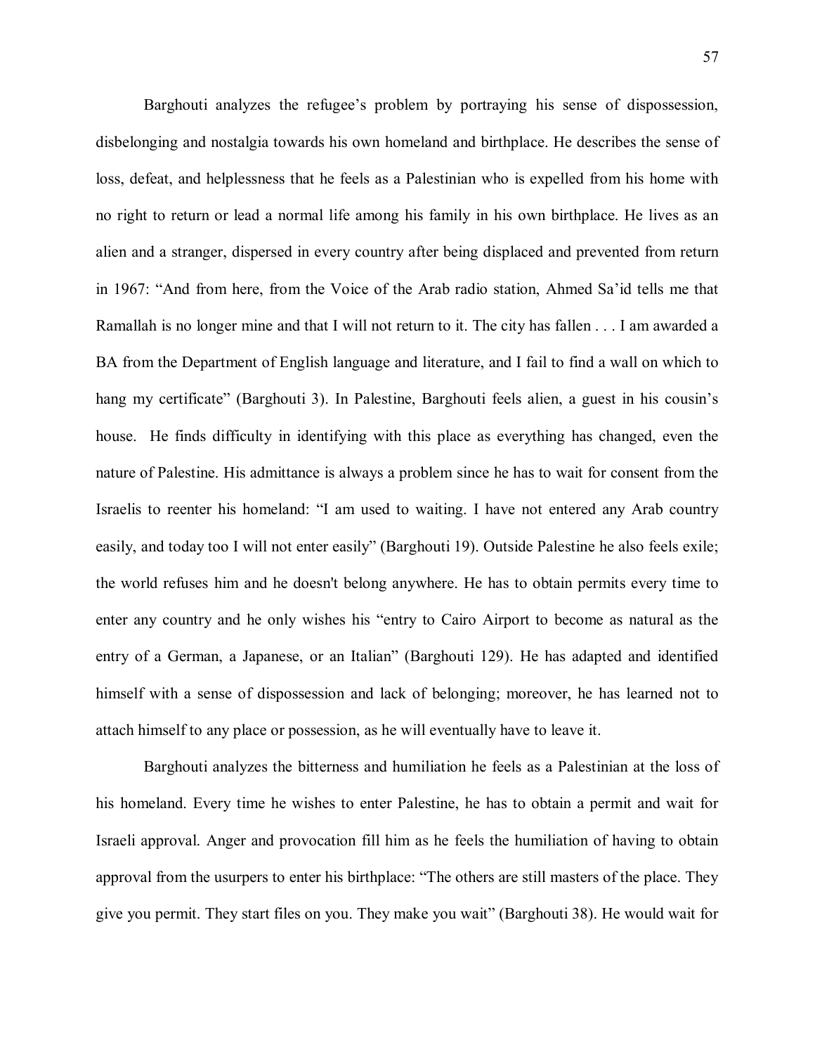Barghouti analyzes the refugee's problem by portraying his sense of dispossession, disbelonging and nostalgia towards his own homeland and birthplace. He describes the sense of loss, defeat, and helplessness that he feels as a Palestinian who is expelled from his home with no right to return or lead a normal life among his family in his own birthplace. He lives as an alien and a stranger, dispersed in every country after being displaced and prevented from return in 1967: "And from here, from the Voice of the Arab radio station, Ahmed Sa'id tells me that Ramallah is no longer mine and that I will not return to it. The city has fallen . . . I am awarded a BA from the Department of English language and literature, and I fail to find a wall on which to hang my certificate" (Barghouti 3). In Palestine, Barghouti feels alien, a guest in his cousin's house. He finds difficulty in identifying with this place as everything has changed, even the nature of Palestine. His admittance is always a problem since he has to wait for consent from the Israelis to reenter his homeland: "I am used to waiting. I have not entered any Arab country easily, and today too I will not enter easily" (Barghouti 19). Outside Palestine he also feels exile; the world refuses him and he doesn't belong anywhere. He has to obtain permits every time to enter any country and he only wishes his "entry to Cairo Airport to become as natural as the entry of a German, a Japanese, or an Italian" (Barghouti 129). He has adapted and identified himself with a sense of dispossession and lack of belonging; moreover, he has learned not to attach himself to any place or possession, as he will eventually have to leave it.

Barghouti analyzes the bitterness and humiliation he feels as a Palestinian at the loss of his homeland. Every time he wishes to enter Palestine, he has to obtain a permit and wait for Israeli approval. Anger and provocation fill him as he feels the humiliation of having to obtain approval from the usurpers to enter his birthplace: "The others are still masters of the place. They give you permit. They start files on you. They make you wait" (Barghouti 38). He would wait for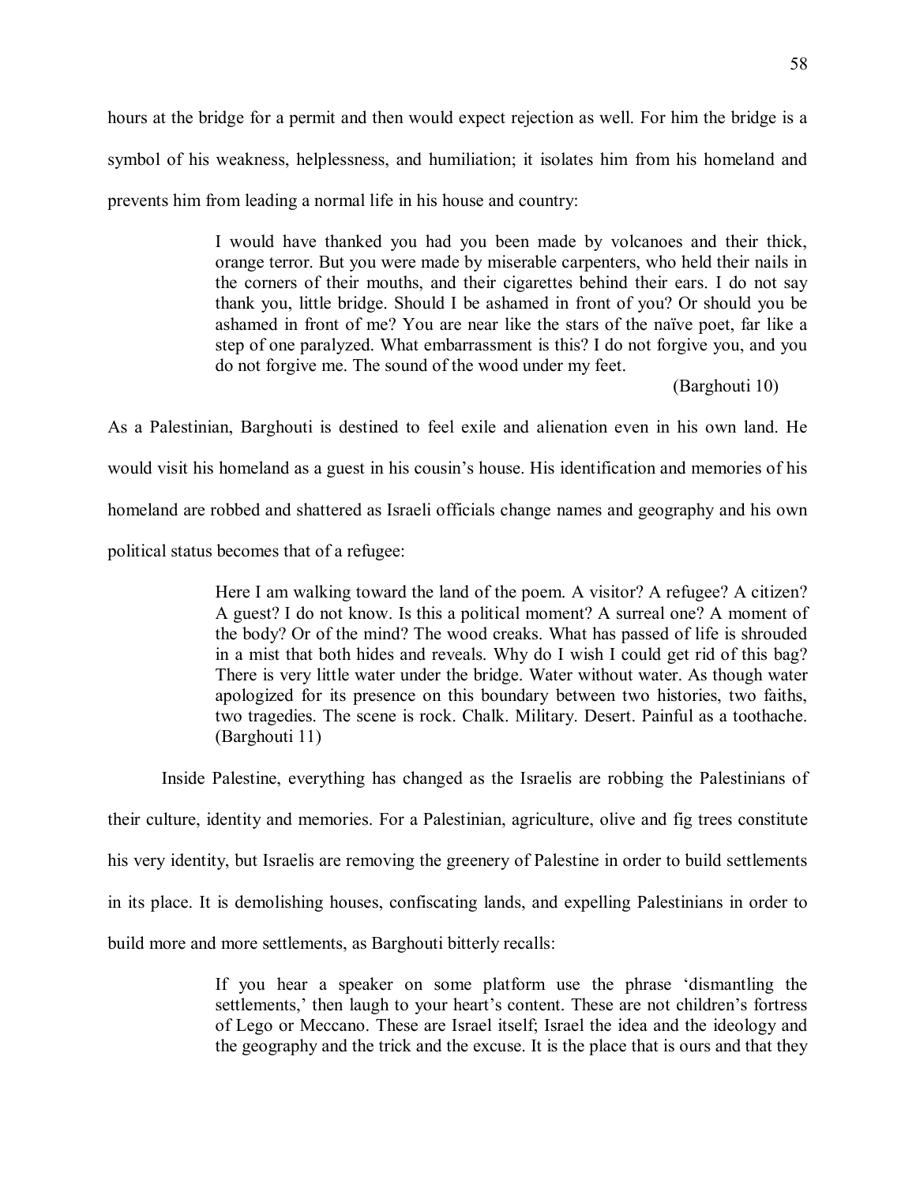hours at the bridge for a permit and then would expect rejection as well. For him the bridge is a symbol of his weakness, helplessness, and humiliation; it isolates him from his homeland and prevents him from leading a normal life in his house and country:

> I would have thanked you had you been made by volcanoes and their thick, orange terror. But you were made by miserable carpenters, who held their nails in the corners of their mouths, and their cigarettes behind their ears. I do not say thank you, little bridge. Should I be ashamed in front of you? Or should you be ashamed in front of me? You are near like the stars of the naïve poet, far like a step of one paralyzed. What embarrassment is this? I do not forgive you, and you do not forgive me. The sound of the wood under my feet.
>
> (Barghouti 10)

As a Palestinian, Barghouti is destined to feel exile and alienation even in his own land. He would visit his homeland as a guest in his cousin's house. His identification and memories of his homeland are robbed and shattered as Israeli officials change names and geography and his own political status becomes that of a refugee:

> Here I am walking toward the land of the poem. A visitor? A refugee? A citizen? A guest? I do not know. Is this a political moment? A surreal one? A moment of the body? Or of the mind? The wood creaks. What has passed of life is shrouded in a mist that both hides and reveals. Why do I wish I could get rid of this bag? There is very little water under the bridge. Water without water. As though water apologized for its presence on this boundary between two histories, two faiths, two tragedies. The scene is rock. Chalk. Military. Desert. Painful as a toothache. (Barghouti 11)

Inside Palestine, everything has changed as the Israelis are robbing the Palestinians of their culture, identity and memories. For a Palestinian, agriculture, olive and fig trees constitute his very identity, but Israelis are removing the greenery of Palestine in order to build settlements in its place. It is demolishing houses, confiscating lands, and expelling Palestinians in order to build more and more settlements, as Barghouti bitterly recalls:

> If you hear a speaker on some platform use the phrase 'dismantling the settlements,' then laugh to your heart's content. These are not children's fortress of Lego or Meccano. These are Israel itself; Israel the idea and the ideology and the geography and the trick and the excuse. It is the place that is ours and that they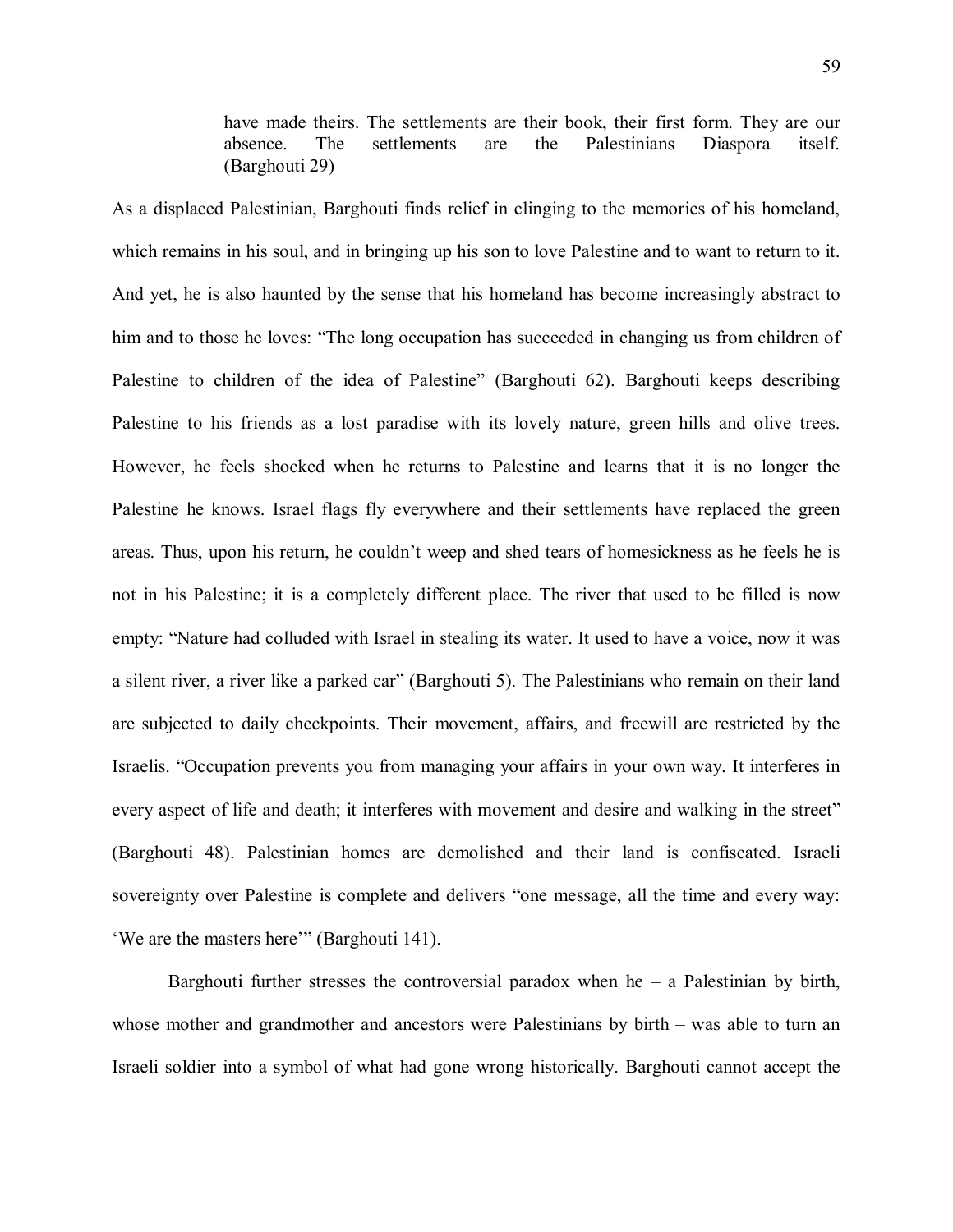> have made theirs. The settlements are their book, their first form. They are our absence. The settlements are the Palestinians Diaspora itself. (Barghouti 29)

As a displaced Palestinian, Barghouti finds relief in clinging to the memories of his homeland, which remains in his soul, and in bringing up his son to love Palestine and to want to return to it. And yet, he is also haunted by the sense that his homeland has become increasingly abstract to him and to those he loves: "The long occupation has succeeded in changing us from children of Palestine to children of the idea of Palestine" (Barghouti 62). Barghouti keeps describing Palestine to his friends as a lost paradise with its lovely nature, green hills and olive trees. However, he feels shocked when he returns to Palestine and learns that it is no longer the Palestine he knows. Israel flags fly everywhere and their settlements have replaced the green areas. Thus, upon his return, he couldn't weep and shed tears of homesickness as he feels he is not in his Palestine; it is a completely different place. The river that used to be filled is now empty: "Nature had colluded with Israel in stealing its water. It used to have a voice, now it was a silent river, a river like a parked car" (Barghouti 5). The Palestinians who remain on their land are subjected to daily checkpoints. Their movement, affairs, and freewill are restricted by the Israelis. "Occupation prevents you from managing your affairs in your own way. It interferes in every aspect of life and death; it interferes with movement and desire and walking in the street" (Barghouti 48). Palestinian homes are demolished and their land is confiscated. Israeli sovereignty over Palestine is complete and delivers "one message, all the time and every way: 'We are the masters here'" (Barghouti 141).

Barghouti further stresses the controversial paradox when he – a Palestinian by birth, whose mother and grandmother and ancestors were Palestinians by birth – was able to turn an Israeli soldier into a symbol of what had gone wrong historically. Barghouti cannot accept the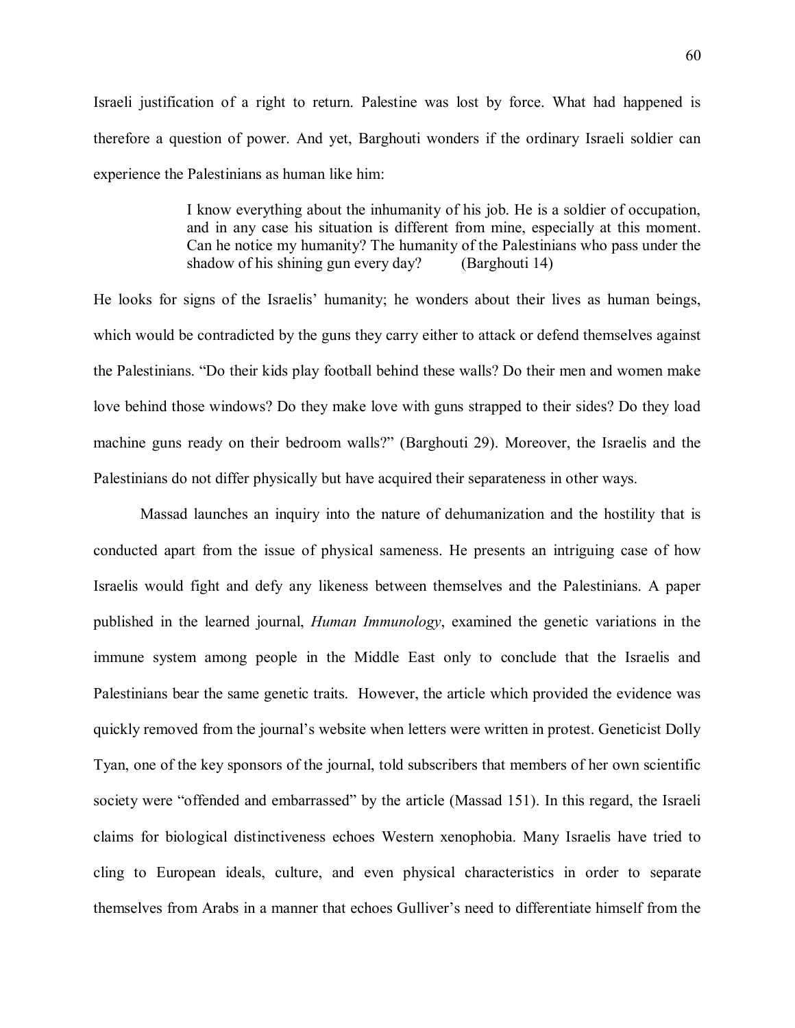Israeli justification of a right to return. Palestine was lost by force. What had happened is therefore a question of power. And yet, Barghouti wonders if the ordinary Israeli soldier can experience the Palestinians as human like him:

> I know everything about the inhumanity of his job. He is a soldier of occupation, and in any case his situation is different from mine, especially at this moment. Can he notice my humanity? The humanity of the Palestinians who pass under the shadow of his shining gun every day? (Barghouti 14)

He looks for signs of the Israelis' humanity; he wonders about their lives as human beings, which would be contradicted by the guns they carry either to attack or defend themselves against the Palestinians. "Do their kids play football behind these walls? Do their men and women make love behind those windows? Do they make love with guns strapped to their sides? Do they load machine guns ready on their bedroom walls?" (Barghouti 29). Moreover, the Israelis and the Palestinians do not differ physically but have acquired their separateness in other ways.

Massad launches an inquiry into the nature of dehumanization and the hostility that is conducted apart from the issue of physical sameness. He presents an intriguing case of how Israelis would fight and defy any likeness between themselves and the Palestinians. A paper published in the learned journal, *Human Immunology*, examined the genetic variations in the immune system among people in the Middle East only to conclude that the Israelis and Palestinians bear the same genetic traits. However, the article which provided the evidence was quickly removed from the journal's website when letters were written in protest. Geneticist Dolly Tyan, one of the key sponsors of the journal, told subscribers that members of her own scientific society were "offended and embarrassed" by the article (Massad 151). In this regard, the Israeli claims for biological distinctiveness echoes Western xenophobia. Many Israelis have tried to cling to European ideals, culture, and even physical characteristics in order to separate themselves from Arabs in a manner that echoes Gulliver's need to differentiate himself from the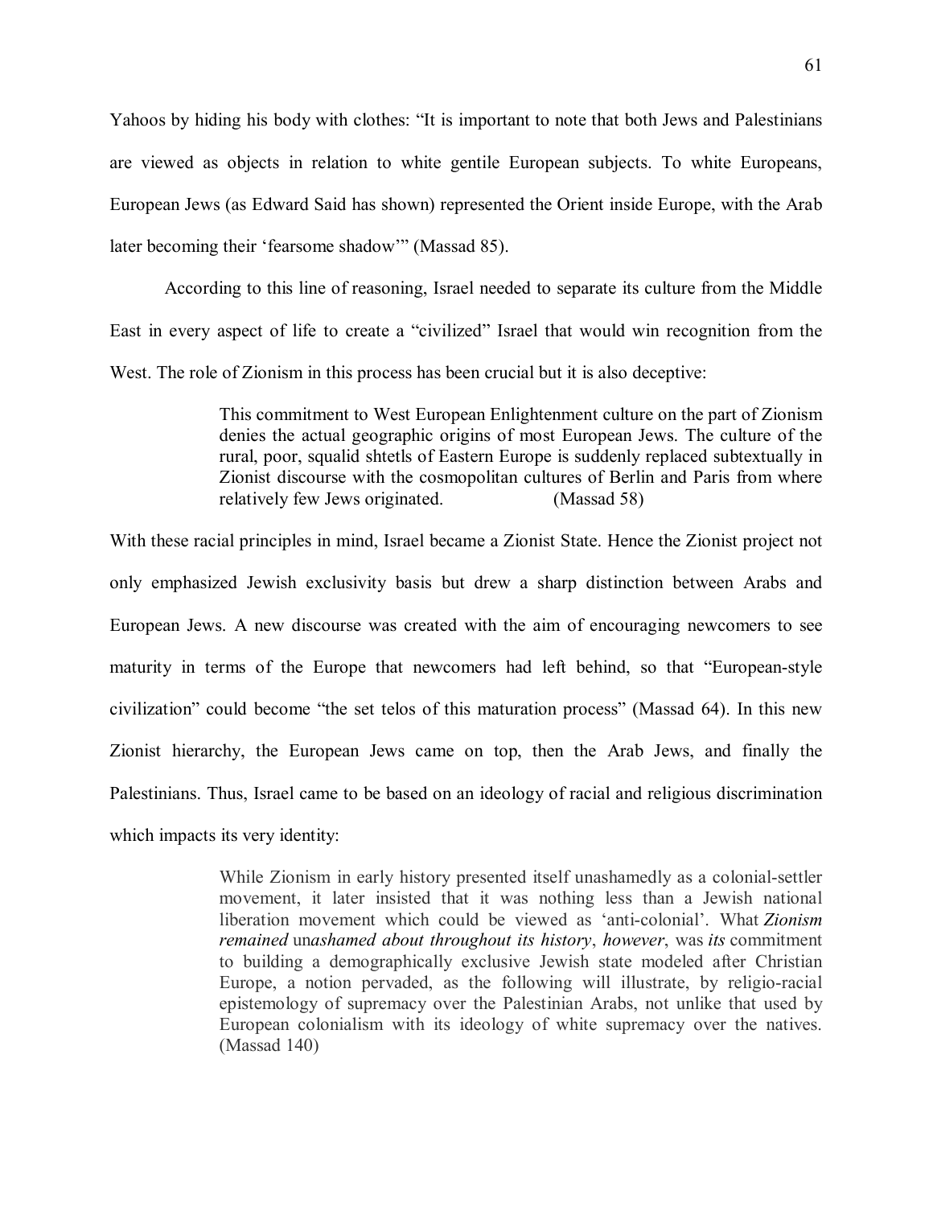Yahoos by hiding his body with clothes: "It is important to note that both Jews and Palestinians are viewed as objects in relation to white gentile European subjects. To white Europeans, European Jews (as Edward Said has shown) represented the Orient inside Europe, with the Arab later becoming their 'fearsome shadow'" (Massad 85).

According to this line of reasoning, Israel needed to separate its culture from the Middle East in every aspect of life to create a "civilized" Israel that would win recognition from the West. The role of Zionism in this process has been crucial but it is also deceptive:

> This commitment to West European Enlightenment culture on the part of Zionism denies the actual geographic origins of most European Jews. The culture of the rural, poor, squalid shtetls of Eastern Europe is suddenly replaced subtextually in Zionist discourse with the cosmopolitan cultures of Berlin and Paris from where relatively few Jews originated. (Massad 58)

With these racial principles in mind, Israel became a Zionist State. Hence the Zionist project not only emphasized Jewish exclusivity basis but drew a sharp distinction between Arabs and European Jews. A new discourse was created with the aim of encouraging newcomers to see maturity in terms of the Europe that newcomers had left behind, so that "European-style civilization" could become "the set telos of this maturation process" (Massad 64). In this new Zionist hierarchy, the European Jews came on top, then the Arab Jews, and finally the Palestinians. Thus, Israel came to be based on an ideology of racial and religious discrimination which impacts its very identity:

> While Zionism in early history presented itself unashamedly as a colonial-settler movement, it later insisted that it was nothing less than a Jewish national liberation movement which could be viewed as 'anti-colonial'. What *Zionism remained* un*ashamed about throughout its history*, *however*, was *its* commitment to building a demographically exclusive Jewish state modeled after Christian Europe, a notion pervaded, as the following will illustrate, by religio-racial epistemology of supremacy over the Palestinian Arabs, not unlike that used by European colonialism with its ideology of white supremacy over the natives. (Massad 140)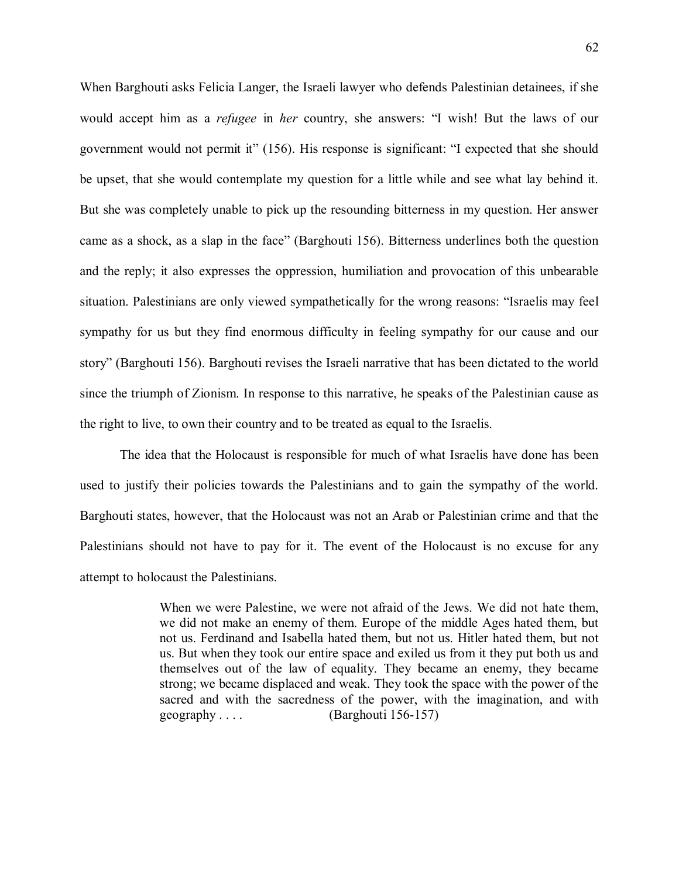When Barghouti asks Felicia Langer, the Israeli lawyer who defends Palestinian detainees, if she would accept him as a *refugee* in *her* country, she answers: "I wish! But the laws of our government would not permit it" (156). His response is significant: "I expected that she should be upset, that she would contemplate my question for a little while and see what lay behind it. But she was completely unable to pick up the resounding bitterness in my question. Her answer came as a shock, as a slap in the face" (Barghouti 156). Bitterness underlines both the question and the reply; it also expresses the oppression, humiliation and provocation of this unbearable situation. Palestinians are only viewed sympathetically for the wrong reasons: "Israelis may feel sympathy for us but they find enormous difficulty in feeling sympathy for our cause and our story" (Barghouti 156). Barghouti revises the Israeli narrative that has been dictated to the world since the triumph of Zionism. In response to this narrative, he speaks of the Palestinian cause as the right to live, to own their country and to be treated as equal to the Israelis.

The idea that the Holocaust is responsible for much of what Israelis have done has been used to justify their policies towards the Palestinians and to gain the sympathy of the world. Barghouti states, however, that the Holocaust was not an Arab or Palestinian crime and that the Palestinians should not have to pay for it. The event of the Holocaust is no excuse for any attempt to holocaust the Palestinians.

> When we were Palestine, we were not afraid of the Jews. We did not hate them, we did not make an enemy of them. Europe of the middle Ages hated them, but not us. Ferdinand and Isabella hated them, but not us. Hitler hated them, but not us. But when they took our entire space and exiled us from it they put both us and themselves out of the law of equality. They became an enemy, they became strong; we became displaced and weak. They took the space with the power of the sacred and with the sacredness of the power, with the imagination, and with geography . . . . (Barghouti 156-157)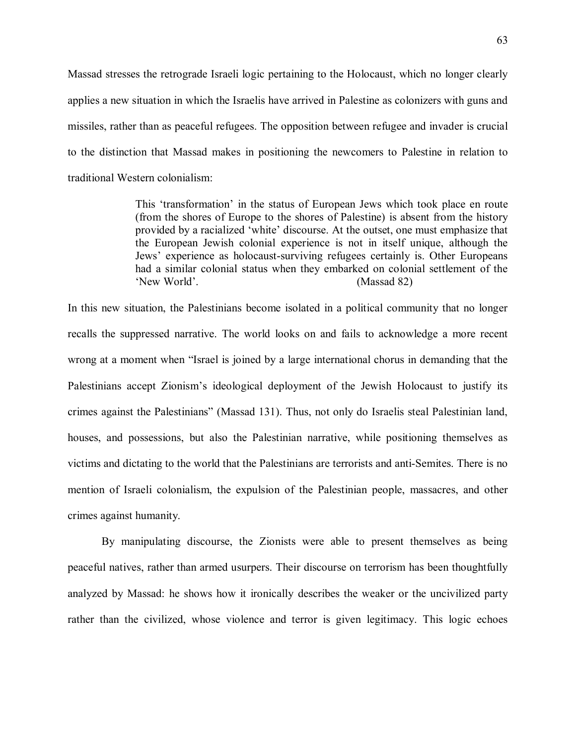Massad stresses the retrograde Israeli logic pertaining to the Holocaust, which no longer clearly applies a new situation in which the Israelis have arrived in Palestine as colonizers with guns and missiles, rather than as peaceful refugees. The opposition between refugee and invader is crucial to the distinction that Massad makes in positioning the newcomers to Palestine in relation to traditional Western colonialism:

> This 'transformation' in the status of European Jews which took place en route (from the shores of Europe to the shores of Palestine) is absent from the history provided by a racialized 'white' discourse. At the outset, one must emphasize that the European Jewish colonial experience is not in itself unique, although the Jews' experience as holocaust-surviving refugees certainly is. Other Europeans had a similar colonial status when they embarked on colonial settlement of the 'New World'. (Massad 82)

In this new situation, the Palestinians become isolated in a political community that no longer recalls the suppressed narrative. The world looks on and fails to acknowledge a more recent wrong at a moment when "Israel is joined by a large international chorus in demanding that the Palestinians accept Zionism's ideological deployment of the Jewish Holocaust to justify its crimes against the Palestinians" (Massad 131). Thus, not only do Israelis steal Palestinian land, houses, and possessions, but also the Palestinian narrative, while positioning themselves as victims and dictating to the world that the Palestinians are terrorists and anti-Semites. There is no mention of Israeli colonialism, the expulsion of the Palestinian people, massacres, and other crimes against humanity.

By manipulating discourse, the Zionists were able to present themselves as being peaceful natives, rather than armed usurpers. Their discourse on terrorism has been thoughtfully analyzed by Massad: he shows how it ironically describes the weaker or the uncivilized party rather than the civilized, whose violence and terror is given legitimacy. This logic echoes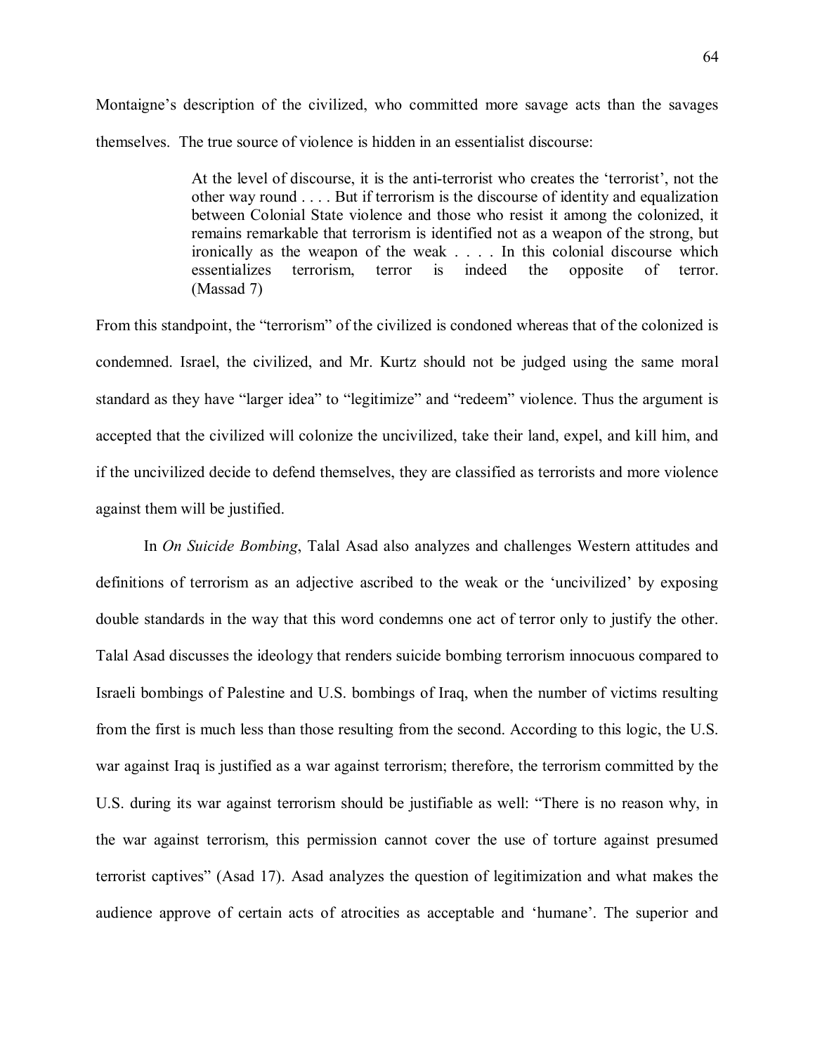Montaigne's description of the civilized, who committed more savage acts than the savages themselves. The true source of violence is hidden in an essentialist discourse:

> At the level of discourse, it is the anti-terrorist who creates the 'terrorist', not the other way round . . . . But if terrorism is the discourse of identity and equalization between Colonial State violence and those who resist it among the colonized, it remains remarkable that terrorism is identified not as a weapon of the strong, but ironically as the weapon of the weak . . . . In this colonial discourse which essentializes terrorism, terror is indeed the opposite of terror. (Massad 7)

From this standpoint, the "terrorism" of the civilized is condoned whereas that of the colonized is condemned. Israel, the civilized, and Mr. Kurtz should not be judged using the same moral standard as they have "larger idea" to "legitimize" and "redeem" violence. Thus the argument is accepted that the civilized will colonize the uncivilized, take their land, expel, and kill him, and if the uncivilized decide to defend themselves, they are classified as terrorists and more violence against them will be justified.

In *On Suicide Bombing*, Talal Asad also analyzes and challenges Western attitudes and definitions of terrorism as an adjective ascribed to the weak or the 'uncivilized' by exposing double standards in the way that this word condemns one act of terror only to justify the other. Talal Asad discusses the ideology that renders suicide bombing terrorism innocuous compared to Israeli bombings of Palestine and U.S. bombings of Iraq, when the number of victims resulting from the first is much less than those resulting from the second. According to this logic, the U.S. war against Iraq is justified as a war against terrorism; therefore, the terrorism committed by the U.S. during its war against terrorism should be justifiable as well: "There is no reason why, in the war against terrorism, this permission cannot cover the use of torture against presumed terrorist captives" (Asad 17). Asad analyzes the question of legitimization and what makes the audience approve of certain acts of atrocities as acceptable and 'humane'. The superior and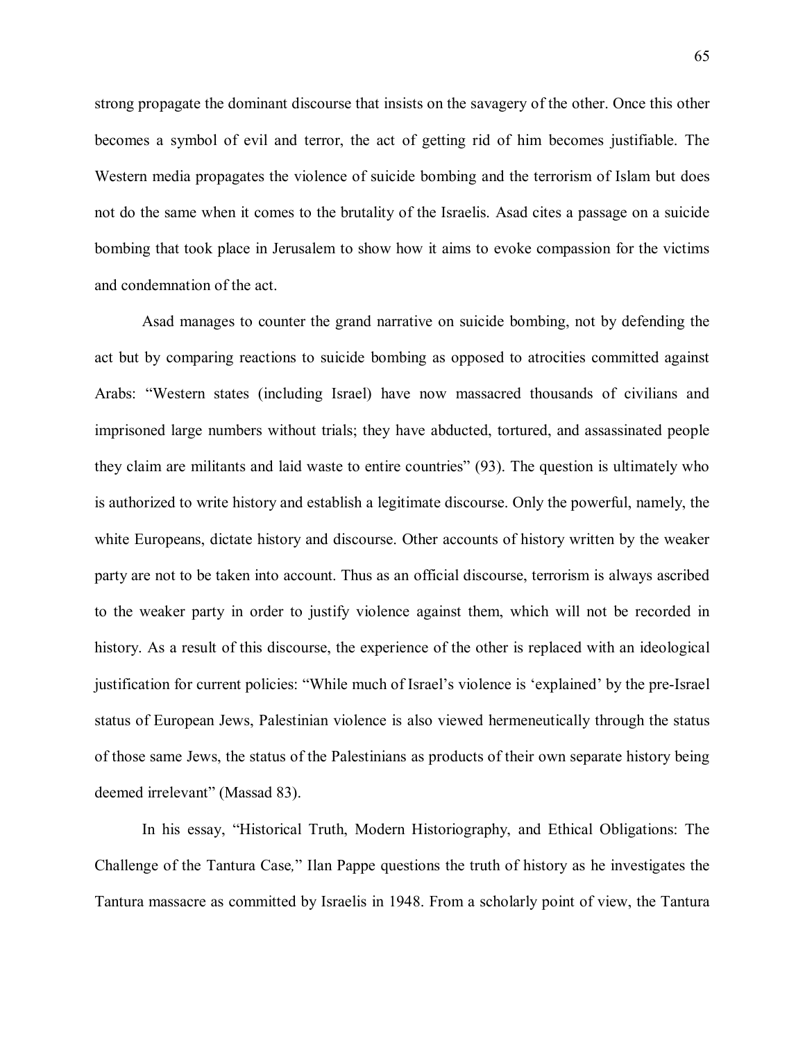strong propagate the dominant discourse that insists on the savagery of the other. Once this other becomes a symbol of evil and terror, the act of getting rid of him becomes justifiable. The Western media propagates the violence of suicide bombing and the terrorism of Islam but does not do the same when it comes to the brutality of the Israelis. Asad cites a passage on a suicide bombing that took place in Jerusalem to show how it aims to evoke compassion for the victims and condemnation of the act.

Asad manages to counter the grand narrative on suicide bombing, not by defending the act but by comparing reactions to suicide bombing as opposed to atrocities committed against Arabs: "Western states (including Israel) have now massacred thousands of civilians and imprisoned large numbers without trials; they have abducted, tortured, and assassinated people they claim are militants and laid waste to entire countries" (93). The question is ultimately who is authorized to write history and establish a legitimate discourse. Only the powerful, namely, the white Europeans, dictate history and discourse. Other accounts of history written by the weaker party are not to be taken into account. Thus as an official discourse, terrorism is always ascribed to the weaker party in order to justify violence against them, which will not be recorded in history. As a result of this discourse, the experience of the other is replaced with an ideological justification for current policies: "While much of Israel's violence is 'explained' by the pre-Israel status of European Jews, Palestinian violence is also viewed hermeneutically through the status of those same Jews, the status of the Palestinians as products of their own separate history being deemed irrelevant" (Massad 83).

In his essay, "Historical Truth, Modern Historiography, and Ethical Obligations: The Challenge of the Tantura Case," Ilan Pappe questions the truth of history as he investigates the Tantura massacre as committed by Israelis in 1948. From a scholarly point of view, the Tantura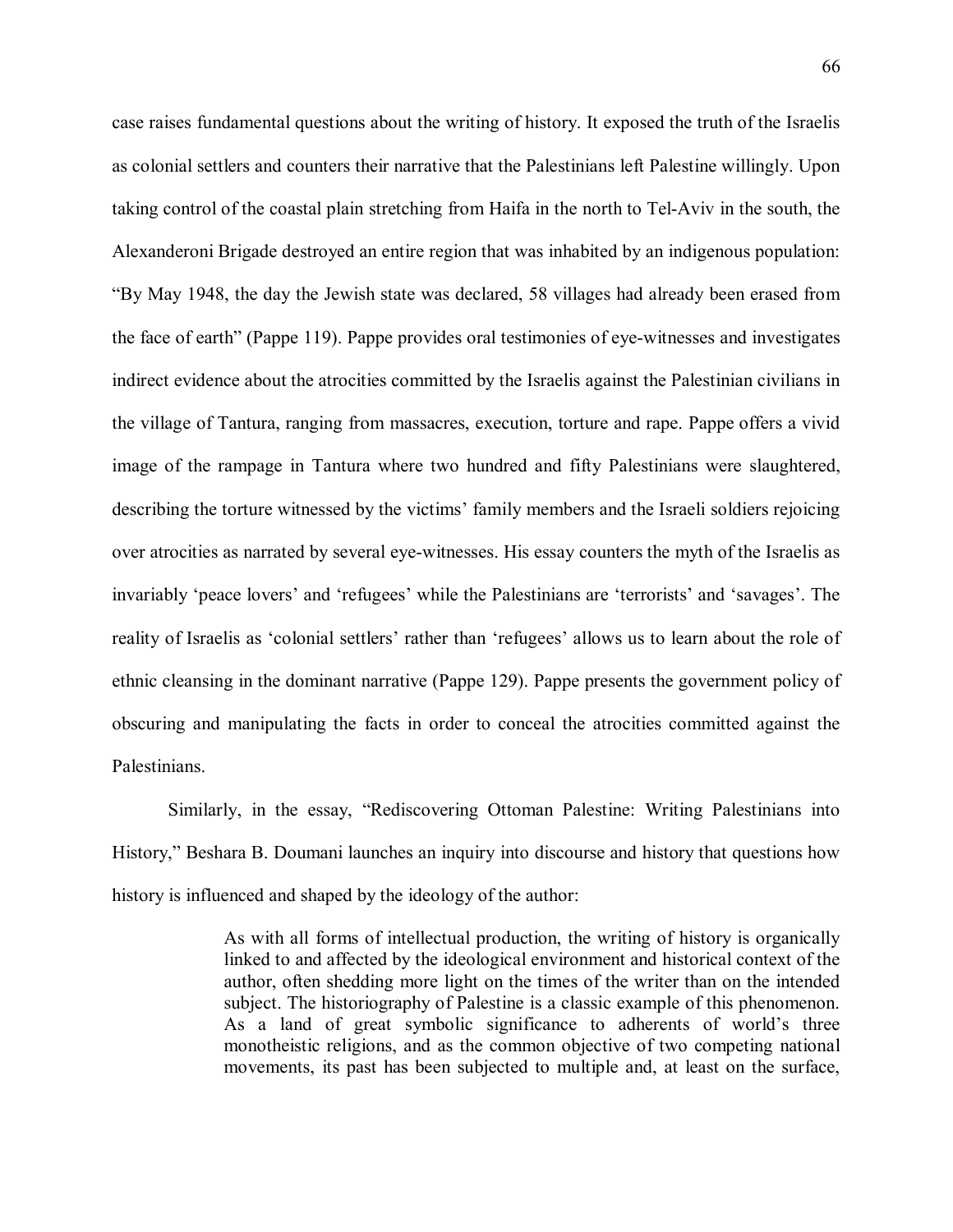case raises fundamental questions about the writing of history. It exposed the truth of the Israelis as colonial settlers and counters their narrative that the Palestinians left Palestine willingly. Upon taking control of the coastal plain stretching from Haifa in the north to Tel-Aviv in the south, the Alexanderoni Brigade destroyed an entire region that was inhabited by an indigenous population: "By May 1948, the day the Jewish state was declared, 58 villages had already been erased from the face of earth" (Pappe 119). Pappe provides oral testimonies of eye-witnesses and investigates indirect evidence about the atrocities committed by the Israelis against the Palestinian civilians in the village of Tantura, ranging from massacres, execution, torture and rape. Pappe offers a vivid image of the rampage in Tantura where two hundred and fifty Palestinians were slaughtered, describing the torture witnessed by the victims' family members and the Israeli soldiers rejoicing over atrocities as narrated by several eye-witnesses. His essay counters the myth of the Israelis as invariably 'peace lovers' and 'refugees' while the Palestinians are 'terrorists' and 'savages'. The reality of Israelis as 'colonial settlers' rather than 'refugees' allows us to learn about the role of ethnic cleansing in the dominant narrative (Pappe 129). Pappe presents the government policy of obscuring and manipulating the facts in order to conceal the atrocities committed against the Palestinians.

Similarly, in the essay, "Rediscovering Ottoman Palestine: Writing Palestinians into History," Beshara B. Doumani launches an inquiry into discourse and history that questions how history is influenced and shaped by the ideology of the author:

> As with all forms of intellectual production, the writing of history is organically linked to and affected by the ideological environment and historical context of the author, often shedding more light on the times of the writer than on the intended subject. The historiography of Palestine is a classic example of this phenomenon. As a land of great symbolic significance to adherents of world's three monotheistic religions, and as the common objective of two competing national movements, its past has been subjected to multiple and, at least on the surface,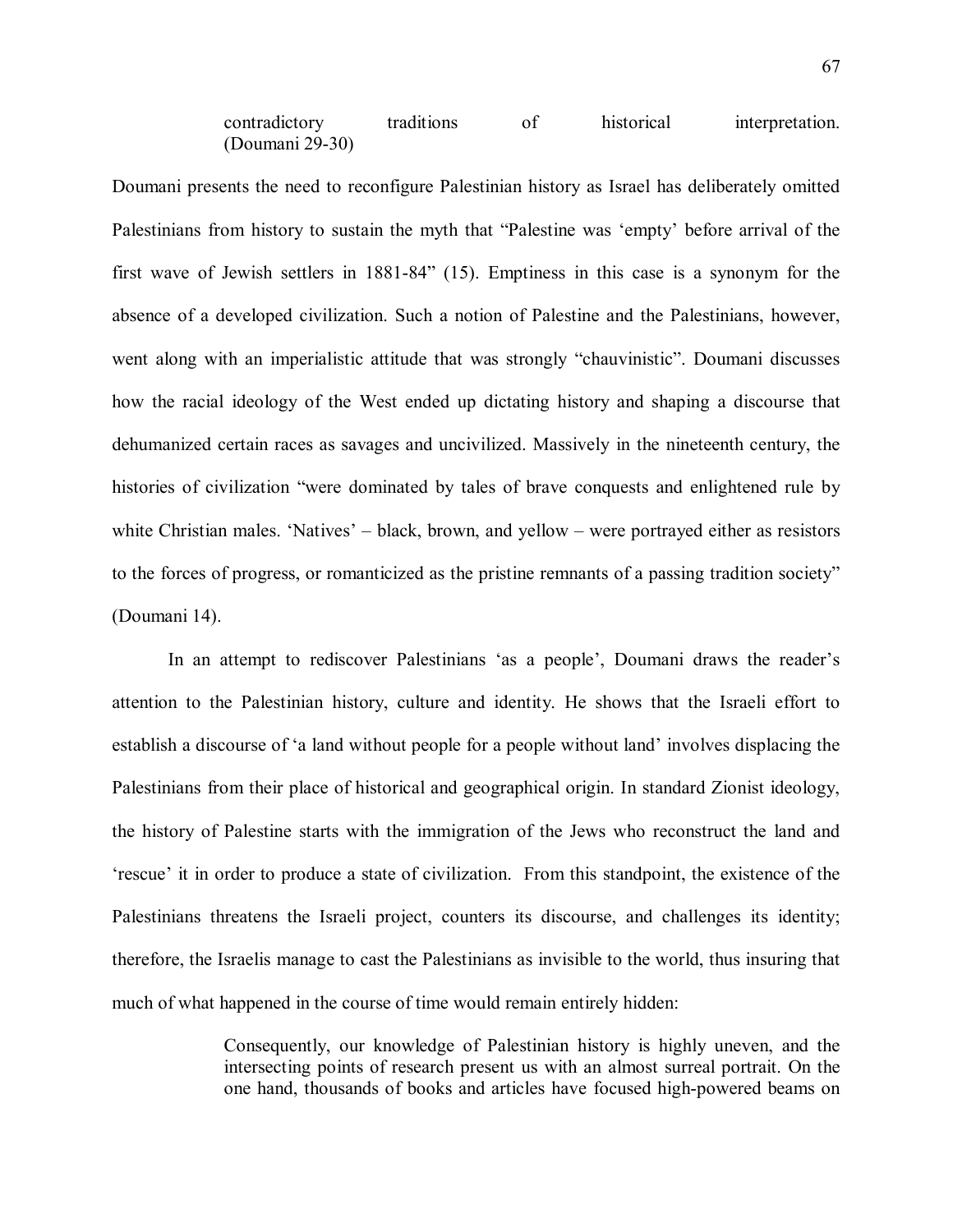> contradictory traditions of historical interpretation. (Doumani 29-30)

Doumani presents the need to reconfigure Palestinian history as Israel has deliberately omitted Palestinians from history to sustain the myth that "Palestine was 'empty' before arrival of the first wave of Jewish settlers in 1881-84" (15). Emptiness in this case is a synonym for the absence of a developed civilization. Such a notion of Palestine and the Palestinians, however, went along with an imperialistic attitude that was strongly "chauvinistic". Doumani discusses how the racial ideology of the West ended up dictating history and shaping a discourse that dehumanized certain races as savages and uncivilized. Massively in the nineteenth century, the histories of civilization "were dominated by tales of brave conquests and enlightened rule by white Christian males. 'Natives' – black, brown, and yellow – were portrayed either as resistors to the forces of progress, or romanticized as the pristine remnants of a passing tradition society" (Doumani 14).

In an attempt to rediscover Palestinians 'as a people', Doumani draws the reader's attention to the Palestinian history, culture and identity. He shows that the Israeli effort to establish a discourse of 'a land without people for a people without land' involves displacing the Palestinians from their place of historical and geographical origin. In standard Zionist ideology, the history of Palestine starts with the immigration of the Jews who reconstruct the land and 'rescue' it in order to produce a state of civilization. From this standpoint, the existence of the Palestinians threatens the Israeli project, counters its discourse, and challenges its identity; therefore, the Israelis manage to cast the Palestinians as invisible to the world, thus insuring that much of what happened in the course of time would remain entirely hidden:

> Consequently, our knowledge of Palestinian history is highly uneven, and the intersecting points of research present us with an almost surreal portrait. On the one hand, thousands of books and articles have focused high-powered beams on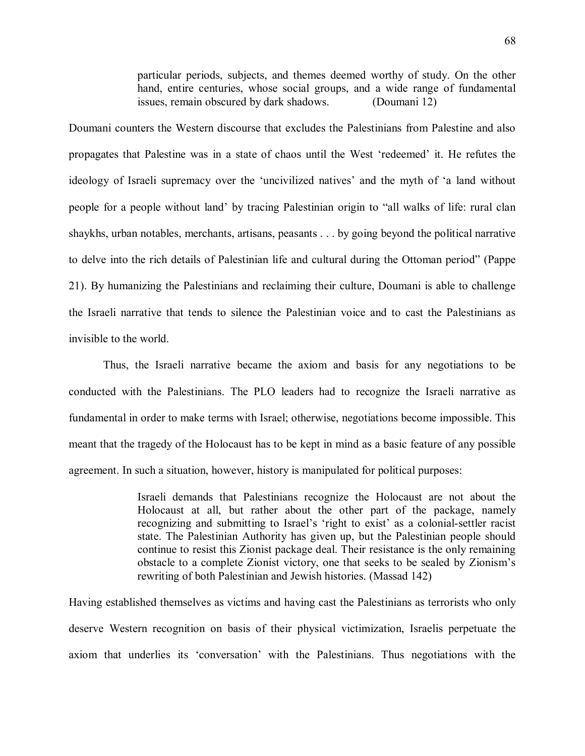> particular periods, subjects, and themes deemed worthy of study. On the other hand, entire centuries, whose social groups, and a wide range of fundamental issues, remain obscured by dark shadows. (Doumani 12)

Doumani counters the Western discourse that excludes the Palestinians from Palestine and also propagates that Palestine was in a state of chaos until the West 'redeemed' it. He refutes the ideology of Israeli supremacy over the 'uncivilized natives' and the myth of 'a land without people for a people without land' by tracing Palestinian origin to "all walks of life: rural clan shaykhs, urban notables, merchants, artisans, peasants . . . by going beyond the political narrative to delve into the rich details of Palestinian life and cultural during the Ottoman period" (Pappe 21). By humanizing the Palestinians and reclaiming their culture, Doumani is able to challenge the Israeli narrative that tends to silence the Palestinian voice and to cast the Palestinians as invisible to the world.

Thus, the Israeli narrative became the axiom and basis for any negotiations to be conducted with the Palestinians. The PLO leaders had to recognize the Israeli narrative as fundamental in order to make terms with Israel; otherwise, negotiations become impossible. This meant that the tragedy of the Holocaust has to be kept in mind as a basic feature of any possible agreement. In such a situation, however, history is manipulated for political purposes:

> Israeli demands that Palestinians recognize the Holocaust are not about the Holocaust at all, but rather about the other part of the package, namely recognizing and submitting to Israel's 'right to exist' as a colonial-settler racist state. The Palestinian Authority has given up, but the Palestinian people should continue to resist this Zionist package deal. Their resistance is the only remaining obstacle to a complete Zionist victory, one that seeks to be sealed by Zionism's rewriting of both Palestinian and Jewish histories. (Massad 142)

Having established themselves as victims and having cast the Palestinians as terrorists who only deserve Western recognition on basis of their physical victimization, Israelis perpetuate the axiom that underlies its 'conversation' with the Palestinians. Thus negotiations with the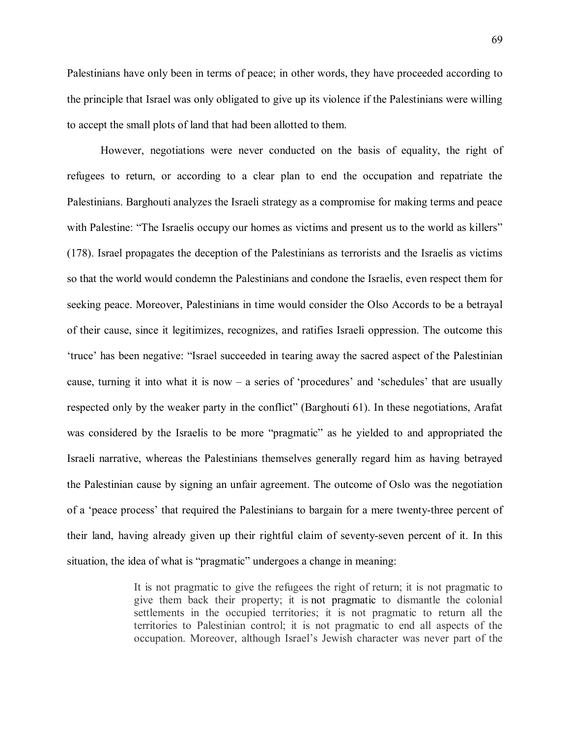Palestinians have only been in terms of peace; in other words, they have proceeded according to the principle that Israel was only obligated to give up its violence if the Palestinians were willing to accept the small plots of land that had been allotted to them.

However, negotiations were never conducted on the basis of equality, the right of refugees to return, or according to a clear plan to end the occupation and repatriate the Palestinians. Barghouti analyzes the Israeli strategy as a compromise for making terms and peace with Palestine: "The Israelis occupy our homes as victims and present us to the world as killers" (178). Israel propagates the deception of the Palestinians as terrorists and the Israelis as victims so that the world would condemn the Palestinians and condone the Israelis, even respect them for seeking peace. Moreover, Palestinians in time would consider the Olso Accords to be a betrayal of their cause, since it legitimizes, recognizes, and ratifies Israeli oppression. The outcome this 'truce' has been negative: "Israel succeeded in tearing away the sacred aspect of the Palestinian cause, turning it into what it is now – a series of 'procedures' and 'schedules' that are usually respected only by the weaker party in the conflict" (Barghouti 61). In these negotiations, Arafat was considered by the Israelis to be more "pragmatic" as he yielded to and appropriated the Israeli narrative, whereas the Palestinians themselves generally regard him as having betrayed the Palestinian cause by signing an unfair agreement. The outcome of Oslo was the negotiation of a 'peace process' that required the Palestinians to bargain for a mere twenty-three percent of their land, having already given up their rightful claim of seventy-seven percent of it. In this situation, the idea of what is "pragmatic" undergoes a change in meaning:

> It is not pragmatic to give the refugees the right of return; it is not pragmatic to give them back their property; it is not pragmatic to dismantle the colonial settlements in the occupied territories; it is not pragmatic to return all the territories to Palestinian control; it is not pragmatic to end all aspects of the occupation. Moreover, although Israel's Jewish character was never part of the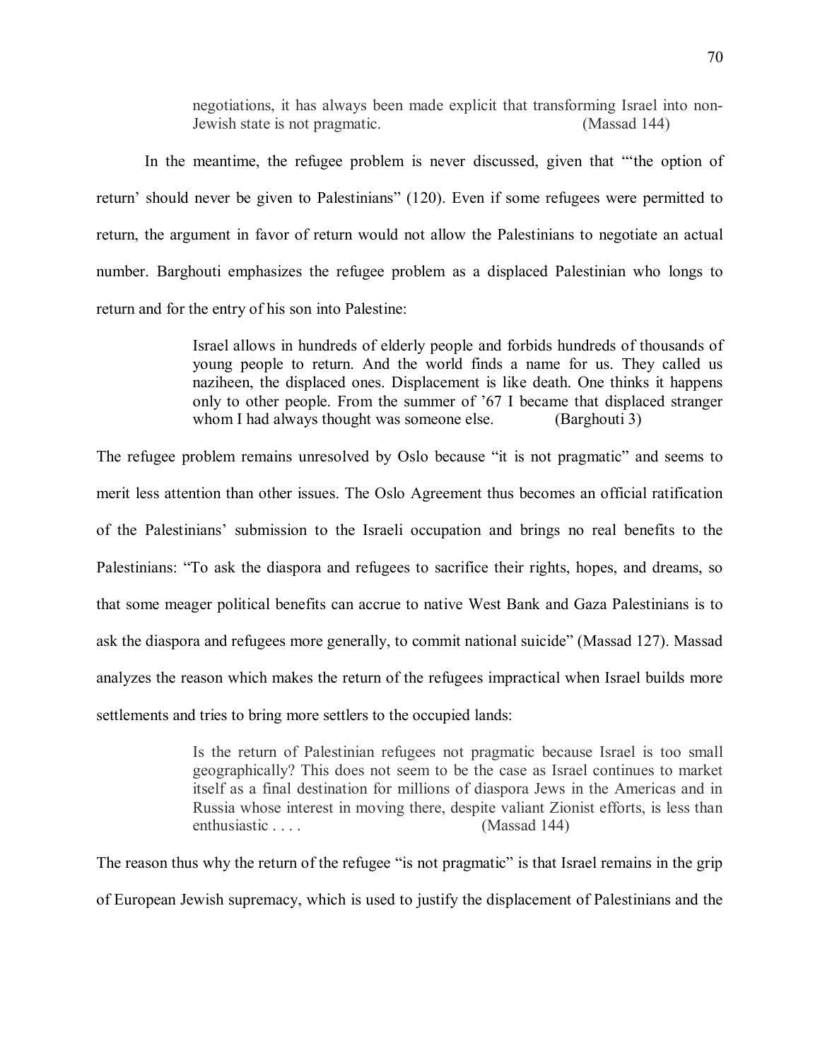> negotiations, it has always been made explicit that transforming Israel into non-Jewish state is not pragmatic. (Massad 144)

In the meantime, the refugee problem is never discussed, given that "'the option of return' should never be given to Palestinians" (120). Even if some refugees were permitted to return, the argument in favor of return would not allow the Palestinians to negotiate an actual number. Barghouti emphasizes the refugee problem as a displaced Palestinian who longs to return and for the entry of his son into Palestine:

> Israel allows in hundreds of elderly people and forbids hundreds of thousands of young people to return. And the world finds a name for us. They called us naziheen, the displaced ones. Displacement is like death. One thinks it happens only to other people. From the summer of '67 I became that displaced stranger whom I had always thought was someone else. (Barghouti 3)

The refugee problem remains unresolved by Oslo because "it is not pragmatic" and seems to merit less attention than other issues. The Oslo Agreement thus becomes an official ratification of the Palestinians' submission to the Israeli occupation and brings no real benefits to the Palestinians: "To ask the diaspora and refugees to sacrifice their rights, hopes, and dreams, so that some meager political benefits can accrue to native West Bank and Gaza Palestinians is to ask the diaspora and refugees more generally, to commit national suicide" (Massad 127). Massad analyzes the reason which makes the return of the refugees impractical when Israel builds more settlements and tries to bring more settlers to the occupied lands:

> Is the return of Palestinian refugees not pragmatic because Israel is too small geographically? This does not seem to be the case as Israel continues to market itself as a final destination for millions of diaspora Jews in the Americas and in Russia whose interest in moving there, despite valiant Zionist efforts, is less than enthusiastic . . . . (Massad 144)

The reason thus why the return of the refugee "is not pragmatic" is that Israel remains in the grip of European Jewish supremacy, which is used to justify the displacement of Palestinians and the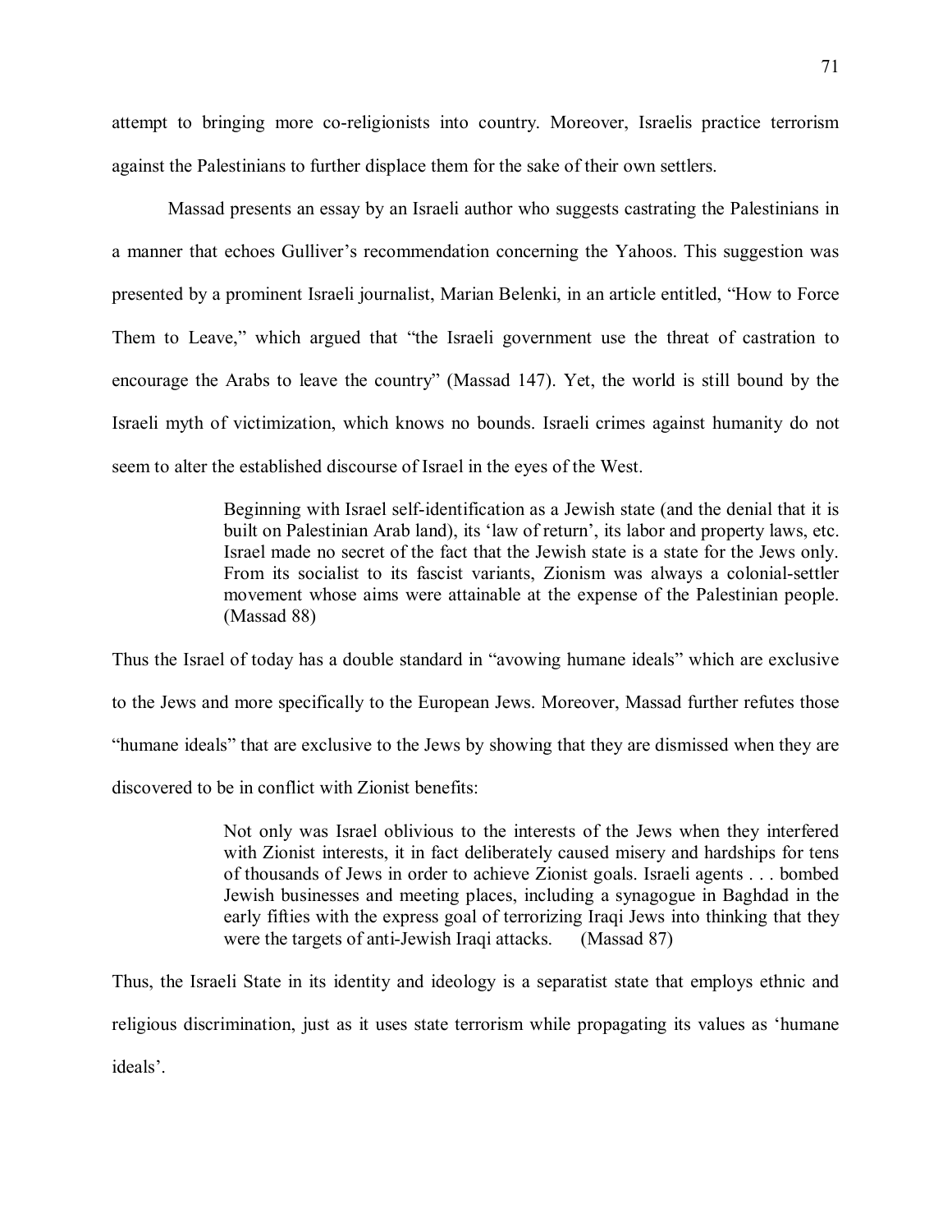attempt to bringing more co-religionists into country. Moreover, Israelis practice terrorism against the Palestinians to further displace them for the sake of their own settlers.

Massad presents an essay by an Israeli author who suggests castrating the Palestinians in a manner that echoes Gulliver's recommendation concerning the Yahoos. This suggestion was presented by a prominent Israeli journalist, Marian Belenki, in an article entitled, "How to Force Them to Leave," which argued that "the Israeli government use the threat of castration to encourage the Arabs to leave the country" (Massad 147). Yet, the world is still bound by the Israeli myth of victimization, which knows no bounds. Israeli crimes against humanity do not seem to alter the established discourse of Israel in the eyes of the West.

> Beginning with Israel self-identification as a Jewish state (and the denial that it is built on Palestinian Arab land), its 'law of return', its labor and property laws, etc. Israel made no secret of the fact that the Jewish state is a state for the Jews only. From its socialist to its fascist variants, Zionism was always a colonial-settler movement whose aims were attainable at the expense of the Palestinian people. (Massad 88)

Thus the Israel of today has a double standard in "avowing humane ideals" which are exclusive to the Jews and more specifically to the European Jews. Moreover, Massad further refutes those "humane ideals" that are exclusive to the Jews by showing that they are dismissed when they are discovered to be in conflict with Zionist benefits:

> Not only was Israel oblivious to the interests of the Jews when they interfered with Zionist interests, it in fact deliberately caused misery and hardships for tens of thousands of Jews in order to achieve Zionist goals. Israeli agents . . . bombed Jewish businesses and meeting places, including a synagogue in Baghdad in the early fifties with the express goal of terrorizing Iraqi Jews into thinking that they were the targets of anti-Jewish Iraqi attacks. (Massad 87)

Thus, the Israeli State in its identity and ideology is a separatist state that employs ethnic and religious discrimination, just as it uses state terrorism while propagating its values as 'humane ideals'.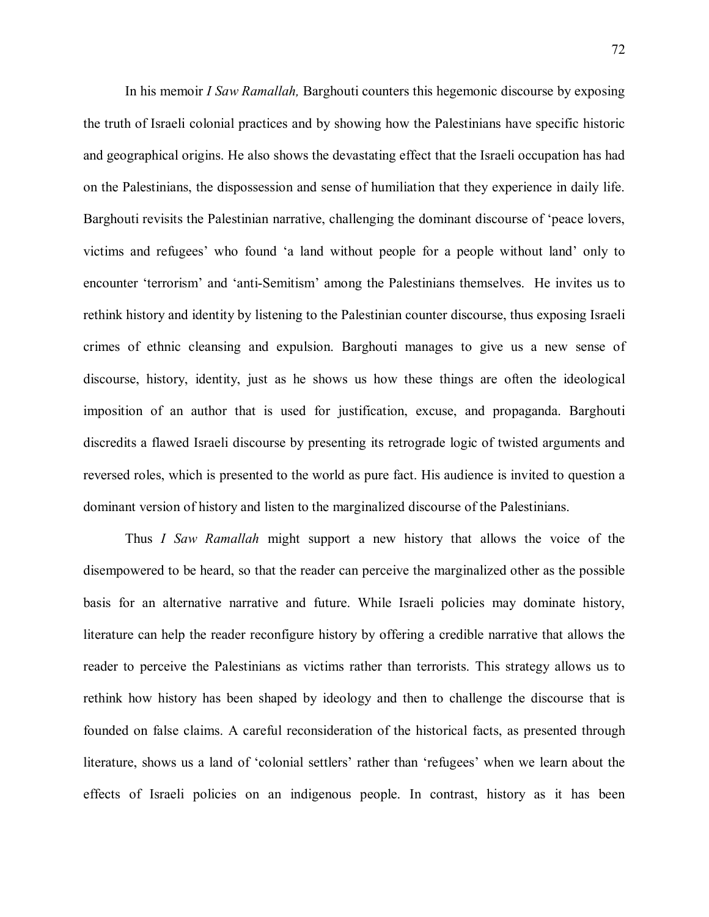In his memoir *I Saw Ramallah,* Barghouti counters this hegemonic discourse by exposing the truth of Israeli colonial practices and by showing how the Palestinians have specific historic and geographical origins. He also shows the devastating effect that the Israeli occupation has had on the Palestinians, the dispossession and sense of humiliation that they experience in daily life. Barghouti revisits the Palestinian narrative, challenging the dominant discourse of 'peace lovers, victims and refugees' who found 'a land without people for a people without land' only to encounter 'terrorism' and 'anti-Semitism' among the Palestinians themselves. He invites us to rethink history and identity by listening to the Palestinian counter discourse, thus exposing Israeli crimes of ethnic cleansing and expulsion. Barghouti manages to give us a new sense of discourse, history, identity, just as he shows us how these things are often the ideological imposition of an author that is used for justification, excuse, and propaganda. Barghouti discredits a flawed Israeli discourse by presenting its retrograde logic of twisted arguments and reversed roles, which is presented to the world as pure fact. His audience is invited to question a dominant version of history and listen to the marginalized discourse of the Palestinians.

Thus *I Saw Ramallah* might support a new history that allows the voice of the disempowered to be heard, so that the reader can perceive the marginalized other as the possible basis for an alternative narrative and future. While Israeli policies may dominate history, literature can help the reader reconfigure history by offering a credible narrative that allows the reader to perceive the Palestinians as victims rather than terrorists. This strategy allows us to rethink how history has been shaped by ideology and then to challenge the discourse that is founded on false claims. A careful reconsideration of the historical facts, as presented through literature, shows us a land of 'colonial settlers' rather than 'refugees' when we learn about the effects of Israeli policies on an indigenous people. In contrast, history as it has been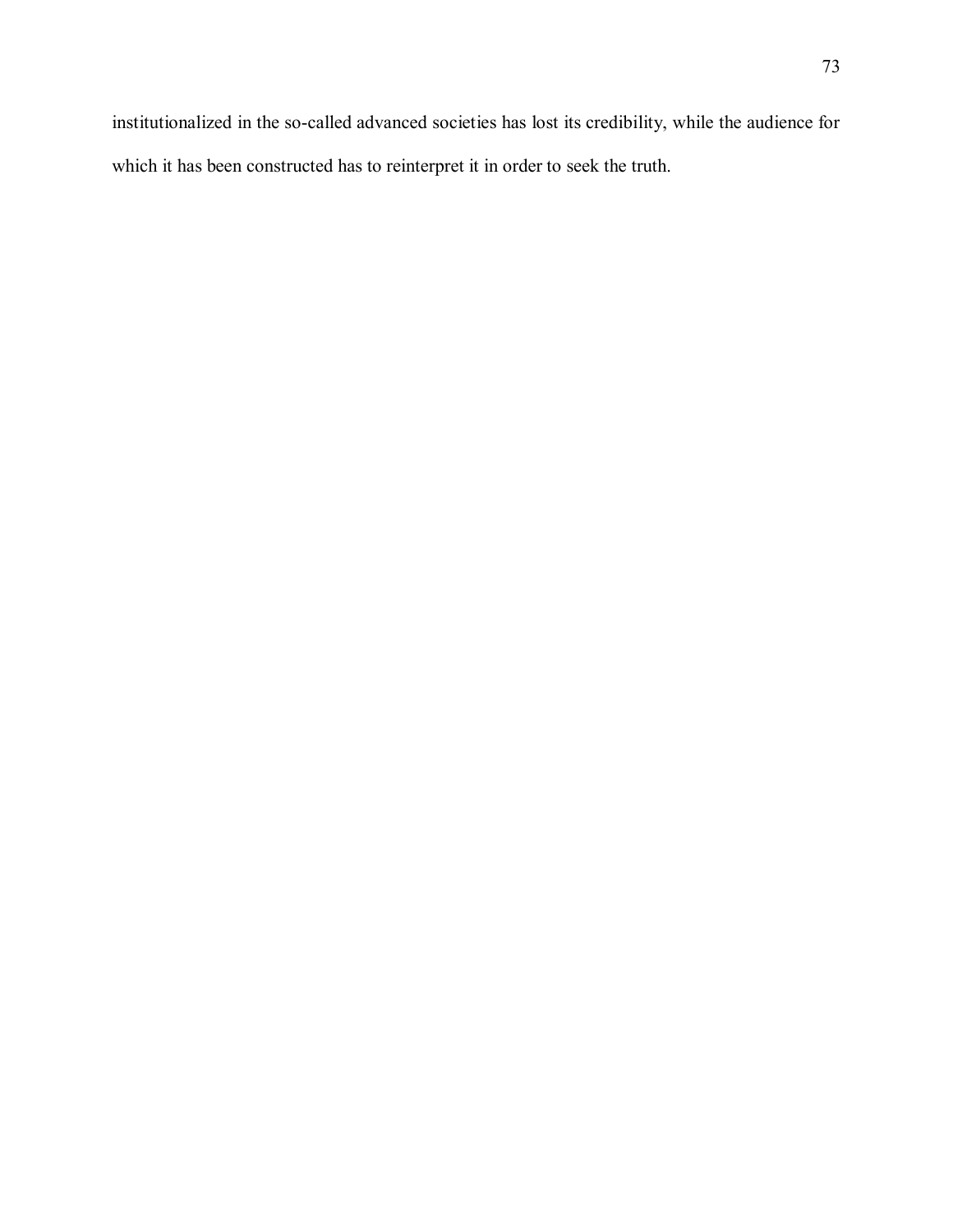institutionalized in the so-called advanced societies has lost its credibility, while the audience for which it has been constructed has to reinterpret it in order to seek the truth.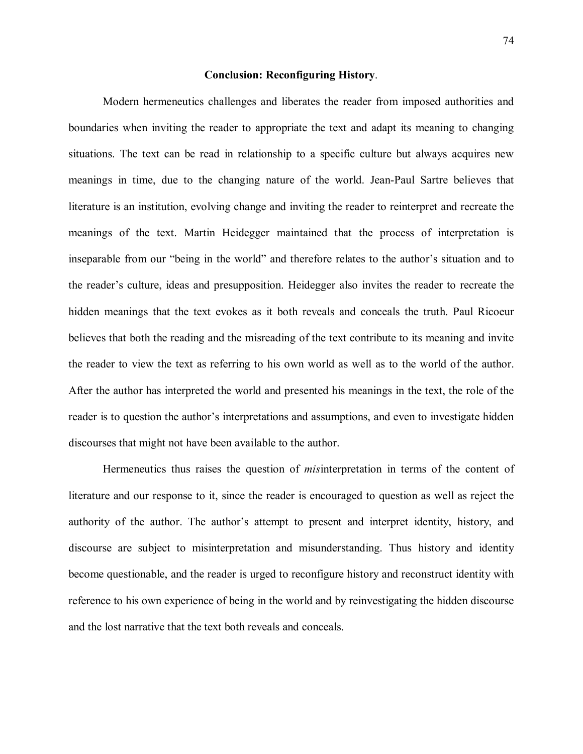## **Conclusion: Reconfiguring History**.

Modern hermeneutics challenges and liberates the reader from imposed authorities and boundaries when inviting the reader to appropriate the text and adapt its meaning to changing situations. The text can be read in relationship to a specific culture but always acquires new meanings in time, due to the changing nature of the world. Jean-Paul Sartre believes that literature is an institution, evolving change and inviting the reader to reinterpret and recreate the meanings of the text. Martin Heidegger maintained that the process of interpretation is inseparable from our "being in the world" and therefore relates to the author's situation and to the reader's culture, ideas and presupposition. Heidegger also invites the reader to recreate the hidden meanings that the text evokes as it both reveals and conceals the truth. Paul Ricoeur believes that both the reading and the misreading of the text contribute to its meaning and invite the reader to view the text as referring to his own world as well as to the world of the author. After the author has interpreted the world and presented his meanings in the text, the role of the reader is to question the author's interpretations and assumptions, and even to investigate hidden discourses that might not have been available to the author.

Hermeneutics thus raises the question of *mis*interpretation in terms of the content of literature and our response to it, since the reader is encouraged to question as well as reject the authority of the author. The author's attempt to present and interpret identity, history, and discourse are subject to misinterpretation and misunderstanding. Thus history and identity become questionable, and the reader is urged to reconfigure history and reconstruct identity with reference to his own experience of being in the world and by reinvestigating the hidden discourse and the lost narrative that the text both reveals and conceals.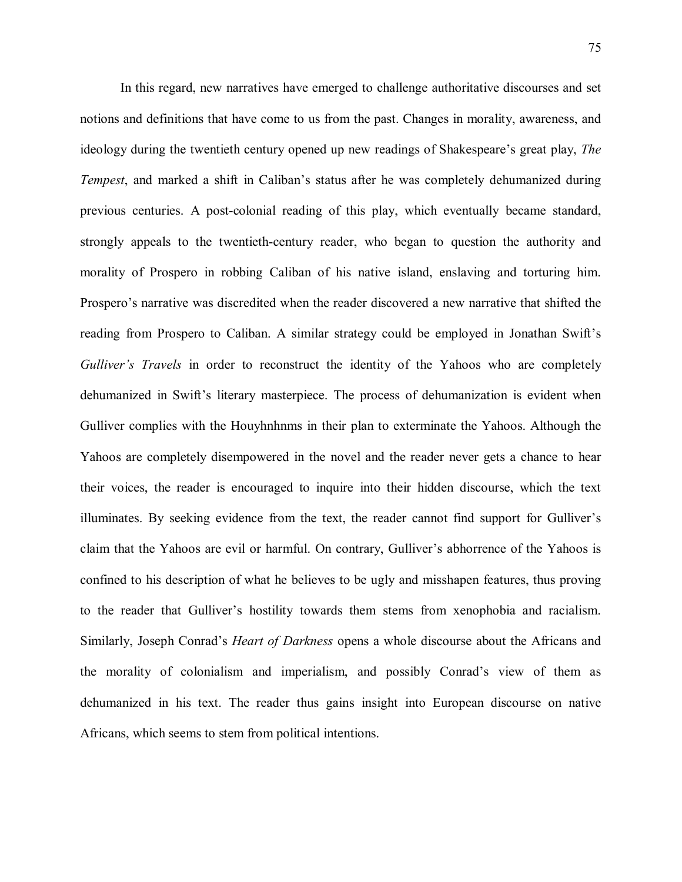In this regard, new narratives have emerged to challenge authoritative discourses and set notions and definitions that have come to us from the past. Changes in morality, awareness, and ideology during the twentieth century opened up new readings of Shakespeare's great play, *The Tempest*, and marked a shift in Caliban's status after he was completely dehumanized during previous centuries. A post-colonial reading of this play, which eventually became standard, strongly appeals to the twentieth-century reader, who began to question the authority and morality of Prospero in robbing Caliban of his native island, enslaving and torturing him. Prospero's narrative was discredited when the reader discovered a new narrative that shifted the reading from Prospero to Caliban. A similar strategy could be employed in Jonathan Swift's *Gulliver's Travels* in order to reconstruct the identity of the Yahoos who are completely dehumanized in Swift's literary masterpiece. The process of dehumanization is evident when Gulliver complies with the Houyhnhnms in their plan to exterminate the Yahoos. Although the Yahoos are completely disempowered in the novel and the reader never gets a chance to hear their voices, the reader is encouraged to inquire into their hidden discourse, which the text illuminates. By seeking evidence from the text, the reader cannot find support for Gulliver's claim that the Yahoos are evil or harmful. On contrary, Gulliver's abhorrence of the Yahoos is confined to his description of what he believes to be ugly and misshapen features, thus proving to the reader that Gulliver's hostility towards them stems from xenophobia and racialism. Similarly, Joseph Conrad's *Heart of Darkness* opens a whole discourse about the Africans and the morality of colonialism and imperialism, and possibly Conrad's view of them as dehumanized in his text. The reader thus gains insight into European discourse on native Africans, which seems to stem from political intentions.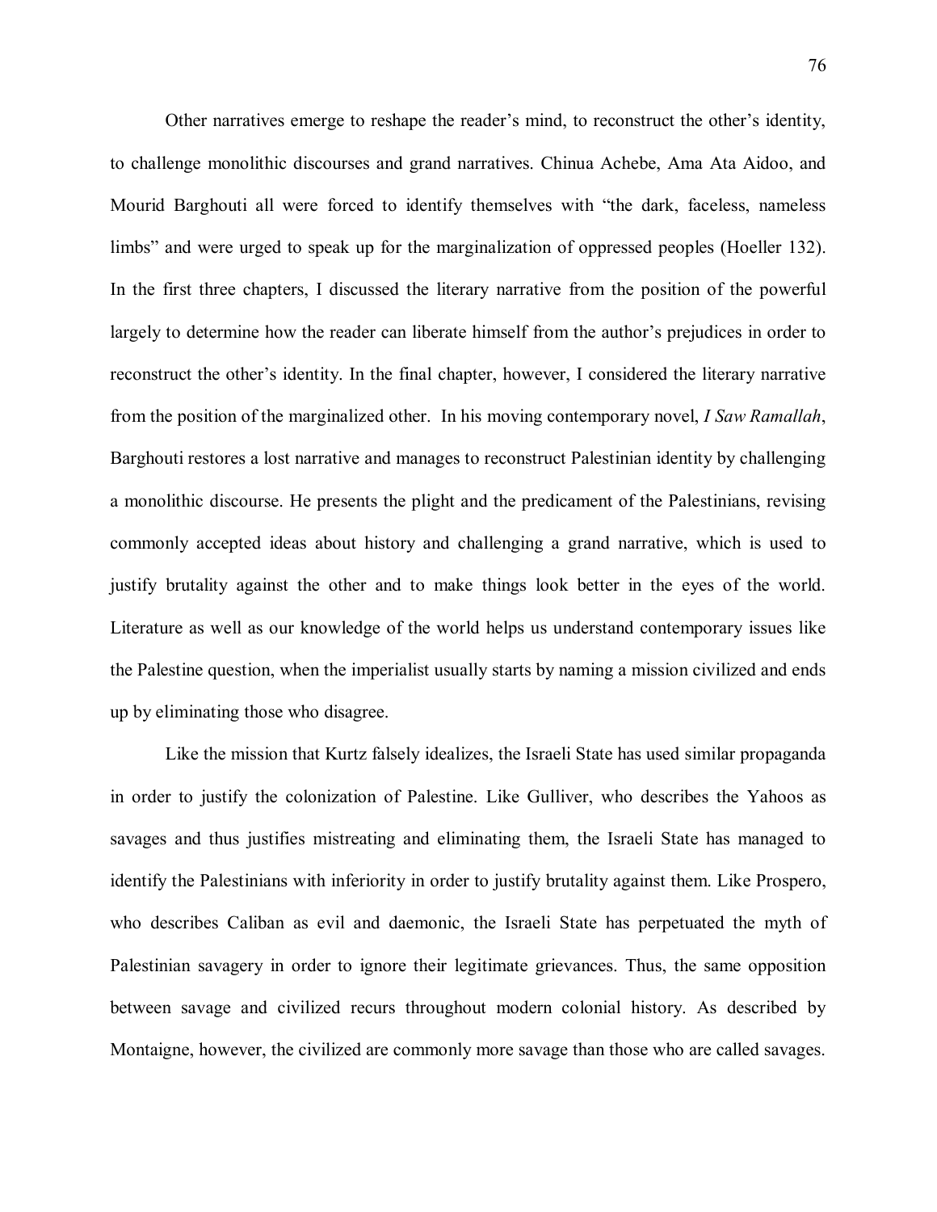Other narratives emerge to reshape the reader's mind, to reconstruct the other's identity, to challenge monolithic discourses and grand narratives. Chinua Achebe, Ama Ata Aidoo, and Mourid Barghouti all were forced to identify themselves with "the dark, faceless, nameless limbs" and were urged to speak up for the marginalization of oppressed peoples (Hoeller 132). In the first three chapters, I discussed the literary narrative from the position of the powerful largely to determine how the reader can liberate himself from the author's prejudices in order to reconstruct the other's identity. In the final chapter, however, I considered the literary narrative from the position of the marginalized other. In his moving contemporary novel, *I Saw Ramallah*, Barghouti restores a lost narrative and manages to reconstruct Palestinian identity by challenging a monolithic discourse. He presents the plight and the predicament of the Palestinians, revising commonly accepted ideas about history and challenging a grand narrative, which is used to justify brutality against the other and to make things look better in the eyes of the world. Literature as well as our knowledge of the world helps us understand contemporary issues like the Palestine question, when the imperialist usually starts by naming a mission civilized and ends up by eliminating those who disagree.

Like the mission that Kurtz falsely idealizes, the Israeli State has used similar propaganda in order to justify the colonization of Palestine. Like Gulliver, who describes the Yahoos as savages and thus justifies mistreating and eliminating them, the Israeli State has managed to identify the Palestinians with inferiority in order to justify brutality against them. Like Prospero, who describes Caliban as evil and daemonic, the Israeli State has perpetuated the myth of Palestinian savagery in order to ignore their legitimate grievances. Thus, the same opposition between savage and civilized recurs throughout modern colonial history. As described by Montaigne, however, the civilized are commonly more savage than those who are called savages.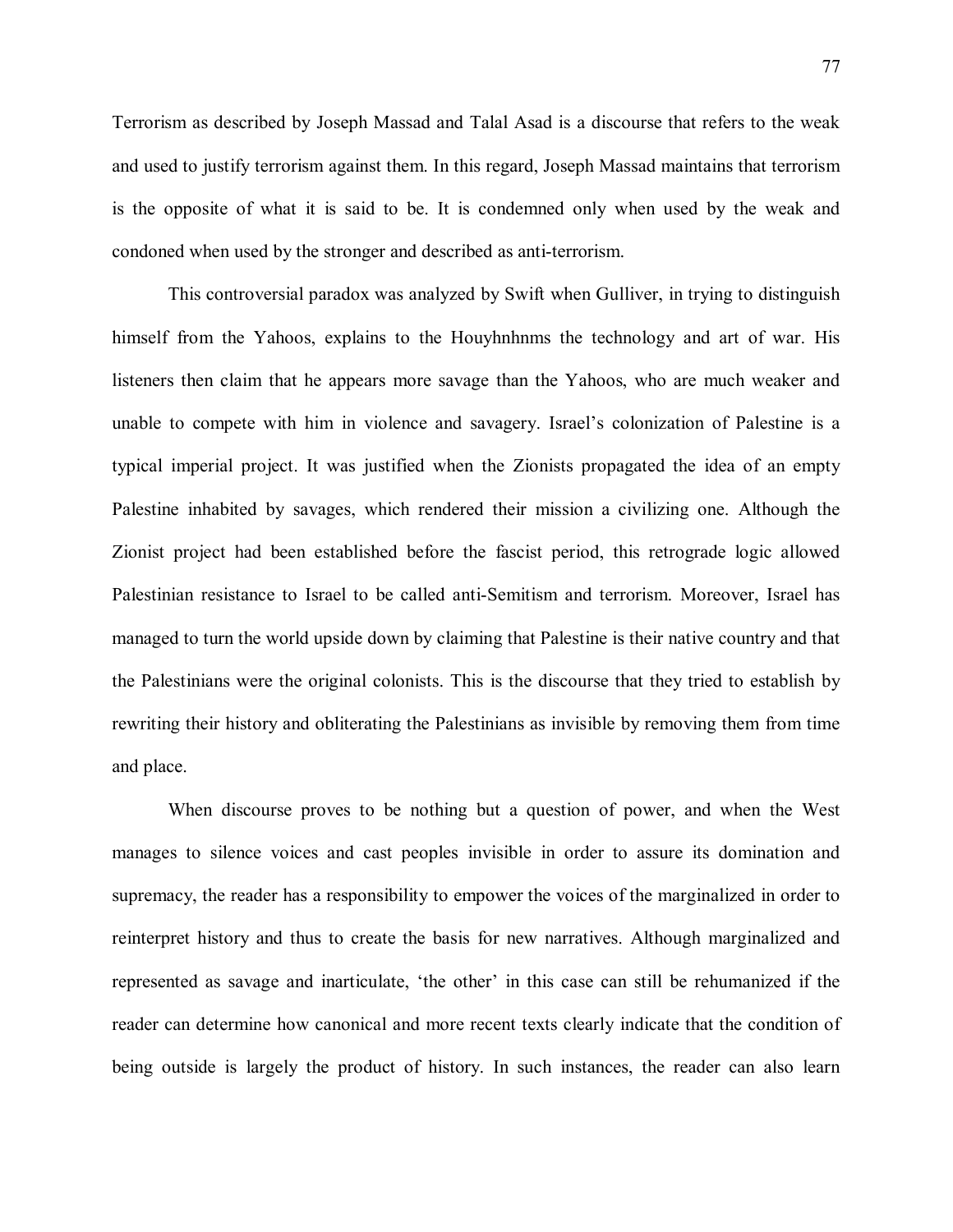Terrorism as described by Joseph Massad and Talal Asad is a discourse that refers to the weak and used to justify terrorism against them. In this regard, Joseph Massad maintains that terrorism is the opposite of what it is said to be. It is condemned only when used by the weak and condoned when used by the stronger and described as anti-terrorism.

This controversial paradox was analyzed by Swift when Gulliver, in trying to distinguish himself from the Yahoos, explains to the Houyhnhnms the technology and art of war. His listeners then claim that he appears more savage than the Yahoos, who are much weaker and unable to compete with him in violence and savagery. Israel's colonization of Palestine is a typical imperial project. It was justified when the Zionists propagated the idea of an empty Palestine inhabited by savages, which rendered their mission a civilizing one. Although the Zionist project had been established before the fascist period, this retrograde logic allowed Palestinian resistance to Israel to be called anti-Semitism and terrorism. Moreover, Israel has managed to turn the world upside down by claiming that Palestine is their native country and that the Palestinians were the original colonists. This is the discourse that they tried to establish by rewriting their history and obliterating the Palestinians as invisible by removing them from time and place.

When discourse proves to be nothing but a question of power, and when the West manages to silence voices and cast peoples invisible in order to assure its domination and supremacy, the reader has a responsibility to empower the voices of the marginalized in order to reinterpret history and thus to create the basis for new narratives. Although marginalized and represented as savage and inarticulate, 'the other' in this case can still be rehumanized if the reader can determine how canonical and more recent texts clearly indicate that the condition of being outside is largely the product of history. In such instances, the reader can also learn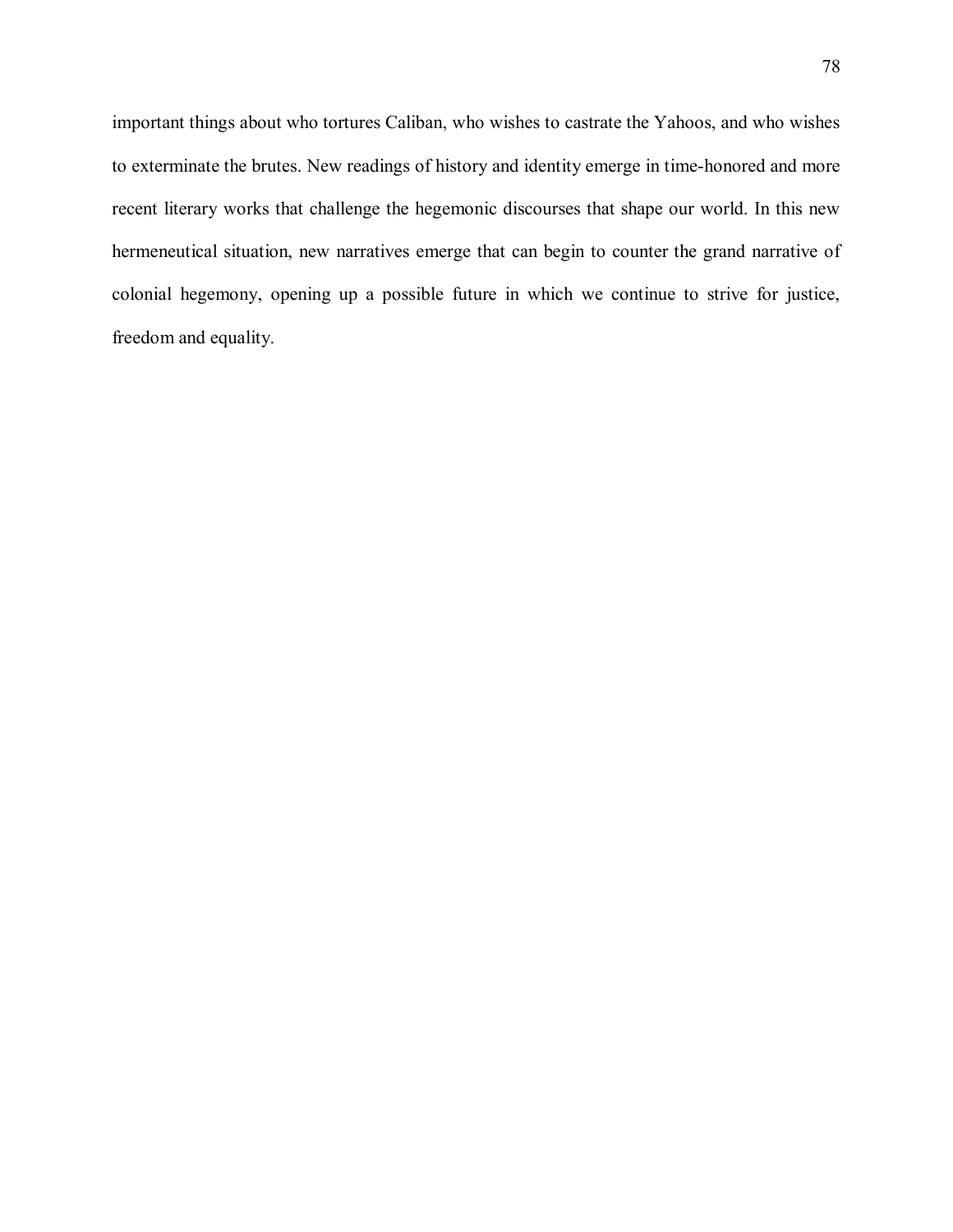important things about who tortures Caliban, who wishes to castrate the Yahoos, and who wishes to exterminate the brutes. New readings of history and identity emerge in time-honored and more recent literary works that challenge the hegemonic discourses that shape our world. In this new hermeneutical situation, new narratives emerge that can begin to counter the grand narrative of colonial hegemony, opening up a possible future in which we continue to strive for justice, freedom and equality.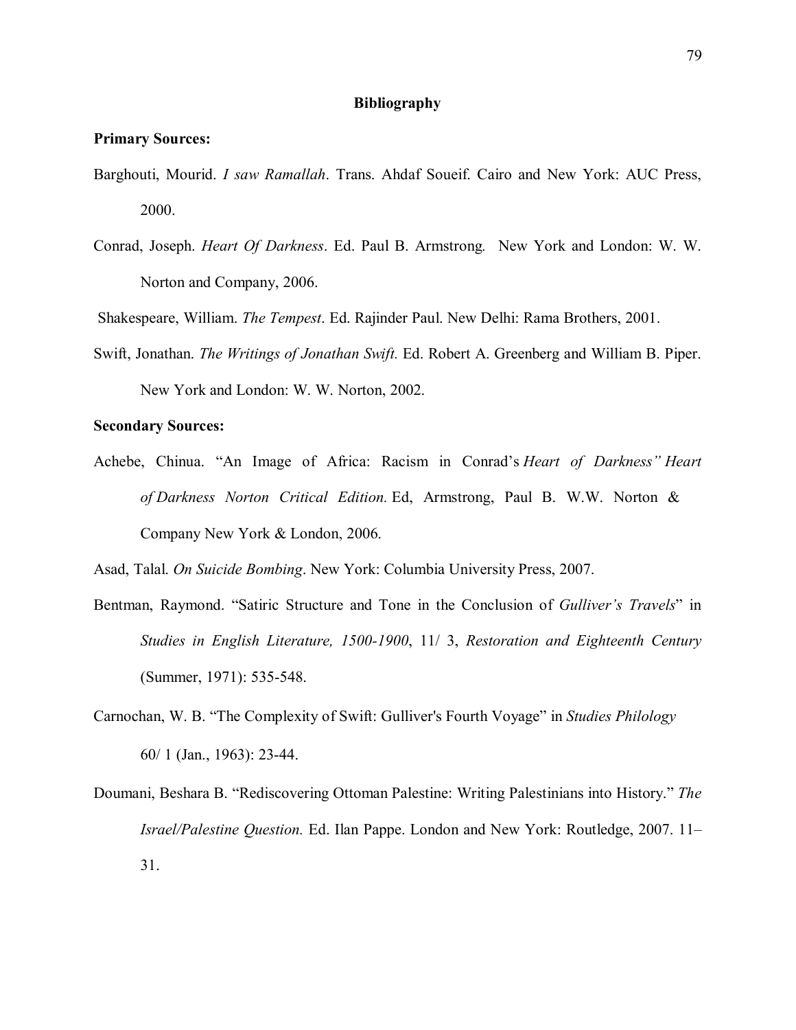## Bibliography

**Primary Sources:**

Barghouti, Mourid. *I saw Ramallah*. Trans. Ahdaf Soueif. Cairo and New York: AUC Press, 2000.

Conrad, Joseph. *Heart Of Darkness*. Ed. Paul B. Armstrong. New York and London: W. W. Norton and Company, 2006.

Shakespeare, William. *The Tempest*. Ed. Rajinder Paul. New Delhi: Rama Brothers, 2001.

Swift, Jonathan. *The Writings of Jonathan Swift.* Ed. Robert A. Greenberg and William B. Piper. New York and London: W. W. Norton, 2002.

**Secondary Sources:**

Achebe, Chinua. "An Image of Africa: Racism in Conrad's *Heart of Darkness" Heart of Darkness Norton Critical Edition.* Ed, Armstrong, Paul B. W.W. Norton & Company New York & London, 2006.

Asad, Talal. *On Suicide Bombing*. New York: Columbia University Press, 2007.

Bentman, Raymond. "Satiric Structure and Tone in the Conclusion of *Gulliver's Travels*" in *Studies in English Literature, 1500-1900*, 11/ 3, *Restoration and Eighteenth Century* (Summer, 1971): 535-548.

Carnochan, W. B. "The Complexity of Swift: Gulliver's Fourth Voyage" in *Studies Philology* 60/ 1 (Jan., 1963): 23-44.

Doumani, Beshara B. "Rediscovering Ottoman Palestine: Writing Palestinians into History." *The Israel/Palestine Question.* Ed. Ilan Pappe. London and New York: Routledge, 2007. 11–31.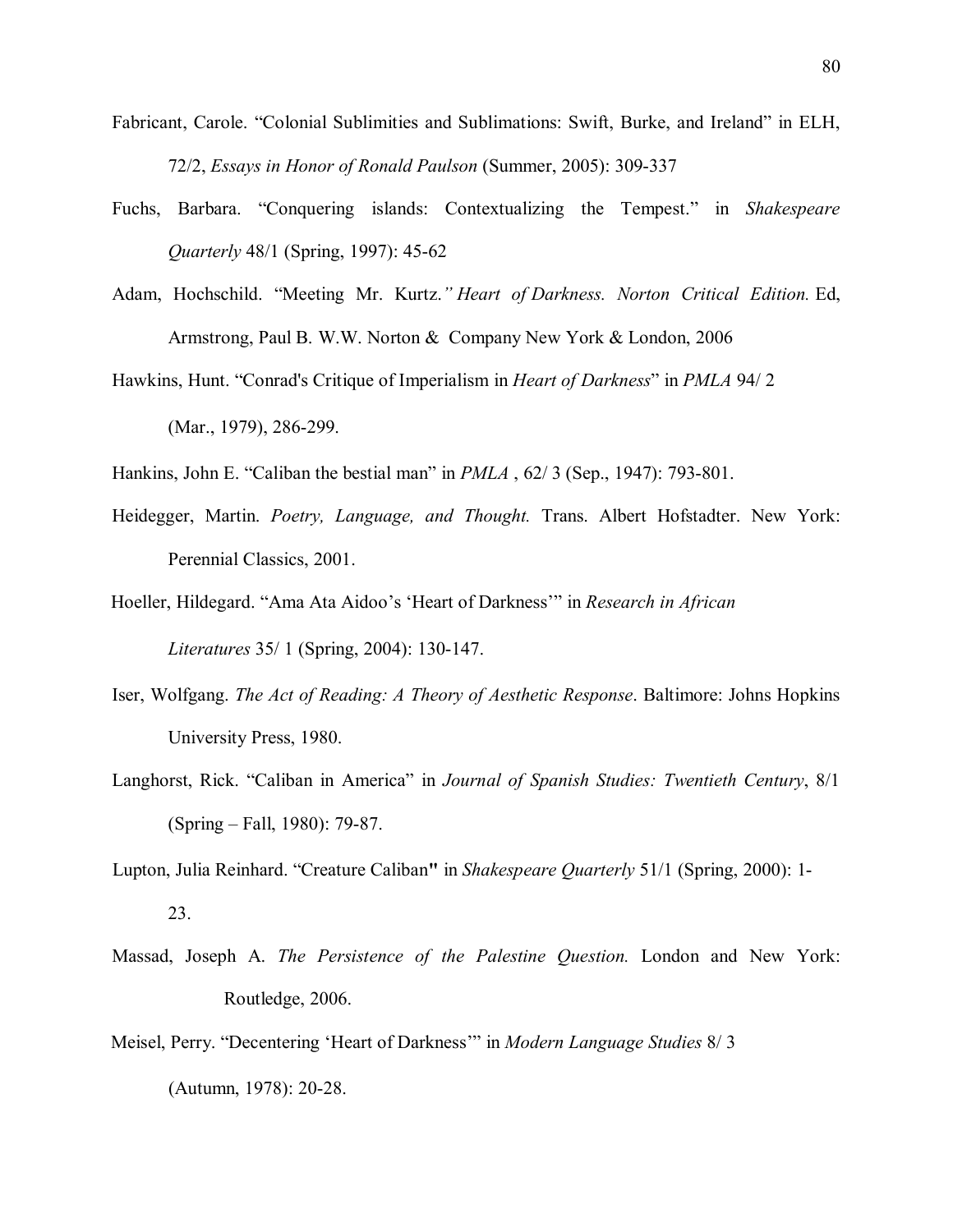Fabricant, Carole. "Colonial Sublimities and Sublimations: Swift, Burke, and Ireland" in ELH, 72/2, *Essays in Honor of Ronald Paulson* (Summer, 2005): 309-337

Fuchs, Barbara. "Conquering islands: Contextualizing the Tempest." in *Shakespeare Quarterly* 48/1 (Spring, 1997): 45-62

Adam, Hochschild. "Meeting Mr. Kurtz.*" Heart of Darkness. Norton Critical Edition.* Ed, Armstrong, Paul B. W.W. Norton & Company New York & London, 2006

Hawkins, Hunt. "Conrad's Critique of Imperialism in *Heart of Darkness*" in *PMLA* 94/ 2 (Mar., 1979), 286-299.

Hankins, John E. "Caliban the bestial man" in *PMLA* , 62/ 3 (Sep., 1947): 793-801.

Heidegger, Martin. *Poetry, Language, and Thought.* Trans. Albert Hofstadter. New York: Perennial Classics, 2001.

Hoeller, Hildegard. "Ama Ata Aidoo's 'Heart of Darkness'" in *Research in African Literatures* 35/ 1 (Spring, 2004): 130-147.

Iser, Wolfgang. *The Act of Reading: A Theory of Aesthetic Response*. Baltimore: Johns Hopkins University Press, 1980.

Langhorst, Rick. "Caliban in America" in *Journal of Spanish Studies: Twentieth Century*, 8/1 (Spring – Fall, 1980): 79-87.

Lupton, Julia Reinhard. "Creature Caliban" in *Shakespeare Quarterly* 51/1 (Spring, 2000): 1-23.

Massad, Joseph A. *The Persistence of the Palestine Question.* London and New York: Routledge, 2006.

Meisel, Perry. "Decentering 'Heart of Darkness'" in *Modern Language Studies* 8/ 3 (Autumn, 1978): 20-28.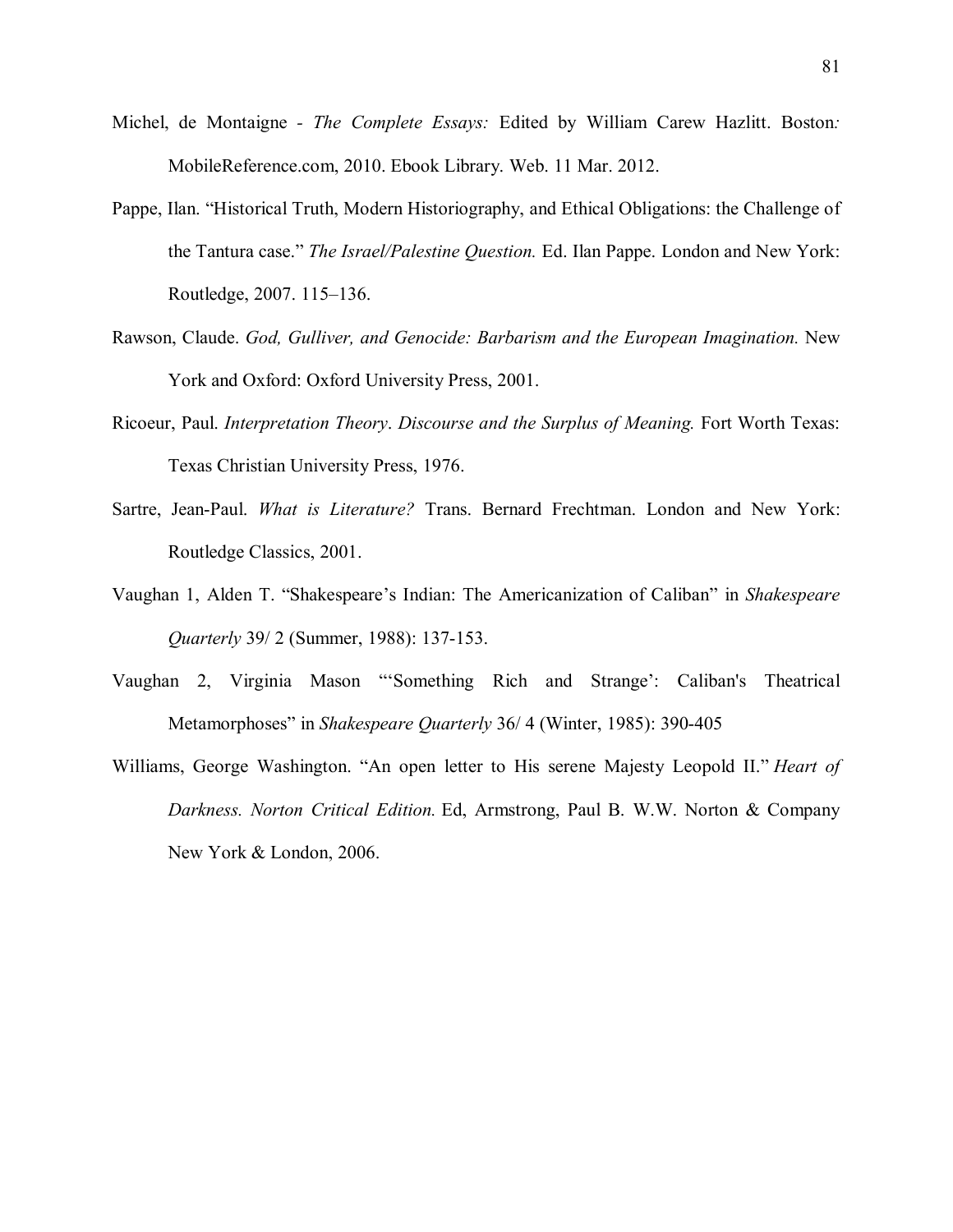Michel, de Montaigne - *The Complete Essays:* Edited by William Carew Hazlitt. Boston*:* MobileReference.com, 2010. Ebook Library. Web. 11 Mar. 2012.

Pappe, Ilan. "Historical Truth, Modern Historiography, and Ethical Obligations: the Challenge of the Tantura case." *The Israel/Palestine Question.* Ed. Ilan Pappe. London and New York: Routledge, 2007. 115–136.

Rawson, Claude. *God, Gulliver, and Genocide: Barbarism and the European Imagination.* New York and Oxford: Oxford University Press, 2001.

Ricoeur, Paul. *Interpretation Theory*. *Discourse and the Surplus of Meaning.* Fort Worth Texas: Texas Christian University Press, 1976.

Sartre, Jean-Paul. *What is Literature?* Trans. Bernard Frechtman. London and New York: Routledge Classics, 2001.

Vaughan 1, Alden T. "Shakespeare's Indian: The Americanization of Caliban" in *Shakespeare Quarterly* 39/ 2 (Summer, 1988): 137-153.

Vaughan 2, Virginia Mason "'Something Rich and Strange': Caliban's Theatrical Metamorphoses" in *Shakespeare Quarterly* 36/ 4 (Winter, 1985): 390-405

Williams, George Washington. "An open letter to His serene Majesty Leopold II." *Heart of Darkness. Norton Critical Edition.* Ed, Armstrong, Paul B. W.W. Norton & Company New York & London, 2006.